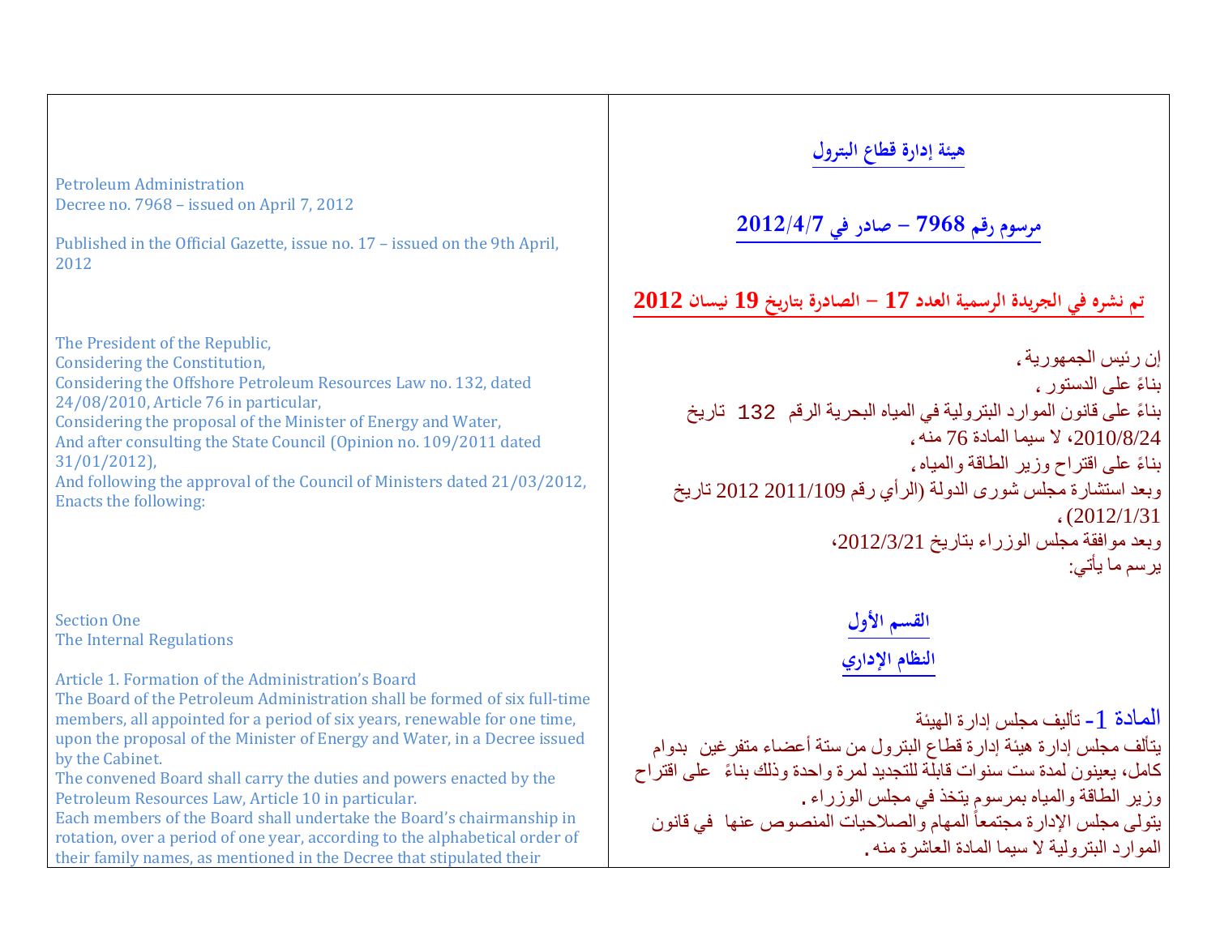Petroleum Administration
Decree no. 7968 – issued on April 7, 2012

Published in the Official Gazette, issue no. 17 – issued on the 9th April, 2012

The President of the Republic,
Considering the Constitution,
Considering the Offshore Petroleum Resources Law no. 132, dated 24/08/2010, Article 76 in particular,
Considering the proposal of the Minister of Energy and Water,
And after consulting the State Council (Opinion no. 109/2011 dated 31/01/2012),
And following the approval of the Council of Ministers dated 21/03/2012,
Enacts the following:

## Section One
## The Internal Regulations

**Article 1. Formation of the Administration's Board**
The Board of the Petroleum Administration shall be formed of six full-time members, all appointed for a period of six years, renewable for one time, upon the proposal of the Minister of Energy and Water, in a Decree issued by the Cabinet.
The convened Board shall carry the duties and powers enacted by the Petroleum Resources Law, Article 10 in particular.
Each members of the Board shall undertake the Board's chairmanship in rotation, over a period of one year, according to the alphabetical order of their family names, as mentioned in the Decree that stipulated their

# هيئة إدارة قطاع البترول

## مرسوم رقم 7968 – صادر في 2012/4/7

**تم نشره في الجريدة الرسمية العدد 17 – الصادرة بتاريخ 19 نيسان 2012**

إن رئيس الجمهورية،
بناءً على الدستور،
بناءً على قانون الموارد البترولية في المياه البحرية الرقم 132 تاريخ 2010/8/24، لا سيما المادة 76 منه،
بناءً على اقتراح وزير الطاقة والمياه،
وبعد استشارة مجلس شورى الدولة (الرأي رقم 2011/109 2012 تاريخ 2012/1/31)،
وبعد موافقة مجلس الوزراء بتاريخ 2012/3/21،
يرسم ما يأتي:

## القسم الأول
## النظام الإداري

**المادة 1- تأليف مجلس إدارة الهيئة**
يتألف مجلس إدارة هيئة إدارة قطاع البترول من ستة أعضاء متفرغين بدوام كامل، يعينون لمدة ست سنوات قابلة للتجديد لمرة واحدة وذلك بناءً على اقتراح وزير الطاقة والمياه بمرسوم يتخذ في مجلس الوزراء.
يتولى مجلس الإدارة مجتمعاً المهام والصلاحيات المنصوص عنها في قانون الموارد البترولية لا سيما المادة العاشرة منه.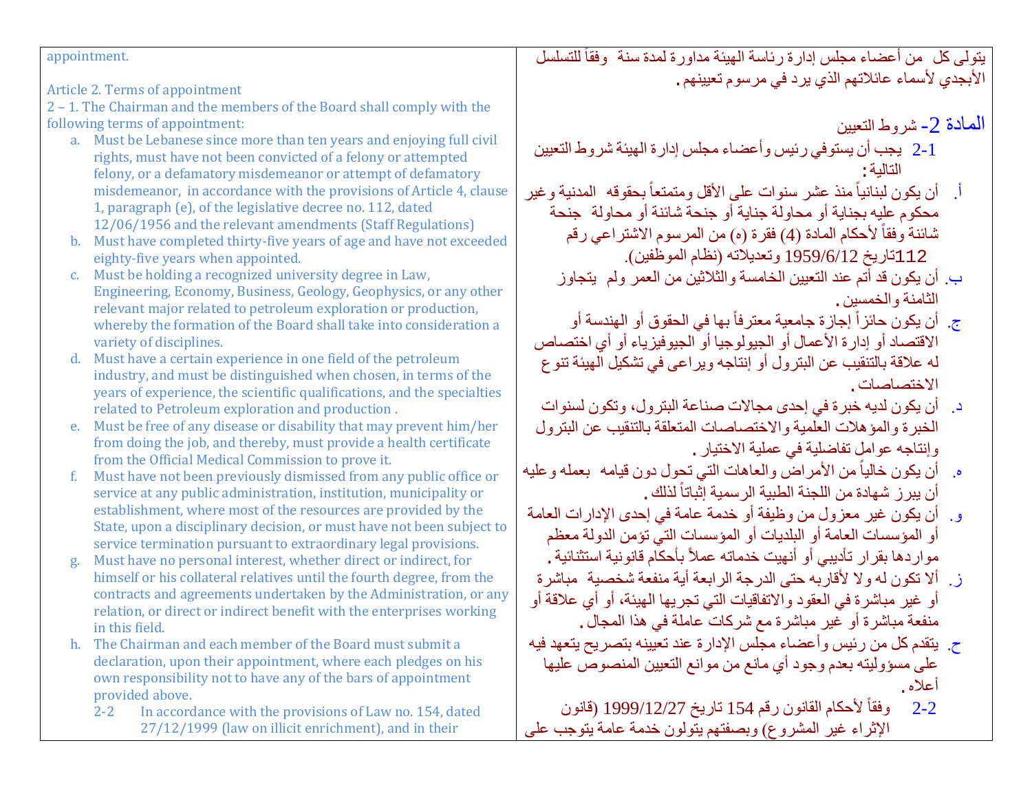| | |
|---|---|
| appointment.<br><br>Article 2. Terms of appointment<br>2 – 1. The Chairman and the members of the Board shall comply with the following terms of appointment:<br>a. Must be Lebanese since more than ten years and enjoying full civil rights, must have not been convicted of a felony or attempted felony, or a defamatory misdemeanor or attempt of defamatory misdemeanor, in accordance with the provisions of Article 4, clause 1, paragraph (e), of the legislative decree no. 112, dated 12/06/1956 and the relevant amendments (Staff Regulations)<br>b. Must have completed thirty-five years of age and have not exceeded eighty-five years when appointed.<br>c. Must be holding a recognized university degree in Law, Engineering, Economy, Business, Geology, Geophysics, or any other relevant major related to petroleum exploration or production, whereby the formation of the Board shall take into consideration a variety of disciplines.<br>d. Must have a certain experience in one field of the petroleum industry, and must be distinguished when chosen, in terms of the years of experience, the scientific qualifications, and the specialties related to Petroleum exploration and production .<br>e. Must be free of any disease or disability that may prevent him/her from doing the job, and thereby, must provide a health certificate from the Official Medical Commission to prove it.<br>f. Must have not been previously dismissed from any public office or service at any public administration, institution, municipality or establishment, where most of the resources are provided by the State, upon a disciplinary decision, or must have not been subject to service termination pursuant to extraordinary legal provisions.<br>g. Must have no personal interest, whether direct or indirect, for himself or his collateral relatives until the fourth degree, from the contracts and agreements undertaken by the Administration, or any relation, or direct or indirect benefit with the enterprises working in this field.<br>h. The Chairman and each member of the Board must submit a declaration, upon their appointment, where each pledges on his own responsibility not to have any of the bars of appointment provided above.<br>2-2 In accordance with the provisions of Law no. 154, dated 27/12/1999 (law on illicit enrichment), and in their | يتولى كل من أعضاء مجلس إدارة رئاسة الهيئة مداورة لمدة سنة وفقاً للتسلسل الأبجدي لأسماء عائلاتهم الذي يرد في مرسوم تعيينهم .<br><br>المادة 2- شروط التعيين<br>2-1 يجب أن يستوفي رئيس وأعضاء مجلس إدارة الهيئة شروط التعيين التالية :<br>أ. أن يكون لبنانياً منذ عشر سنوات على الأقل ومتمتعاً بحقوقه المدنية وغير محكوم عليه بجناية أو محاولة جناية أو جنحة شائنة أو محاولة جنحة شائنة وفقاً لأحكام المادة (4) فقرة (ه) من المرسوم الاشتراعي رقم 112تاريخ 1959/6/12 وتعديلاته (نظام الموظفين).<br>ب. أن يكون قد أتم عند التعيين الخامسة والثلاثين من العمر ولم يتجاوز الثامنة والخمسين .<br>ج. أن يكون حائزاً إجازة جامعية معترفاً بها في الحقوق أو الهندسة أو الاقتصاد أو إدارة الأعمال أو الجيولوجيا أو الجيوفيزياء أو أي اختصاص له علاقة بالتنقيب عن البترول أو إنتاجه ويراعى في تشكيل الهيئة تنوع الاختصاصات .<br>د. أن يكون لديه خبرة في إحدى مجالات صناعة البترول، وتكون لسنوات الخبرة والمؤهلات العلمية والاختصاصات المتعلقة بالتنقيب عن البترول وإنتاجه عوامل تفاضلية في عملية الاختيار .<br>ه. أن يكون خالياً من الأمراض والعاهات التي تحول دون قيامه بعمله وعليه أن يبرز شهادة من اللجنة الطبية الرسمية إثباتاً لذلك .<br>و. أن يكون غير معزول من وظيفة أو خدمة عامة في إحدى الإدارات العامة أو المؤسسات العامة أو البلديات أو المؤسسات التي تؤمن الدولة معظم مواردها بقرار تأديبي أو أنهيت خدماته عملاً بأحكام قانونية استثنائية .<br>ز. ألا تكون له ولا لأقاربه حتى الدرجة الرابعة أية منفعة شخصية مباشرة أو غير مباشرة في العقود والاتفاقيات التي تجريها الهيئة، أو أي علاقة أو منفعة مباشرة أو غير مباشرة مع شركات عاملة في هذا المجال .<br>ح. يتقدم كل من رئيس وأعضاء مجلس الإدارة عند تعيينه بتصريح يتعهد فيه على مسؤوليته بعدم وجود أي مانع من موانع التعيين المنصوص عليها أعلاه .<br>2-2 وفقاً لأحكام القانون رقم 154 تاريخ 1999/12/27 (قانون الإثراء غير المشروع) وبصفتهم يتولون خدمة عامة يتوجب على |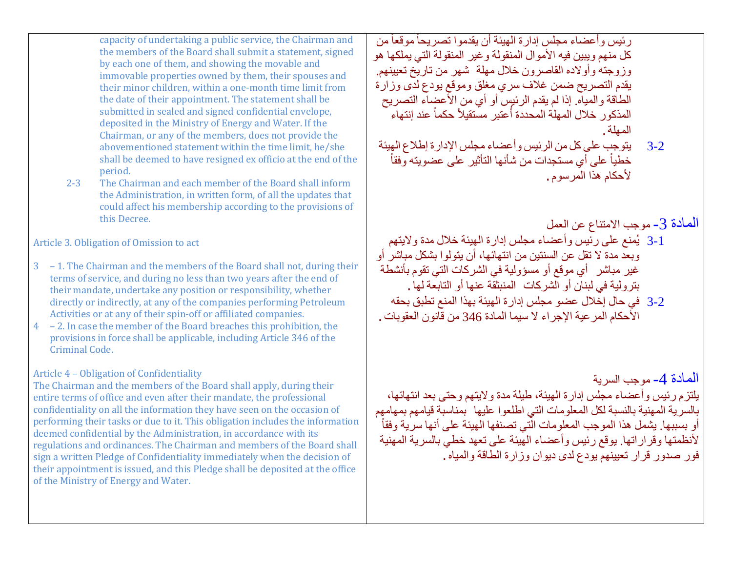capacity of undertaking a public service, the Chairman and the members of the Board shall submit a statement, signed by each one of them, and showing the movable and immovable properties owned by them, their spouses and their minor children, within a one-month time limit from the date of their appointment. The statement shall be submitted in sealed and signed confidential envelope, deposited in the Ministry of Energy and Water. If the Chairman, or any of the members, does not provide the abovementioned statement within the time limit, he/she shall be deemed to have resigned ex officio at the end of the period.

2-3 The Chairman and each member of the Board shall inform the Administration, in written form, of all the updates that could affect his membership according to the provisions of this Decree.

Article 3. Obligation of Omission to act

3 – 1. The Chairman and the members of the Board shall not, during their terms of service, and during no less than two years after the end of their mandate, undertake any position or responsibility, whether directly or indirectly, at any of the companies performing Petroleum Activities or at any of their spin-off or affiliated companies.

4 – 2. In case the member of the Board breaches this prohibition, the provisions in force shall be applicable, including Article 346 of the Criminal Code.

Article 4 – Obligation of Confidentiality

The Chairman and the members of the Board shall apply, during their entire terms of office and even after their mandate, the professional confidentiality on all the information they have seen on the occasion of performing their tasks or due to it. This obligation includes the information deemed confidential by the Administration, in accordance with its regulations and ordinances. The Chairman and members of the Board shall sign a written Pledge of Confidentiality immediately when the decision of their appointment is issued, and this Pledge shall be deposited at the office of the Ministry of Energy and Water.

رئيس وأعضاء مجلس إدارة الهيئة أن يقدموا تصريحاً موقعاً من كل منهم ويبين فيه الأموال المنقولة وغير المنقولة التي يملكها هو وزوجته وأولاده القاصرون خلال مهلة شهر من تاريخ تعيينهم. يقدم التصريح ضمن غلاف سري مغلق وموقع يودع لدى وزارة الطاقة والمياه. إذا لم يقدم الرئيس أو أي من الأعضاء التصريح المذكور خلال المهلة المحددة أعتبر مستقيلاً حكماً عند إنتهاء المهلة.

3-2 يتوجب على كل من الرئيس وأعضاء مجلس الإدارة إطلاع الهيئة خطياً على أي مستجدات من شأنها التأثير على عضويته وفقاً لأحكام هذا المرسوم.

المادة 3- موجب الامتناع عن العمل

3-1 يُمنع على رئيس وأعضاء مجلس إدارة الهيئة خلال مدة ولايتهم وبعد مدة لا تقل عن السنتين من انتهائها، أن يتولوا بشكل مباشر أو غير مباشر أي موقع أو مسؤولية في الشركات التي تقوم بأنشطة بترولية في لبنان أو الشركات المنبثقة عنها أو التابعة لها.

3-2 في حال إخلال عضو مجلس إدارة الهيئة بهذا المنع تطبق بحقه الأحكام المرعية الإجراء لا سيما المادة 346 من قانون العقوبات.

المادة 4- موجب السرية

يلتزم رئيس وأعضاء مجلس إدارة الهيئة، طيلة مدة ولايتهم وحتى بعد انتهائها، بالسرية المهنية بالنسبة لكل المعلومات التي اطلعوا عليها بمناسبة قيامهم بمهامهم أو بسببها. يشمل هذا الموجب المعلومات التي تصنفها الهيئة على أنها سرية وفقاً لأنظمتها وقراراتها. يوقع رئيس وأعضاء الهيئة على تعهد خطي بالسرية المهنية فور صدور قرار تعيينهم يودع لدى ديوان وزارة الطاقة والمياه.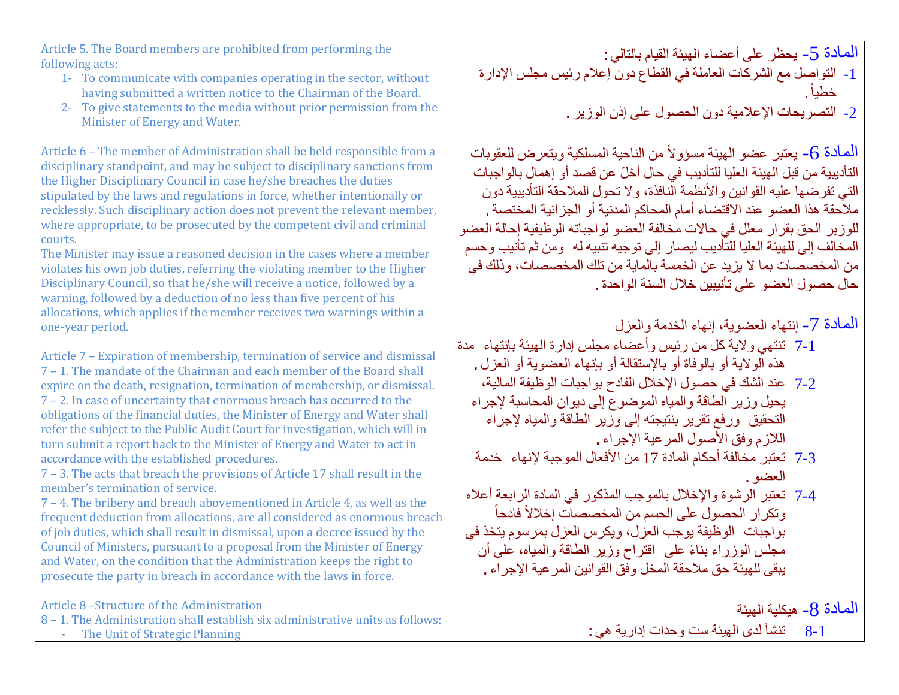| Article 5. The Board members are prohibited from performing the following acts:<br>1- To communicate with companies operating in the sector, without having submitted a written notice to the Chairman of the Board.<br>2- To give statements to the media without prior permission from the Minister of Energy and Water. | المادة 5- يحظر على أعضاء الهيئة القيام بالتالي:<br>1- التواصل مع الشركات العاملة في القطاع دون إعلام رئيس مجلس الإدارة خطياً.<br>2- التصريحات الإعلامية دون الحصول على إذن الوزير. |
|---|---|
| Article 6 – The member of Administration shall be held responsible from a disciplinary standpoint, and may be subject to disciplinary sanctions from the Higher Disciplinary Council in case he/she breaches the duties stipulated by the laws and regulations in force, whether intentionally or recklessly. Such disciplinary action does not prevent the relevant member, where appropriate, to be prosecuted by the competent civil and criminal courts.<br>The Minister may issue a reasoned decision in the cases where a member violates his own job duties, referring the violating member to the Higher Disciplinary Council, so that he/she will receive a notice, followed by a warning, followed by a deduction of no less than five percent of his allocations, which applies if the member receives two warnings within a one-year period. | المادة 6- يعتبر عضو الهيئة مسؤولاً من الناحية المسلكية ويتعرض للعقوبات التأديبية من قبل الهيئة العليا للتأديب في حال أخلّ عن قصد أو إهمال بالواجبات التي تفرضها عليه القوانين والأنظمة النافذة، ولا تحول الملاحقة التأديبية دون ملاحقة هذا العضو عند الاقتضاء أمام المحاكم المدنية أو الجزائية المختصة.<br>للوزير الحق بقرار معلل في حالات مخالفة العضو لواجباته الوظيفية إحالة العضو المخالف إلى للهيئة العليا للتأديب ليصار إلى توجيه تنبيه له ومن ثم تأنيب وحسم من المخصصات بما لا يزيد عن الخمسة بالماية من تلك المخصصات، وذلك في حال حصول العضو على تأنيبين خلال السنة الواحدة. |
| Article 7 – Expiration of membership, termination of service and dismissal<br>7 – 1. The mandate of the Chairman and each member of the Board shall expire on the death, resignation, termination of membership, or dismissal.<br>7 – 2. In case of uncertainty that enormous breach has occurred to the obligations of the financial duties, the Minister of Energy and Water shall refer the subject to the Public Audit Court for investigation, which will in turn submit a report back to the Minister of Energy and Water to act in accordance with the established procedures.<br>7 – 3. The acts that breach the provisions of Article 17 shall result in the member's termination of service.<br>7 – 4. The bribery and breach abovementioned in Article 4, as well as the frequent deduction from allocations, are all considered as enormous breach of job duties, which shall result in dismissal, upon a decree issued by the Council of Ministers, pursuant to a proposal from the Minister of Energy and Water, on the condition that the Administration keeps the right to prosecute the party in breach in accordance with the laws in force. | المادة 7- إنتهاء العضوية، إنهاء الخدمة والعزل<br>7-1 تنتهي ولاية كل من رئيس وأعضاء مجلس إدارة الهيئة بإنتهاء مدة هذه الولاية أو بالوفاة أو بالإستقالة أو بإنهاء العضوية أو العزل.<br>7-2 عند الشك في حصول الإخلال الفادح بواجبات الوظيفة المالية، يحيل وزير الطاقة والمياه الموضوع إلى ديوان المحاسبة لإجراء التحقيق ورفع تقرير بنتيجته إلى وزير الطاقة والمياه لإجراء اللازم وفق الأصول المرعية الإجراء.<br>7-3 تعتبر مخالفة أحكام المادة 17 من الأفعال الموجبة لإنهاء خدمة العضو.<br>7-4 تعتبر الرشوة والإخلال بالموجب المذكور في المادة الرابعة أعلاه وتكرار الحصول على الحسم من المخصصات إخلالاً فادحاً بواجبات الوظيفة يوجب العزل، ويكرس العزل بمرسوم يتخذ في مجلس الوزراء بناءً على اقتراح وزير الطاقة والمياه، على أن يبقى للهيئة حق ملاحقة المخل وفق القوانين المرعية الإجراء. |
| Article 8 –Structure of the Administration<br>8 – 1. The Administration shall establish six administrative units as follows:<br>- The Unit of Strategic Planning | المادة 8- هيكلية الهيئة<br>8-1 تنشأ لدى الهيئة ست وحدات إدارية هي: |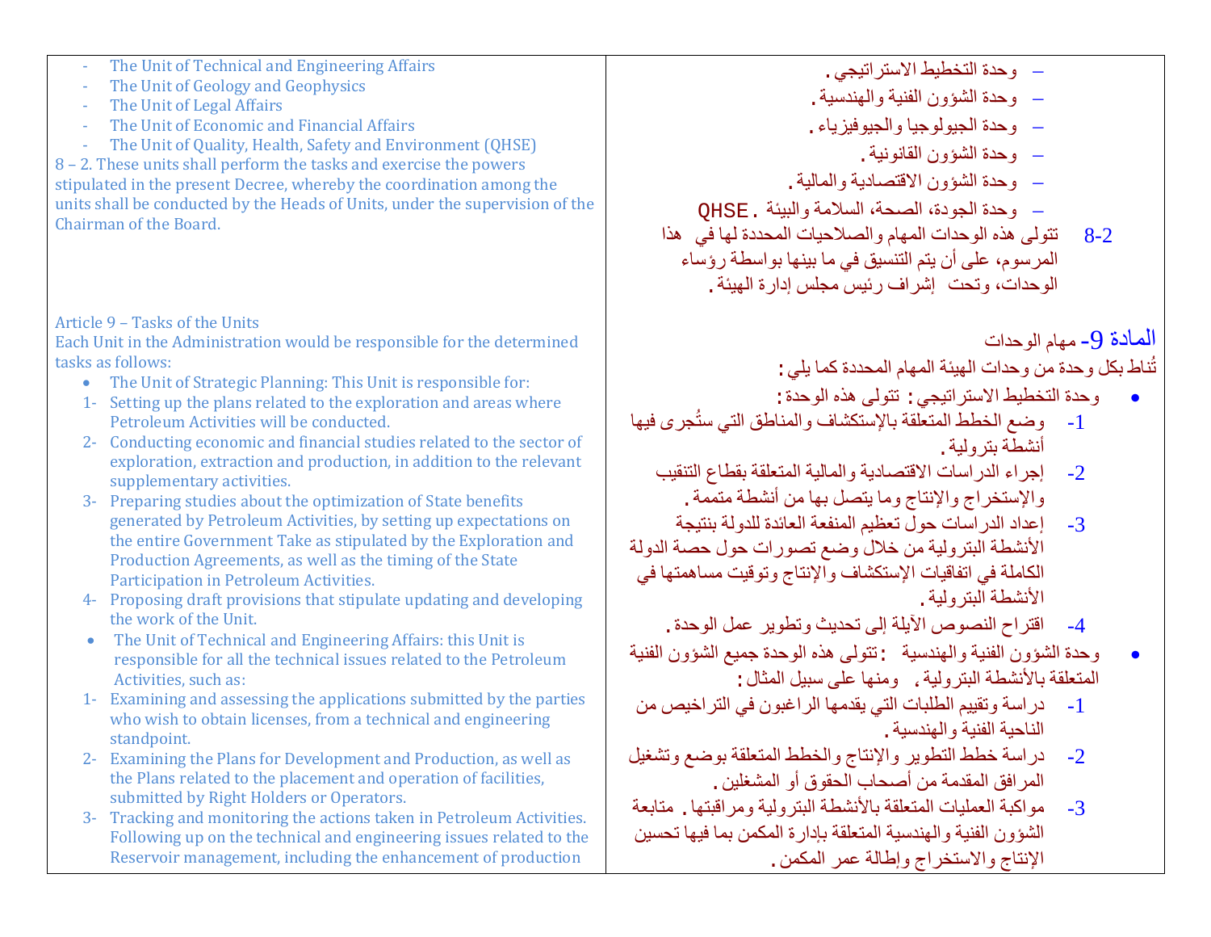| | |
|---|---|
| - The Unit of Technical and Engineering Affairs<br>- The Unit of Geology and Geophysics<br>- The Unit of Legal Affairs<br>- The Unit of Economic and Financial Affairs<br>- The Unit of Quality, Health, Safety and Environment (QHSE)<br>8 – 2. These units shall perform the tasks and exercise the powers stipulated in the present Decree, whereby the coordination among the units shall be conducted by the Heads of Units, under the supervision of the Chairman of the Board. | – وحدة التخطيط الاستراتيجي .<br>– وحدة الشؤون الفنية والهندسية .<br>– وحدة الجيولوجيا والجيوفيزياء .<br>– وحدة الشؤون القانونية .<br>– وحدة الشؤون الاقتصادية والمالية .<br>– وحدة الجودة، الصحة، السلامة والبيئة QHSE .<br>8-2 تتولى هذه الوحدات المهام والصلاحيات المحددة لها في هذا المرسوم، على أن يتم التنسيق في ما بينها بواسطة رؤساء الوحدات، وتحت إشراف رئيس مجلس إدارة الهيئة . |
| **Article 9 – Tasks of the Units**<br>Each Unit in the Administration would be responsible for the determined tasks as follows:<br>• The Unit of Strategic Planning: This Unit is responsible for:<br>1- Setting up the plans related to the exploration and areas where Petroleum Activities will be conducted.<br>2- Conducting economic and financial studies related to the sector of exploration, extraction and production, in addition to the relevant supplementary activities.<br>3- Preparing studies about the optimization of State benefits generated by Petroleum Activities, by setting up expectations on the entire Government Take as stipulated by the Exploration and Production Agreements, as well as the timing of the State Participation in Petroleum Activities.<br>4- Proposing draft provisions that stipulate updating and developing the work of the Unit.<br>• The Unit of Technical and Engineering Affairs: this Unit is responsible for all the technical issues related to the Petroleum Activities, such as:<br>1- Examining and assessing the applications submitted by the parties who wish to obtain licenses, from a technical and engineering standpoint.<br>2- Examining the Plans for Development and Production, as well as the Plans related to the placement and operation of facilities, submitted by Right Holders or Operators.<br>3- Tracking and monitoring the actions taken in Petroleum Activities. Following up on the technical and engineering issues related to the Reservoir management, including the enhancement of production | **المادة 9- مهام الوحدات**<br>تُناط بكل وحدة من وحدات الهيئة المهام المحددة كما يلي :<br>• وحدة التخطيط الاستراتيجي : تتولى هذه الوحدة :<br>1- وضع الخطط المتعلقة بالإستكشاف والمناطق التي ستُجرى فيها أنشطة بترولية .<br>2- إجراء الدراسات الاقتصادية والمالية المتعلقة بقطاع التنقيب والإستخراج والإنتاج وما يتصل بها من أنشطة متممة .<br>3- إعداد الدراسات حول تعظيم المنفعة العائدة للدولة بنتيجة الأنشطة البترولية من خلال وضع تصورات حول حصة الدولة الكاملة في اتفاقيات الإستكشاف والإنتاج وتوقيت مساهمتها في الأنشطة البترولية .<br>4- اقتراح النصوص الآيلة إلى تحديث وتطوير عمل الوحدة .<br>• وحدة الشؤون الفنية والهندسية : تتولى هذه الوحدة جميع الشؤون الفنية المتعلقة بالأنشطة البترولية ، ومنها على سبيل المثال :<br>1- دراسة وتقييم الطلبات التي يقدمها الراغبون في التراخيص من الناحية الفنية والهندسية .<br>2- دراسة خطط التطوير والإنتاج والخطط المتعلقة بوضع وتشغيل المرافق المقدمة من أصحاب الحقوق أو المشغلين .<br>3- مواكبة العمليات المتعلقة بالأنشطة البترولية ومراقبتها . متابعة الشؤون الفنية والهندسية المتعلقة بإدارة المكمن بما فيها تحسين الإنتاج والاستخراج وإطالة عمر المكمن . |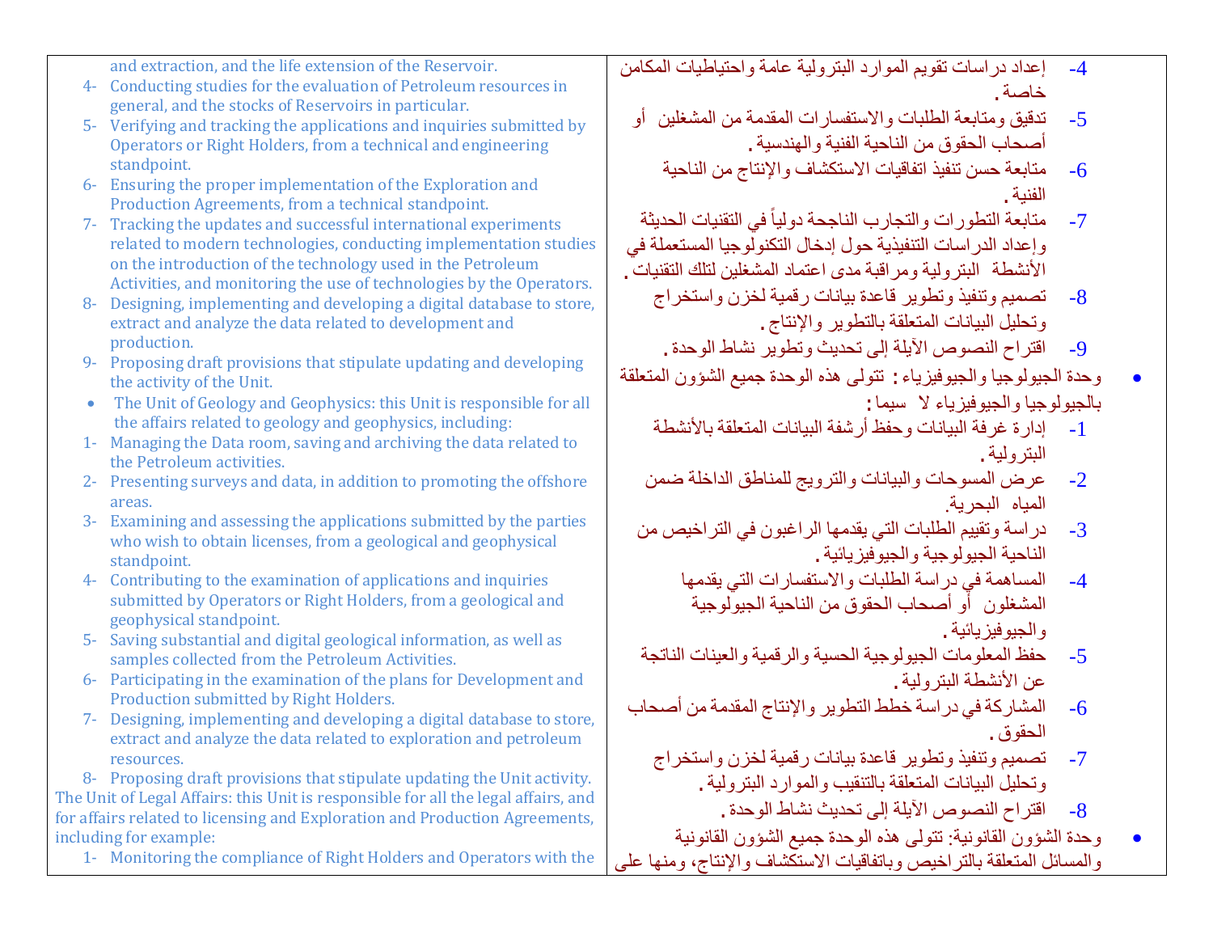| | |
|---|---|
| and extraction, and the life extension of the Reservoir.<br>4- Conducting studies for the evaluation of Petroleum resources in general, and the stocks of Reservoirs in particular.<br>5- Verifying and tracking the applications and inquiries submitted by Operators or Right Holders, from a technical and engineering standpoint.<br>6- Ensuring the proper implementation of the Exploration and Production Agreements, from a technical standpoint.<br>7- Tracking the updates and successful international experiments related to modern technologies, conducting implementation studies on the introduction of the technology used in the Petroleum Activities, and monitoring the use of technologies by the Operators.<br>8- Designing, implementing and developing a digital database to store, extract and analyze the data related to development and production.<br>9- Proposing draft provisions that stipulate updating and developing the activity of the Unit.<br>• The Unit of Geology and Geophysics: this Unit is responsible for all the affairs related to geology and geophysics, including:<br>1- Managing the Data room, saving and archiving the data related to the Petroleum activities.<br>2- Presenting surveys and data, in addition to promoting the offshore areas.<br>3- Examining and assessing the applications submitted by the parties who wish to obtain licenses, from a geological and geophysical standpoint.<br>4- Contributing to the examination of applications and inquiries submitted by Operators or Right Holders, from a geological and geophysical standpoint.<br>5- Saving substantial and digital geological information, as well as samples collected from the Petroleum Activities.<br>6- Participating in the examination of the plans for Development and Production submitted by Right Holders.<br>7- Designing, implementing and developing a digital database to store, extract and analyze the data related to exploration and petroleum resources.<br>8- Proposing draft provisions that stipulate updating the Unit activity.<br>The Unit of Legal Affairs: this Unit is responsible for all the legal affairs, and for affairs related to licensing and Exploration and Production Agreements, including for example:<br>1- Monitoring the compliance of Right Holders and Operators with the | 4- إعداد دراسات تقويم الموارد البترولية عامة واحتياطيات المكامن خاصة.<br>5- تدقيق ومتابعة الطلبات والاستفسارات المقدمة من المشغلين أو أصحاب الحقوق من الناحية الفنية والهندسية.<br>6- متابعة حسن تنفيذ اتفاقيات الاستكشاف والإنتاج من الناحية الفنية.<br>7- متابعة التطورات والتجارب الناجحة دولياً في التقنيات الحديثة وإعداد الدراسات التنفيذية حول إدخال التكنولوجيا المستعملة في الأنشطة البترولية ومراقبة مدى اعتماد المشغلين لتلك التقنيات.<br>8- تصميم وتنفيذ وتطوير قاعدة بيانات رقمية لخزن واستخراج وتحليل البيانات المتعلقة بالتطوير والإنتاج.<br>9- اقتراح النصوص الآيلة إلى تحديث وتطوير نشاط الوحدة.<br>• وحدة الجيولوجيا والجيوفيزياء: تتولى هذه الوحدة جميع الشؤون المتعلقة بالجيولوجيا والجيوفيزياء لا سيما:<br>1- إدارة غرفة البيانات وحفظ أرشفة البيانات المتعلقة بالأنشطة البترولية.<br>2- عرض المسوحات والبيانات والترويج للمناطق الداخلة ضمن المياه البحرية.<br>3- دراسة وتقييم الطلبات التي يقدمها الراغبون في التراخيص من الناحية الجيولوجية والجيوفيزيائية.<br>4- المساهمة في دراسة الطلبات والاستفسارات التي يقدمها المشغلون أو أصحاب الحقوق من الناحية الجيولوجية والجيوفيزيائية.<br>5- حفظ المعلومات الجيولوجية الحسية والرقمية والعينات الناتجة عن الأنشطة البترولية.<br>6- المشاركة في دراسة خطط التطوير والإنتاج المقدمة من أصحاب الحقوق.<br>7- تصميم وتنفيذ وتطوير قاعدة بيانات رقمية لخزن واستخراج وتحليل البيانات المتعلقة بالتنقيب والموارد البترولية.<br>8- اقتراح النصوص الآيلة إلى تحديث نشاط الوحدة.<br>• وحدة الشؤون القانونية: تتولى هذه الوحدة جميع الشؤون القانونية والمسائل المتعلقة بالتراخيص وباتفاقيات الاستكشاف والإنتاج، ومنها على |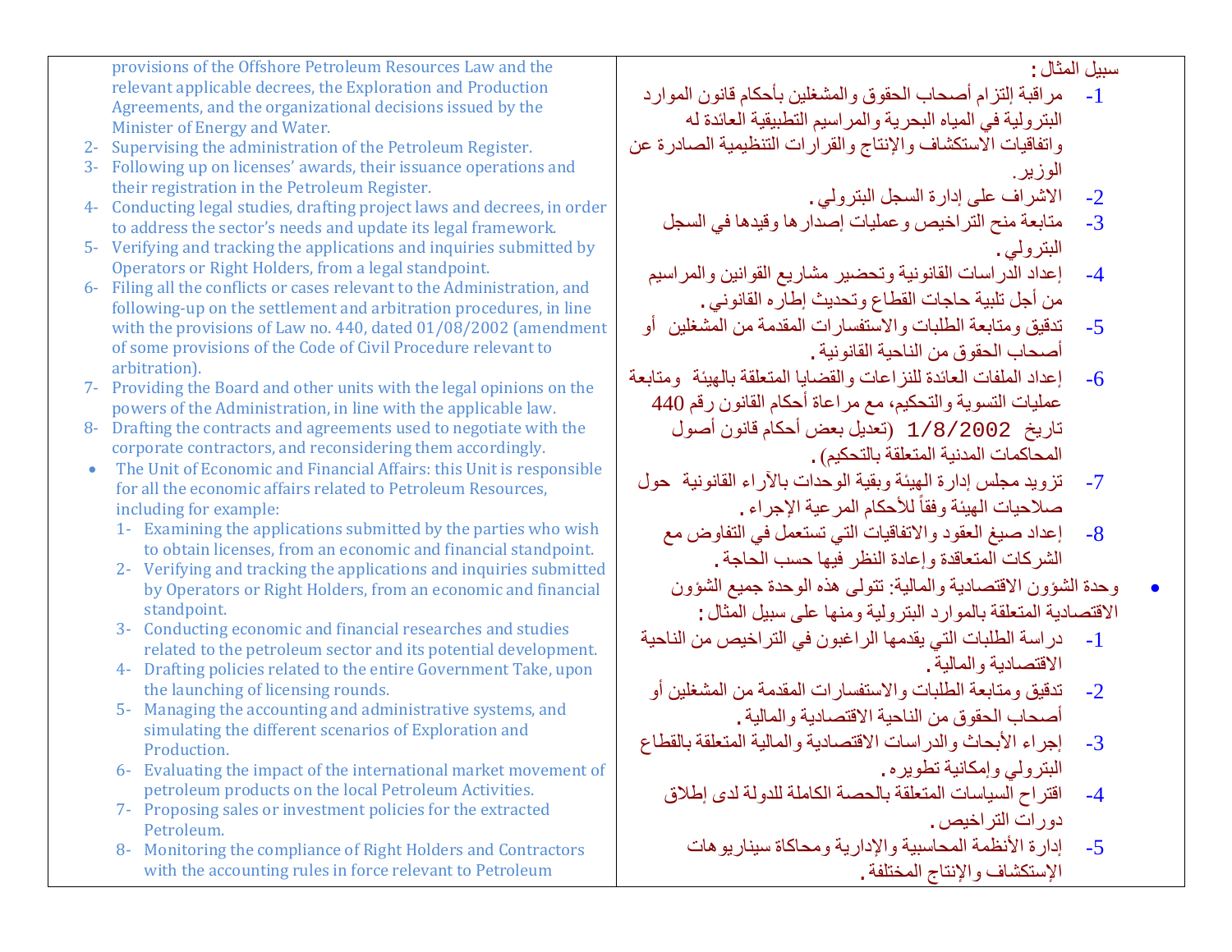| | |
|---|---|
| provisions of the Offshore Petroleum Resources Law and the relevant applicable decrees, the Exploration and Production Agreements, and the organizational decisions issued by the Minister of Energy and Water.<br>2- Supervising the administration of the Petroleum Register.<br>3- Following up on licenses' awards, their issuance operations and their registration in the Petroleum Register.<br>4- Conducting legal studies, drafting project laws and decrees, in order to address the sector's needs and update its legal framework.<br>5- Verifying and tracking the applications and inquiries submitted by Operators or Right Holders, from a legal standpoint.<br>6- Filing all the conflicts or cases relevant to the Administration, and following-up on the settlement and arbitration procedures, in line with the provisions of Law no. 440, dated 01/08/2002 (amendment of some provisions of the Code of Civil Procedure relevant to arbitration).<br>7- Providing the Board and other units with the legal opinions on the powers of the Administration, in line with the applicable law.<br>8- Drafting the contracts and agreements used to negotiate with the corporate contractors, and reconsidering them accordingly.<br>• The Unit of Economic and Financial Affairs: this Unit is responsible for all the economic affairs related to Petroleum Resources, including for example:<br>1- Examining the applications submitted by the parties who wish to obtain licenses, from an economic and financial standpoint.<br>2- Verifying and tracking the applications and inquiries submitted by Operators or Right Holders, from an economic and financial standpoint.<br>3- Conducting economic and financial researches and studies related to the petroleum sector and its potential development.<br>4- Drafting policies related to the entire Government Take, upon the launching of licensing rounds.<br>5- Managing the accounting and administrative systems, and simulating the different scenarios of Exploration and Production.<br>6- Evaluating the impact of the international market movement of petroleum products on the local Petroleum Activities.<br>7- Proposing sales or investment policies for the extracted Petroleum.<br>8- Monitoring the compliance of Right Holders and Contractors with the accounting rules in force relevant to Petroleum | سبيل المثال :<br>1- مراقبة إلتزام أصحاب الحقوق والمشغلين بأحكام قانون الموارد البترولية في المياه البحرية والمراسيم التطبيقية العائدة له واتفاقيات الاستكشاف والإنتاج والقرارات التنظيمية الصادرة عن الوزير.<br>2- الاشراف على إدارة السجل البترولي.<br>3- متابعة منح التراخيص وعمليات إصدارها وقيدها في السجل البترولي.<br>4- إعداد الدراسات القانونية وتحضير مشاريع القوانين والمراسيم من أجل تلبية حاجات القطاع وتحديث إطاره القانوني.<br>5- تدقيق ومتابعة الطلبات والاستفسارات المقدمة من المشغلين أو أصحاب الحقوق من الناحية القانونية.<br>6- إعداد الملفات العائدة للنزاعات والقضايا المتعلقة بالهيئة ومتابعة عمليات التسوية والتحكيم، مع مراعاة أحكام القانون رقم 440 تاريخ 1/8/2002 (تعديل بعض أحكام قانون أصول المحاكمات المدنية المتعلقة بالتحكيم).<br>7- تزويد مجلس إدارة الهيئة وبقية الوحدات بالآراء القانونية حول صلاحيات الهيئة وفقاً للأحكام المرعية الإجراء.<br>8- إعداد صيغ العقود والاتفاقيات التي تستعمل في التفاوض مع الشركات المتعاقدة وإعادة النظر فيها حسب الحاجة.<br>• وحدة الشؤون الاقتصادية والمالية: تتولى هذه الوحدة جميع الشؤون الاقتصادية المتعلقة بالموارد البترولية ومنها على سبيل المثال :<br>1- دراسة الطلبات التي يقدمها الراغبون في التراخيص من الناحية الاقتصادية والمالية.<br>2- تدقيق ومتابعة الطلبات والاستفسارات المقدمة من المشغلين أو أصحاب الحقوق من الناحية الاقتصادية والمالية.<br>3- إجراء الأبحاث والدراسات الاقتصادية والمالية المتعلقة بالقطاع البترولي وإمكانية تطويره.<br>4- اقتراح السياسات المتعلقة بالحصة الكاملة للدولة لدى إطلاق دورات التراخيص.<br>5- إدارة الأنظمة المحاسبية والإدارية ومحاكاة سيناريوهات الإستكشاف والإنتاج المختلفة. |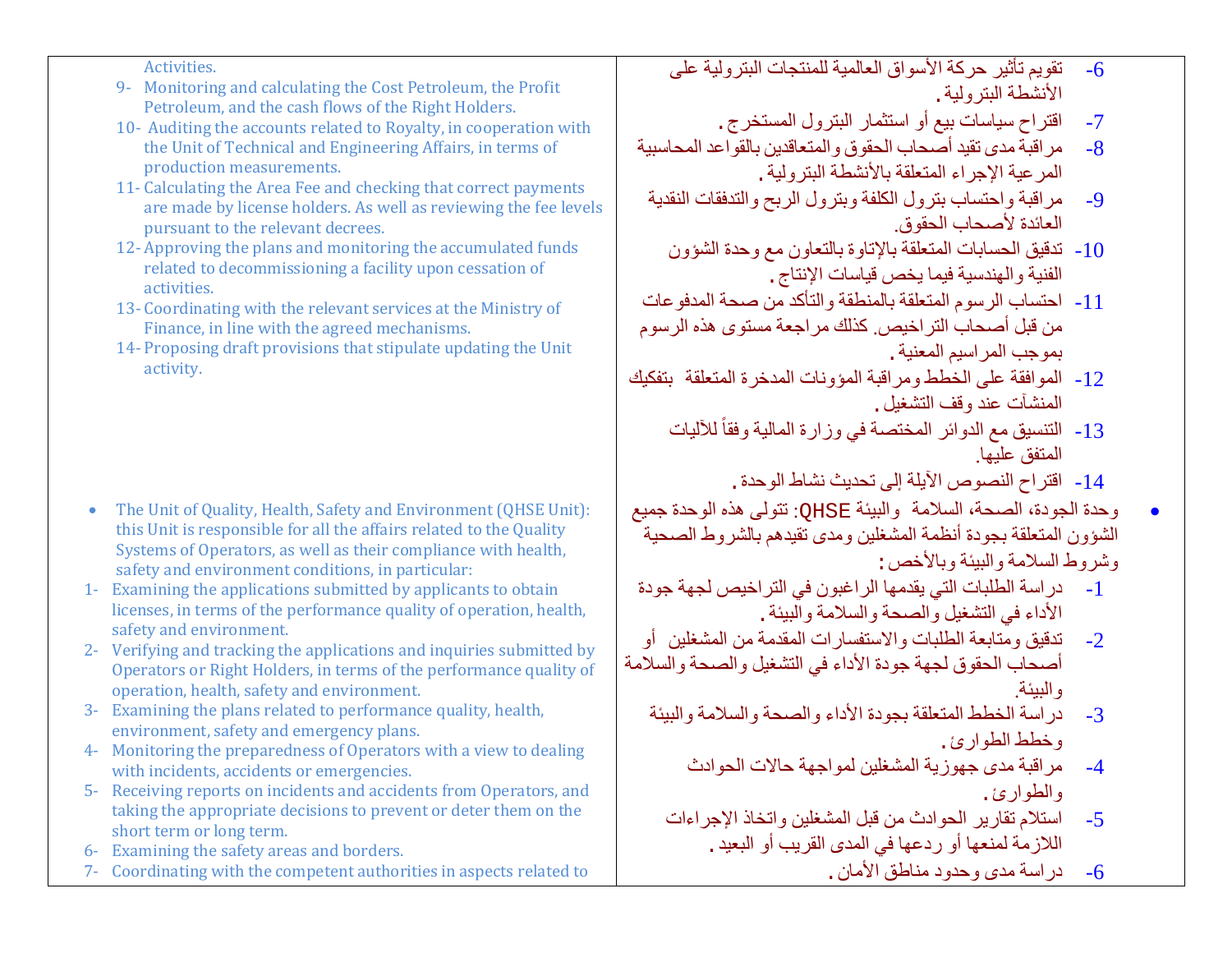| | |
|---|---|
| Activities.<br>9- Monitoring and calculating the Cost Petroleum, the Profit Petroleum, and the cash flows of the Right Holders.<br>10- Auditing the accounts related to Royalty, in cooperation with the Unit of Technical and Engineering Affairs, in terms of production measurements.<br>11- Calculating the Area Fee and checking that correct payments are made by license holders. As well as reviewing the fee levels pursuant to the relevant decrees.<br>12- Approving the plans and monitoring the accumulated funds related to decommissioning a facility upon cessation of activities.<br>13- Coordinating with the relevant services at the Ministry of Finance, in line with the agreed mechanisms.<br>14- Proposing draft provisions that stipulate updating the Unit activity. | 6- تقويم تأثير حركة الأسواق العالمية للمنتجات البترولية على الأنشطة البترولية.<br>7- اقتراح سياسات بيع أو استثمار البترول المستخرج.<br>8- مراقبة مدى تقيد أصحاب الحقوق والمتعاقدين بالقواعد المحاسبية المرعية الإجراء المتعلقة بالأنشطة البترولية.<br>9- مراقبة واحتساب بترول الكلفة وبترول الربح والتدفقات النقدية العائدة لأصحاب الحقوق.<br>10- تدقيق الحسابات المتعلقة بالإتاوة بالتعاون مع وحدة الشؤون الفنية والهندسية فيما يخص قياسات الإنتاج.<br>11- احتساب الرسوم المتعلقة بالمنطقة والتأكد من صحة المدفوعات من قبل أصحاب التراخيص. كذلك مراجعة مستوى هذه الرسوم بموجب المراسيم المعنية.<br>12- الموافقة على الخطط ومراقبة المؤونات المدخرة المتعلقة بتفكيك المنشآت عند وقف التشغيل.<br>13- التنسيق مع الدوائر المختصة في وزارة المالية وفقاً للآليات المتفق عليها.<br>14- اقتراح النصوص الآيلة إلى تحديث نشاط الوحدة. |
| • The Unit of Quality, Health, Safety and Environment (QHSE Unit): this Unit is responsible for all the affairs related to the Quality Systems of Operators, as well as their compliance with health, safety and environment conditions, in particular:<br>1- Examining the applications submitted by applicants to obtain licenses, in terms of the performance quality of operation, health, safety and environment.<br>2- Verifying and tracking the applications and inquiries submitted by Operators or Right Holders, in terms of the performance quality of operation, health, safety and environment.<br>3- Examining the plans related to performance quality, health, environment, safety and emergency plans.<br>4- Monitoring the preparedness of Operators with a view to dealing with incidents, accidents or emergencies.<br>5- Receiving reports on incidents and accidents from Operators, and taking the appropriate decisions to prevent or deter them on the short term or long term.<br>6- Examining the safety areas and borders.<br>7- Coordinating with the competent authorities in aspects related to | • وحدة الجودة، الصحة، السلامة والبيئة QHSE: تتولى هذه الوحدة جميع الشؤون المتعلقة بجودة أنظمة المشغلين ومدى تقيدهم بالشروط الصحية وشروط السلامة والبيئة وبالأخص:<br>1- دراسة الطلبات التي يقدمها الراغبون في التراخيص لجهة جودة الأداء في التشغيل والصحة والسلامة والبيئة.<br>2- تدقيق ومتابعة الطلبات والاستفسارات المقدمة من المشغلين أو أصحاب الحقوق لجهة جودة الأداء في التشغيل والصحة والسلامة والبيئة.<br>3- دراسة الخطط المتعلقة بجودة الأداء والصحة والسلامة والبيئة وخطط الطوارئ.<br>4- مراقبة مدى جهوزية المشغلين لمواجهة حالات الحوادث والطوارئ.<br>5- استلام تقارير الحوادث من قبل المشغلين واتخاذ الإجراءات اللازمة لمنعها أو ردعها في المدى القريب أو البعيد.<br>6- دراسة مدى وحدود مناطق الأمان. |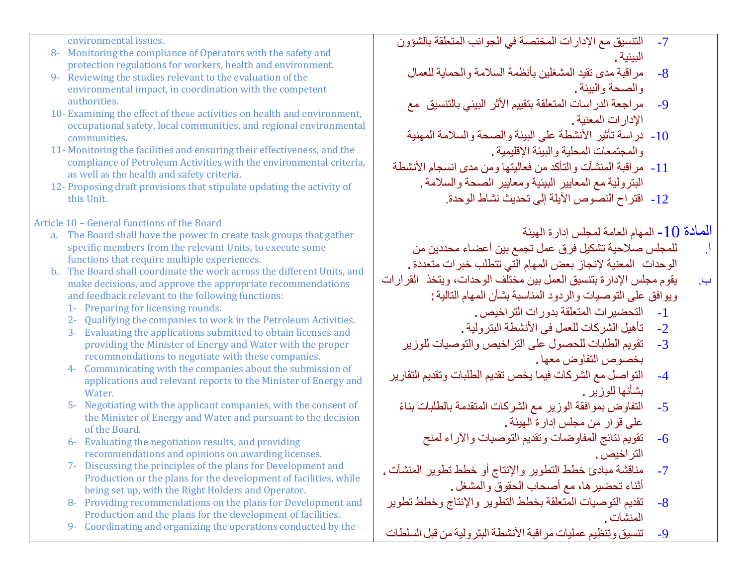| | |
|---|---|
| environmental issues.<br>8- Monitoring the compliance of Operators with the safety and protection regulations for workers, health and environment.<br>9- Reviewing the studies relevant to the evaluation of the environmental impact, in coordination with the competent authorities.<br>10- Examining the effect of these activities on health and environment, occupational safety, local communities, and regional environmental communities.<br>11- Monitoring the facilities and ensuring their effectiveness, and the compliance of Petroleum Activities with the environmental criteria, as well as the health and safety criteria.<br>12- Proposing draft provisions that stipulate updating the activity of this Unit. | 7- التنسيق مع الإدارات المختصة في الجوانب المتعلقة بالشؤون البيئية .<br>8- مراقبة مدى تقيد المشغلين بأنظمة السلامة والحماية للعمال والصحة والبيئة .<br>9- مراجعة الدراسات المتعلقة بتقييم الأثر البيئي بالتنسيق مع الإدارات المعنية .<br>10- دراسة تأثير الأنشطة على البيئة والصحة والسلامة المهنية والمجتمعات المحلية والبيئة الإقليمية .<br>11- مراقبة المنشآت والتأكد من فعاليتها ومن مدى انسجام الأنشطة البترولية مع المعايير البيئية ومعايير الصحة والسلامة .<br>12- اقتراح النصوص الآيلة إلى تحديث نشاط الوحدة. |
| **Article 10 – General functions of the Board**<br>a. The Board shall have the power to create task groups that gather specific members from the relevant Units, to execute some functions that require multiple experiences.<br>b. The Board shall coordinate the work across the different Units, and make decisions, and approve the appropriate recommendations and feedback relevant to the following functions:<br>1- Preparing for licensing rounds.<br>2- Qualifying the companies to work in the Petroleum Activities.<br>3- Evaluating the applications submitted to obtain licenses and providing the Minister of Energy and Water with the proper recommendations to negotiate with these companies.<br>4- Communicating with the companies about the submission of applications and relevant reports to the Minister of Energy and Water.<br>5- Negotiating with the applicant companies, with the consent of the Minister of Energy and Water and pursuant to the decision of the Board.<br>6- Evaluating the negotiation results, and providing recommendations and opinions on awarding licenses.<br>7- Discussing the principles of the plans for Development and Production or the plans for the development of facilities, while being set up, with the Right Holders and Operator.<br>8- Providing recommendations on the plans for Development and Production and the plans for the development of facilities.<br>9- Coordinating and organizing the operations conducted by the | **المادة 10- المهام العامة لمجلس إدارة الهيئة**<br>أ. للمجلس صلاحية تشكيل فرق عمل تجمع بين أعضاء محددين من الوحدات المعنية لإنجاز بعض المهام التي تتطلب خبرات متعددة .<br>ب. يقوم مجلس الإدارة بتنسيق العمل بين مختلف الوحدات، ويتخذ القرارات ويوافق على التوصيات والردود المناسبة بشأن المهام التالية :<br>1- التحضيرات المتعلقة بدورات التراخيص .<br>2- تأهيل الشركات للعمل في الأنشطة البترولية .<br>3- تقويم الطلبات للحصول على التراخيص والتوصيات للوزير بخصوص التفاوض معها .<br>4- التواصل مع الشركات فيما يخص تقديم الطلبات وتقديم التقارير بشأنها للوزير .<br>5- التفاوض بموافقة الوزير مع الشركات المتقدمة بالطلبات بناءً على قرار من مجلس إدارة الهيئة .<br>6- تقويم نتائج المفاوضات وتقديم التوصيات والآراء لمنح التراخيص .<br>7- مناقشة مبادئ خطط التطوير والإنتاج أو خطط تطوير المنشآت، أثناء تحضيرها، مع أصحاب الحقوق والمشغل .<br>8- تقديم التوصيات المتعلقة بخطط التطوير والإنتاج وخطط تطوير المنشآت .<br>9- تنسيق وتنظيم عمليات مراقبة الأنشطة البترولية من قبل السلطات |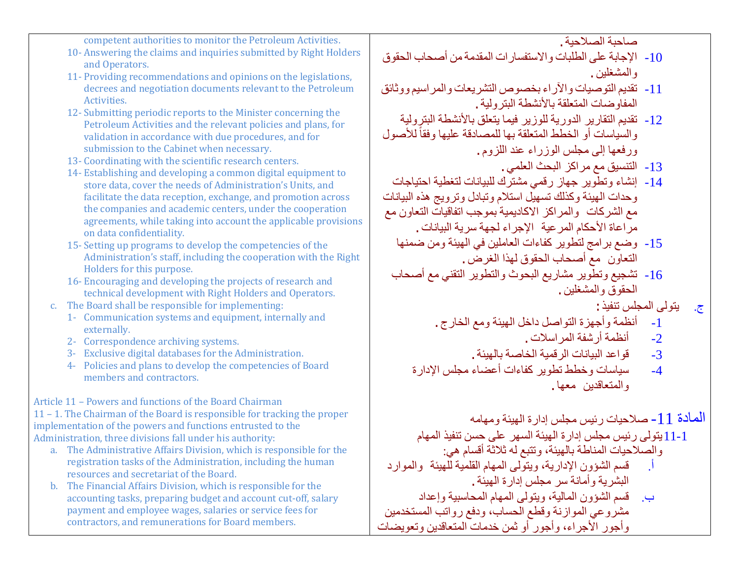| | |
|---|---|
| competent authorities to monitor the Petroleum Activities. | صاحبة الصلاحية . |
| 10- Answering the claims and inquiries submitted by Right Holders and Operators. | 10- الإجابة على الطلبات والاستفسارات المقدمة من أصحاب الحقوق والمشغلين . |
| 11- Providing recommendations and opinions on the legislations, decrees and negotiation documents relevant to the Petroleum Activities. | 11- تقديم التوصيات والآراء بخصوص التشريعات والمراسيم ووثائق المفاوضات المتعلقة بالأنشطة البترولية . |
| 12- Submitting periodic reports to the Minister concerning the Petroleum Activities and the relevant policies and plans, for validation in accordance with due procedures, and for submission to the Cabinet when necessary. | 12- تقديم التقارير الدورية للوزير فيما يتعلق بالأنشطة البترولية والسياسات أو الخطط المتعلقة بها للمصادقة عليها وفقاً للأصول ورفعها إلى مجلس الوزراء عند اللزوم . |
| 13- Coordinating with the scientific research centers. | 13- التنسيق مع مراكز البحث العلمي . |
| 14- Establishing and developing a common digital equipment to store data, cover the needs of Administration's Units, and facilitate the data reception, exchange, and promotion across the companies and academic centers, under the cooperation agreements, while taking into account the applicable provisions on data confidentiality. | 14- إنشاء وتطوير جهاز رقمي مشترك للبيانات لتغطية احتياجات وحدات الهيئة وكذلك تسهيل استلام وتبادل وترويج هذه البيانات مع الشركات والمراكز الاكاديمية بموجب اتفاقيات التعاون مع مراعاة الأحكام المرعية الإجراء لجهة سرية البيانات . |
| 15- Setting up programs to develop the competencies of the Administration's staff, including the cooperation with the Right Holders for this purpose. | 15- وضع برامج لتطوير كفاءات العاملين في الهيئة ومن ضمنها التعاون مع أصحاب الحقوق لهذا الغرض . |
| 16- Encouraging and developing the projects of research and technical development with Right Holders and Operators. | 16- تشجيع وتطوير مشاريع البحوث والتطوير التقني مع أصحاب الحقوق والمشغلين . |
| c. The Board shall be responsible for implementing: | ج. يتولى المجلس تنفيذ : |
| 1- Communication systems and equipment, internally and externally. | 1- أنظمة وأجهزة التواصل داخل الهيئة ومع الخارج . |
| 2- Correspondence archiving systems. | 2- أنظمة أرشفة المراسلات . |
| 3- Exclusive digital databases for the Administration. | 3- قواعد البيانات الرقمية الخاصة بالهيئة . |
| 4- Policies and plans to develop the competencies of Board members and contractors. | 4- سياسات وخطط تطوير كفاءات أعضاء مجلس الإدارة والمتعاقدين معها . |
| **Article 11 – Powers and functions of the Board Chairman** | **المادة 11- صلاحيات رئيس مجلس إدارة الهيئة ومهامه** |
| 11 – 1. The Chairman of the Board is responsible for tracking the proper implementation of the powers and functions entrusted to the Administration, three divisions fall under his authority: | 11-1 يتولى رئيس مجلس إدارة الهيئة السهر على حسن تنفيذ المهام والصلاحيات المناطة بالهيئة، وتتبع له ثلاثة أقسام هي: |
| a. The Administrative Affairs Division, which is responsible for the registration tasks of the Administration, including the human resources and secretariat of the Board. | أ. قسم الشؤون الإدارية، ويتولى المهام القلمية للهيئة والموارد البشرية وأمانة سر مجلس إدارة الهيئة . |
| b. The Financial Affairs Division, which is responsible for the accounting tasks, preparing budget and account cut-off, salary payment and employee wages, salaries or service fees for contractors, and remunerations for Board members. | ب. قسم الشؤون المالية، ويتولى المهام المحاسبية وإعداد مشروعي الموازنة وقطع الحساب، ودفع رواتب المستخدمين وأجور الأجراء، وأجور أو ثمن خدمات المتعاقدين وتعويضات |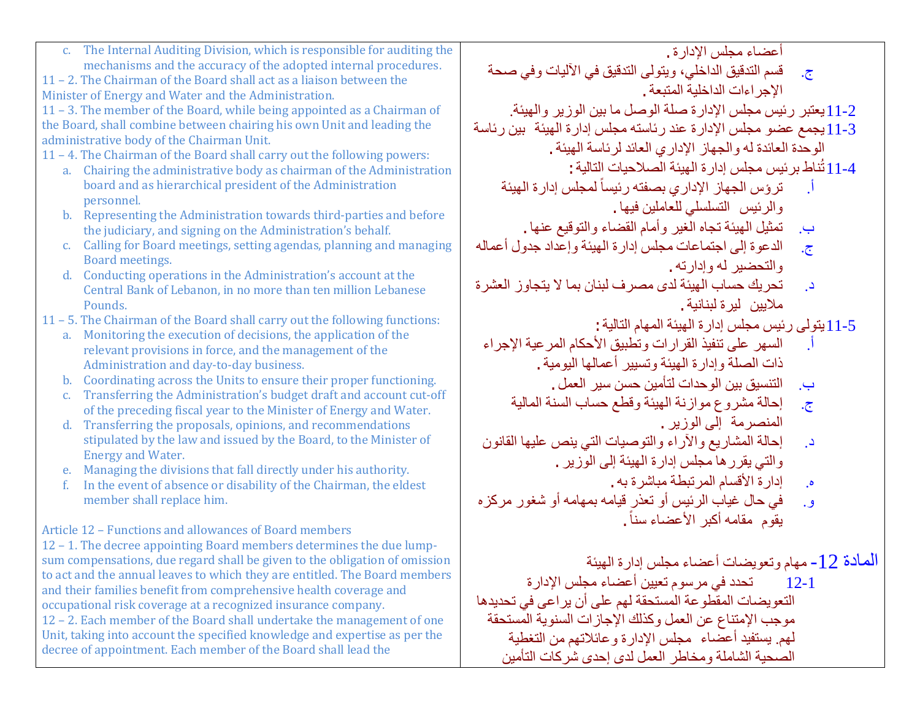| | |
|---|---|
| c. The Internal Auditing Division, which is responsible for auditing the mechanisms and the accuracy of the adopted internal procedures. | أعضاء مجلس الإدارة .<br>ج. قسم التدقيق الداخلي، ويتولى التدقيق في الآليات وفي صحة الإجراءات الداخلية المتبعة . |
| 11 – 2. The Chairman of the Board shall act as a liaison between the Minister of Energy and Water and the Administration. | 11-2 يعتبر رئيس مجلس الإدارة صلة الوصل ما بين الوزير والهيئة. |
| 11 – 3. The member of the Board, while being appointed as a Chairman of the Board, shall combine between chairing his own Unit and leading the administrative body of the Chairman Unit. | 11-3 يجمع عضو مجلس الإدارة عند رئاسته مجلس إدارة الهيئة بين رئاسة الوحدة العائدة له والجهاز الإداري العائد لرئاسة الهيئة . |
| 11 – 4. The Chairman of the Board shall carry out the following powers: | 11-4 تُناط برئيس مجلس إدارة الهيئة الصلاحيات التالية : |
| a. Chairing the administrative body as chairman of the Administration board and as hierarchical president of the Administration personnel. | أ. ترؤس الجهاز الإداري بصفته رئيساً لمجلس إدارة الهيئة والرئيس التسلسلي للعاملين فيها . |
| b. Representing the Administration towards third-parties and before the judiciary, and signing on the Administration's behalf. | ب. تمثيل الهيئة تجاه الغير وأمام القضاء والتوقيع عنها . |
| c. Calling for Board meetings, setting agendas, planning and managing Board meetings. | ج. الدعوة إلى اجتماعات مجلس إدارة الهيئة وإعداد جدول أعماله والتحضير له وإدارته . |
| d. Conducting operations in the Administration's account at the Central Bank of Lebanon, in no more than ten million Lebanese Pounds. | د. تحريك حساب الهيئة لدى مصرف لبنان بما لا يتجاوز العشرة ملايين ليرة لبنانية . |
| 11 – 5. The Chairman of the Board shall carry out the following functions: | 11-5 يتولى رئيس مجلس إدارة الهيئة المهام التالية : |
| a. Monitoring the execution of decisions, the application of the relevant provisions in force, and the management of the Administration and day-to-day business. | أ. السهر على تنفيذ القرارات وتطبيق الأحكام المرعية الإجراء ذات الصلة وإدارة الهيئة وتسيير أعمالها اليومية . |
| b. Coordinating across the Units to ensure their proper functioning. | ب. التنسيق بين الوحدات لتأمين حسن سير العمل . |
| c. Transferring the Administration's budget draft and account cut-off of the preceding fiscal year to the Minister of Energy and Water. | ج. إحالة مشروع موازنة الهيئة وقطع حساب السنة المالية المنصرمة إلى الوزير . |
| d. Transferring the proposals, opinions, and recommendations stipulated by the law and issued by the Board, to the Minister of Energy and Water. | د. إحالة المشاريع والآراء والتوصيات التي ينص عليها القانون والتي يقررها مجلس إدارة الهيئة إلى الوزير . |
| e. Managing the divisions that fall directly under his authority. | ه. إدارة الأقسام المرتبطة مباشرة به . |
| f. In the event of absence or disability of the Chairman, the eldest member shall replace him. | و. في حال غياب الرئيس أو تعذر قيامه بمهامه أو شغور مركزه يقوم مقامه أكبر الأعضاء سناً . |
| **Article 12 – Functions and allowances of Board members** | **المادة 12- مهام وتعويضات أعضاء مجلس إدارة الهيئة** |
| 12 – 1. The decree appointing Board members determines the due lump-sum compensations, due regard shall be given to the obligation of omission to act and the annual leaves to which they are entitled. The Board members and their families benefit from comprehensive health coverage and occupational risk coverage at a recognized insurance company. | 12-1 تحدد في مرسوم تعيين أعضاء مجلس الإدارة التعويضات المقطوعة المستحقة لهم على أن يراعى في تحديدها موجب الإمتناع عن العمل وكذلك الإجازات السنوية المستحقة لهم. يستفيد أعضاء مجلس الإدارة وعائلاتهم من التغطية الصحية الشاملة ومخاطر العمل لدى إحدى شركات التأمين |
| 12 – 2. Each member of the Board shall undertake the management of one Unit, taking into account the specified knowledge and expertise as per the decree of appointment. Each member of the Board shall lead the | |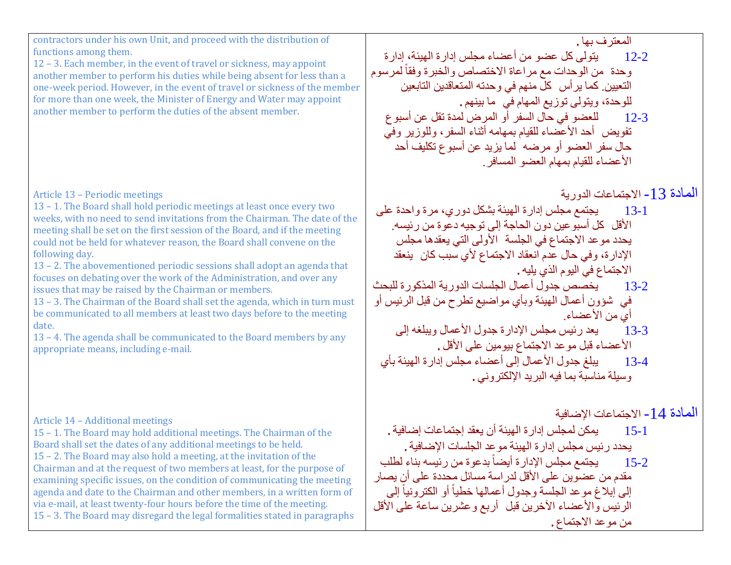| English | Arabic |
|---|---|
| contractors under his own Unit, and proceed with the distribution of functions among them.<br>12 – 3. Each member, in the event of travel or sickness, may appoint another member to perform his duties while being absent for less than a one-week period. However, in the event of travel or sickness of the member for more than one week, the Minister of Energy and Water may appoint another member to perform the duties of the absent member. | المعترف بها .<br>12-2 يتولى كل عضو من أعضاء مجلس إدارة الهيئة، إدارة وحدة من الوحدات مع مراعاة الاختصاص والخبرة وفقاً لمرسوم التعيين. كما يرأس كل منهم في وحدته المتعاقدين التابعين للوحدة، ويتولى توزيع المهام في ما بينهم .<br>12-3 للعضو في حال السفر أو المرض لمدة تقل عن أسبوع تفويض أحد الأعضاء للقيام بمهامه أثناء السفر، وللوزير وفي حال سفر العضو أو مرضه لما يزيد عن أسبوع تكليف أحد الأعضاء للقيام بمهام العضو المسافر. |
| Article 13 – Periodic meetings<br>13 – 1. The Board shall hold periodic meetings at least once every two weeks, with no need to send invitations from the Chairman. The date of the meeting shall be set on the first session of the Board, and if the meeting could not be held for whatever reason, the Board shall convene on the following day.<br>13 – 2. The abovementioned periodic sessions shall adopt an agenda that focuses on debating over the work of the Administration, and over any issues that may be raised by the Chairman or members.<br>13 – 3. The Chairman of the Board shall set the agenda, which in turn must be communicated to all members at least two days before to the meeting date.<br>13 – 4. The agenda shall be communicated to the Board members by any appropriate means, including e-mail. | المادة 13- الاجتماعات الدورية<br>13-1 يجتمع مجلس إدارة الهيئة بشكل دوري، مرة واحدة على الأقل كل أسبوعين دون الحاجة إلى توجيه دعوة من رئيسه. يحدد موعد الاجتماع في الجلسة الأولى التي يعقدها مجلس الإدارة، وفي حال عدم انعقاد الاجتماع لأي سبب كان ينعقد الاجتماع في اليوم الذي يليه .<br>13-2 يخصص جدول أعمال الجلسات الدورية المذكورة للبحث في شؤون أعمال الهيئة وبأي مواضيع تطرح من قبل الرئيس أو أي من الأعضاء.<br>13-3 يعد رئيس مجلس الإدارة جدول الأعمال ويبلغه إلى الأعضاء قبل موعد الاجتماع بيومين على الأقل .<br>13-4 يبلغ جدول الأعمال إلى أعضاء مجلس إدارة الهيئة بأي وسيلة مناسبة بما فيه البريد الإلكتروني . |
| Article 14 – Additional meetings<br>15 – 1. The Board may hold additional meetings. The Chairman of the Board shall set the dates of any additional meetings to be held.<br>15 – 2. The Board may also hold a meeting, at the invitation of the Chairman and at the request of two members at least, for the purpose of examining specific issues, on the condition of communicating the meeting agenda and date to the Chairman and other members, in a written form of via e-mail, at least twenty-four hours before the time of the meeting.<br>15 – 3. The Board may disregard the legal formalities stated in paragraphs | المادة 14- الاجتماعات الإضافية<br>15-1 يمكن لمجلس إدارة الهيئة أن يعقد إجتماعات إضافية . يحدد رئيس مجلس إدارة الهيئة موعد الجلسات الإضافية .<br>15-2 يجتمع مجلس الإدارة أيضاً بدعوة من رئيسه بناء لطلب مقدم من عضوين على الأقل لدراسة مسائل محددة على أن يصار إلى إبلاغ موعد الجلسة وجدول أعمالها خطياً أو الكترونياً إلى الرئيس والأعضاء الآخرين قبل أربع وعشرين ساعة على الأقل من موعد الاجتماع . |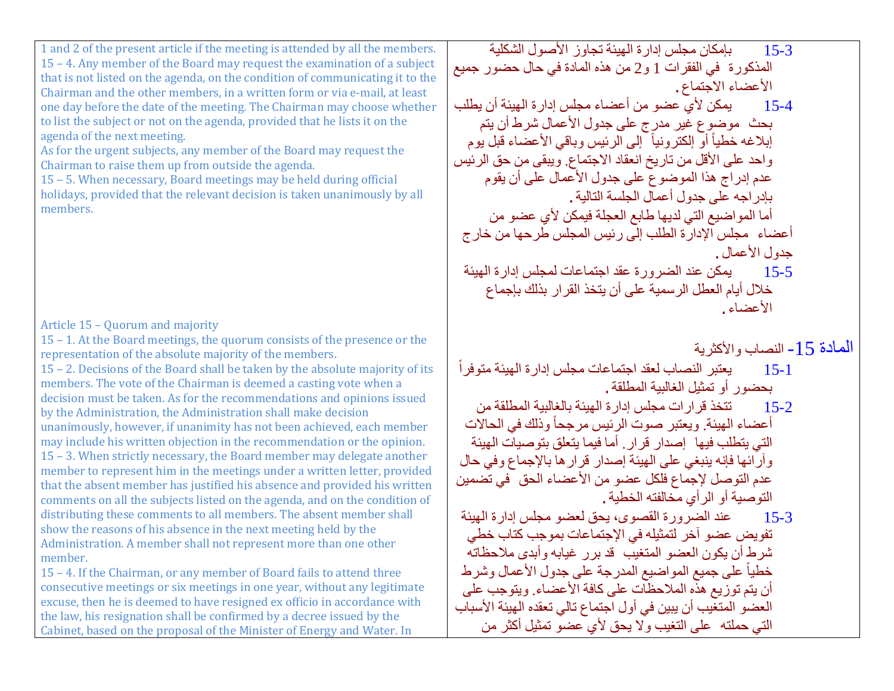| | |
|---|---|
| 1 and 2 of the present article if the meeting is attended by all the members.<br>15 – 4. Any member of the Board may request the examination of a subject that is not listed on the agenda, on the condition of communicating it to the Chairman and the other members, in a written form or via e-mail, at least one day before the date of the meeting. The Chairman may choose whether to list the subject or not on the agenda, provided that he lists it on the agenda of the next meeting.<br>As for the urgent subjects, any member of the Board may request the Chairman to raise them up from outside the agenda.<br>15 – 5. When necessary, Board meetings may be held during official holidays, provided that the relevant decision is taken unanimously by all members. | 15-3 بإمكان مجلس إدارة الهيئة تجاوز الأصول الشكلية المذكورة في الفقرات 1 و2 من هذه المادة في حال حضور جميع الأعضاء الاجتماع .<br>15-4 يمكن لأي عضو من أعضاء مجلس إدارة الهيئة أن يطلب بحث موضوع غير مدرج على جدول الأعمال شرط أن يتم إبلاغه خطياً أو إلكترونياً إلى الرئيس وباقي الأعضاء قبل يوم واحد على الأقل من تاريخ انعقاد الاجتماع. ويبقى من حق الرئيس عدم إدراج هذا الموضوع على جدول الأعمال على أن يقوم بإدراجه على جدول أعمال الجلسة التالية .<br>أما المواضيع التي لديها طابع العجلة فيمكن لأي عضو من أعضاء مجلس الإدارة الطلب إلى رئيس المجلس طرحها من خارج جدول الأعمال .<br>15-5 يمكن عند الضرورة عقد اجتماعات لمجلس إدارة الهيئة خلال أيام العطل الرسمية على أن يتخذ القرار بذلك بإجماع الأعضاء . |
| Article 15 – Quorum and majority<br>15 – 1. At the Board meetings, the quorum consists of the presence or the representation of the absolute majority of the members.<br>15 – 2. Decisions of the Board shall be taken by the absolute majority of its members. The vote of the Chairman is deemed a casting vote when a decision must be taken. As for the recommendations and opinions issued by the Administration, the Administration shall make decision unanimously, however, if unanimity has not been achieved, each member may include his written objection in the recommendation or the opinion.<br>15 – 3. When strictly necessary, the Board member may delegate another member to represent him in the meetings under a written letter, provided that the absent member has justified his absence and provided his written comments on all the subjects listed on the agenda, and on the condition of distributing these comments to all members. The absent member shall show the reasons of his absence in the next meeting held by the Administration. A member shall not represent more than one other member.<br>15 – 4. If the Chairman, or any member of Board fails to attend three consecutive meetings or six meetings in one year, without any legitimate excuse, then he is deemed to have resigned ex officio in accordance with the law, his resignation shall be confirmed by a decree issued by the Cabinet, based on the proposal of the Minister of Energy and Water. In | المادة 15- النصاب والأكثرية<br>15-1 يعتبر النصاب لعقد اجتماعات مجلس إدارة الهيئة متوفراً بحضور أو تمثيل الغالبية المطلقة .<br>15-2 تتخذ قرارات مجلس إدارة الهيئة بالغالبية المطلقة من أعضاء الهيئة. ويعتبر صوت الرئيس مرجحاً وذلك في الحالات التي يتطلب فيها إصدار قرار. أما فيما يتعلق بتوصيات الهيئة وآرائها فإنه ينبغي على الهيئة إصدار قرارها بالإجماع وفي حال عدم التوصل لإجماع فلكل عضو من الأعضاء الحق في تضمين التوصية أو الرأي مخالفته الخطية .<br>15-3 عند الضرورة القصوى، يحق لعضو مجلس إدارة الهيئة تفويض عضو آخر لتمثيله في الإجتماعات بموجب كتاب خطي شرط أن يكون العضو المتغيب قد برر غيابه وأبدى ملاحظاته خطياً على جميع المواضيع المدرجة على جدول الأعمال وشرط أن يتم توزيع هذه الملاحظات على كافة الأعضاء. ويتوجب على العضو المتغيب أن يبين في أول اجتماع تالي تعقده الهيئة الأسباب التي حملته على التغيب ولا يحق لأي عضو تمثيل أكثر من |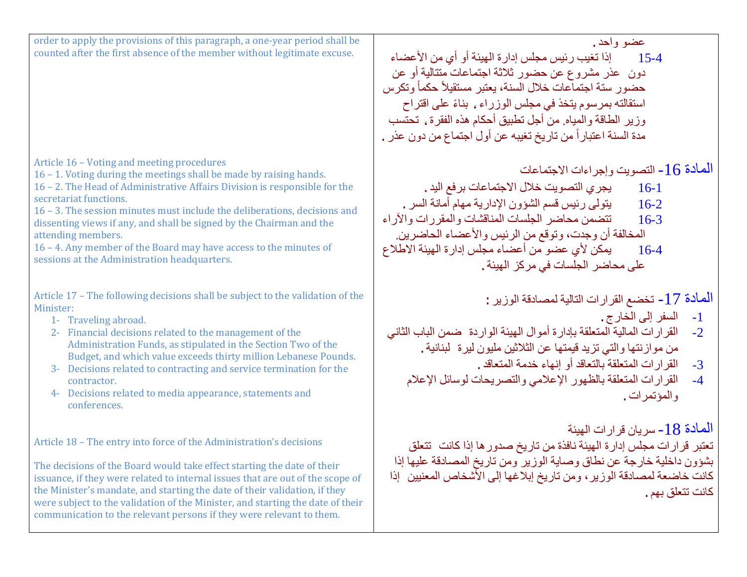| | |
|---|---|
| order to apply the provisions of this paragraph, a one-year period shall be counted after the first absence of the member without legitimate excuse. | عضو واحد .<br>15-4 إذا تغيب رئيس مجلس إدارة الهيئة أو أي من الأعضاء دون عذر مشروع عن حضور ثلاثة اجتماعات متتالية أو عن حضور ستة اجتماعات خلال السنة، يعتبر مستقيلاً حكماً وتكرس استقالته بمرسوم يتخذ في مجلس الوزراء ، بناءً على اقتراح وزير الطاقة والمياه. من أجل تطبيق أحكام هذه الفقرة ، تحتسب مدة السنة اعتباراً من تاريخ تغيبه عن أول اجتماع من دون عذر . |
| Article 16 – Voting and meeting procedures<br>16 – 1. Voting during the meetings shall be made by raising hands.<br>16 – 2. The Head of Administrative Affairs Division is responsible for the secretariat functions.<br>16 – 3. The session minutes must include the deliberations, decisions and dissenting views if any, and shall be signed by the Chairman and the attending members.<br>16 – 4. Any member of the Board may have access to the minutes of sessions at the Administration headquarters. | المادة 16- التصويت وإجراءات الاجتماعات<br>16-1 يجري التصويت خلال الاجتماعات برفع اليد .<br>16-2 يتولى رئيس قسم الشؤون الإدارية مهام أمانة السر .<br>16-3 تتضمن محاضر الجلسات المناقشات والمقررات والآراء المخالفة أن وجدت، وتوقع من الرئيس والأعضاء الحاضرين.<br>16-4 يمكن لأي عضو من أعضاء مجلس إدارة الهيئة الاطلاع على محاضر الجلسات في مركز الهيئة . |
| Article 17 – The following decisions shall be subject to the validation of the Minister:<br>1- Traveling abroad.<br>2- Financial decisions related to the management of the Administration Funds, as stipulated in the Section Two of the Budget, and which value exceeds thirty million Lebanese Pounds.<br>3- Decisions related to contracting and service termination for the contractor.<br>4- Decisions related to media appearance, statements and conferences. | المادة 17- تخضع القرارات التالية لمصادقة الوزير :<br>1- السفر إلى الخارج .<br>2- القرارات المالية المتعلقة بإدارة أموال الهيئة الواردة ضمن الباب الثاني من موازنتها والتي تزيد قيمتها عن الثلاثين مليون ليرة لبنانية .<br>3- القرارات المتعلقة بالتعاقد أو إنهاء خدمة المتعاقد .<br>4- القرارات المتعلقة بالظهور الإعلامي والتصريحات لوسائل الإعلام والمؤتمرات . |
| Article 18 – The entry into force of the Administration's decisions<br><br>The decisions of the Board would take effect starting the date of their issuance, if they were related to internal issues that are out of the scope of the Minister's mandate, and starting the date of their validation, if they were subject to the validation of the Minister, and starting the date of their communication to the relevant persons if they were relevant to them. | المادة 18- سريان قرارات الهيئة<br>تعتبر قرارات مجلس إدارة الهيئة نافذة من تاريخ صدورها إذا كانت تتعلق بشؤون داخلية خارجة عن نطاق وصاية الوزير ومن تاريخ المصادقة عليها إذا كانت خاضعة لمصادقة الوزير، ومن تاريخ إبلاغها إلى الأشخاص المعنيين إذا كانت تتعلق بهم . |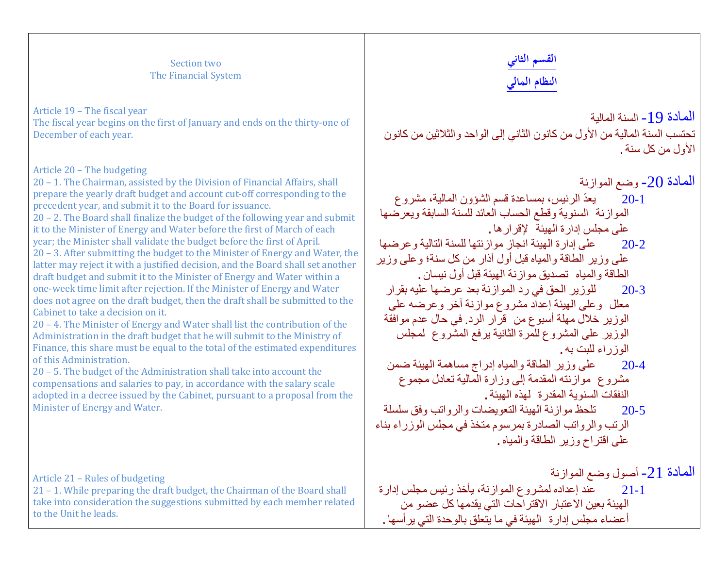## Section two
## The Financial System

**Article 19 – The fiscal year**
The fiscal year begins on the first of January and ends on the thirty-one of December of each year.

**Article 20 – The budgeting**
20 – 1. The Chairman, assisted by the Division of Financial Affairs, shall prepare the yearly draft budget and account cut-off corresponding to the precedent year, and submit it to the Board for issuance.
20 – 2. The Board shall finalize the budget of the following year and submit it to the Minister of Energy and Water before the first of March of each year; the Minister shall validate the budget before the first of April.
20 – 3. After submitting the budget to the Minister of Energy and Water, the latter may reject it with a justified decision, and the Board shall set another draft budget and submit it to the Minister of Energy and Water within a one-week time limit after rejection. If the Minister of Energy and Water does not agree on the draft budget, then the draft shall be submitted to the Cabinet to take a decision on it.
20 – 4. The Minister of Energy and Water shall list the contribution of the Administration in the draft budget that he will submit to the Ministry of Finance, this share must be equal to the total of the estimated expenditures of this Administration.
20 – 5. The budget of the Administration shall take into account the compensations and salaries to pay, in accordance with the salary scale adopted in a decree issued by the Cabinet, pursuant to a proposal from the Minister of Energy and Water.

**Article 21 – Rules of budgeting**
21 – 1. While preparing the draft budget, the Chairman of the Board shall take into consideration the suggestions submitted by each member related to the Unit he leads.

## القسم الثاني
## النظام المالي

**المادة 19- السنة المالية**
تحتسب السنة المالية من الأول من كانون الثاني إلى الواحد والثلاثين من كانون الأول من كل سنة.

**المادة 20- وضع الموازنة**
20-1 يعدّ الرئيس، بمساعدة قسم الشؤون المالية، مشروع الموازنة السنوية وقطع الحساب العائد للسنة السابقة ويعرضها على مجلس إدارة الهيئة لإقرارها.
20-2 على إدارة الهيئة انجاز موازنتها للسنة التالية وعرضها على وزير الطاقة والمياه قبل أول آذار من كل سنة؛ وعلى وزير الطاقة والمياه تصديق موازنة الهيئة قبل أول نيسان.
20-3 للوزير الحق في رد الموازنة بعد عرضها عليه بقرار معلل وعلى الهيئة إعداد مشروع موازنة آخر وعرضه على الوزير خلال مهلة أسبوع من قرار الرد. في حال عدم موافقة الوزير على المشروع للمرة الثانية يرفع المشروع لمجلس الوزراء للبت به.
20-4 على وزير الطاقة والمياه إدراج مساهمة الهيئة ضمن مشروع موازنته المقدمة إلى وزارة المالية تعادل مجموع النفقات السنوية المقدرة لهذه الهيئة.
20-5 تلحظ موازنة الهيئة التعويضات والرواتب وفق سلسلة الرتب والرواتب الصادرة بمرسوم متخذ في مجلس الوزراء بناء على اقتراح وزير الطاقة والمياه.

**المادة 21- أصول وضع الموازنة**
21-1 عند إعداده لمشروع الموازنة، يأخذ رئيس مجلس إدارة الهيئة بعين الاعتبار الاقتراحات التي يقدمها كل عضو من أعضاء مجلس إدارة الهيئة في ما يتعلق بالوحدة التي يرأسها.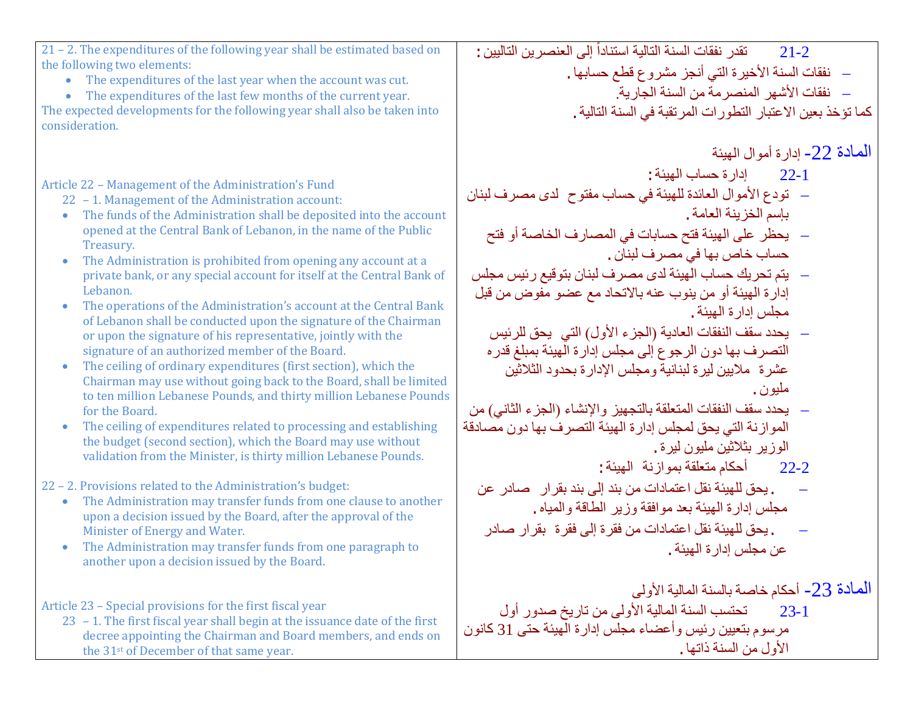| | |
|---|---|
| 21 – 2. The expenditures of the following year shall be estimated based on the following two elements:<br>• The expenditures of the last year when the account was cut.<br>• The expenditures of the last few months of the current year.<br>The expected developments for the following year shall also be taken into consideration. | 21-2 تقدر نفقات السنة التالية استناداً إلى العنصرين التاليين :<br>– نفقات السنة الأخيرة التي أنجز مشروع قطع حسابها .<br>– نفقات الأشهر المنصرمة من السنة الجارية.<br>كما تؤخذ بعين الاعتبار التطورات المرتقبة في السنة التالية . |
| Article 22 – Management of the Administration's Fund<br>22 – 1. Management of the Administration account:<br>• The funds of the Administration shall be deposited into the account opened at the Central Bank of Lebanon, in the name of the Public Treasury.<br>• The Administration is prohibited from opening any account at a private bank, or any special account for itself at the Central Bank of Lebanon.<br>• The operations of the Administration's account at the Central Bank of Lebanon shall be conducted upon the signature of the Chairman or upon the signature of his representative, jointly with the signature of an authorized member of the Board.<br>• The ceiling of ordinary expenditures (first section), which the Chairman may use without going back to the Board, shall be limited to ten million Lebanese Pounds, and thirty million Lebanese Pounds for the Board.<br>• The ceiling of expenditures related to processing and establishing the budget (second section), which the Board may use without validation from the Minister, is thirty million Lebanese Pounds. | المادة 22- إدارة أموال الهيئة<br>22-1 إدارة حساب الهيئة :<br>– تودع الأموال العائدة للهيئة في حساب مفتوح لدى مصرف لبنان بإسم الخزينة العامة .<br>– يحظر على الهيئة فتح حسابات في المصارف الخاصة أو فتح حساب خاص بها في مصرف لبنان .<br>– يتم تحريك حساب الهيئة لدى مصرف لبنان بتوقيع رئيس مجلس إدارة الهيئة أو من ينوب عنه بالاتحاد مع عضو مفوض من قبل مجلس إدارة الهيئة .<br>– يحدد سقف النفقات العادية (الجزء الأول) التي يحق للرئيس التصرف بها دون الرجوع إلى مجلس إدارة الهيئة بمبلغ قدره عشرة ملايين ليرة لبنانية ومجلس الإدارة بحدود الثلاثين مليون .<br>– يحدد سقف النفقات المتعلقة بالتجهيز والإنشاء (الجزء الثاني) من الموازنة التي يحق لمجلس إدارة الهيئة التصرف بها دون مصادقة الوزير بثلاثين مليون ليرة . |
| 22 – 2. Provisions related to the Administration's budget:<br>• The Administration may transfer funds from one clause to another upon a decision issued by the Board, after the approval of the Minister of Energy and Water.<br>• The Administration may transfer funds from one paragraph to another upon a decision issued by the Board. | 22-2 أحكام متعلقة بموازنة الهيئة :<br>– . يحق للهيئة نقل اعتمادات من بند إلى بند بقرار صادر عن مجلس إدارة الهيئة بعد موافقة وزير الطاقة والمياه .<br>– . يحق للهيئة نقل اعتمادات من فقرة إلى فقرة بقرار صادر عن مجلس إدارة الهيئة . |
| Article 23 – Special provisions for the first fiscal year<br>23 – 1. The first fiscal year shall begin at the issuance date of the first decree appointing the Chairman and Board members, and ends on the 31st of December of that same year. | المادة 23- أحكام خاصة بالسنة المالية الأولى<br>23-1 تحتسب السنة المالية الأولى من تاريخ صدور أول مرسوم بتعيين رئيس وأعضاء مجلس إدارة الهيئة حتى 31 كانون الأول من السنة ذاتها . |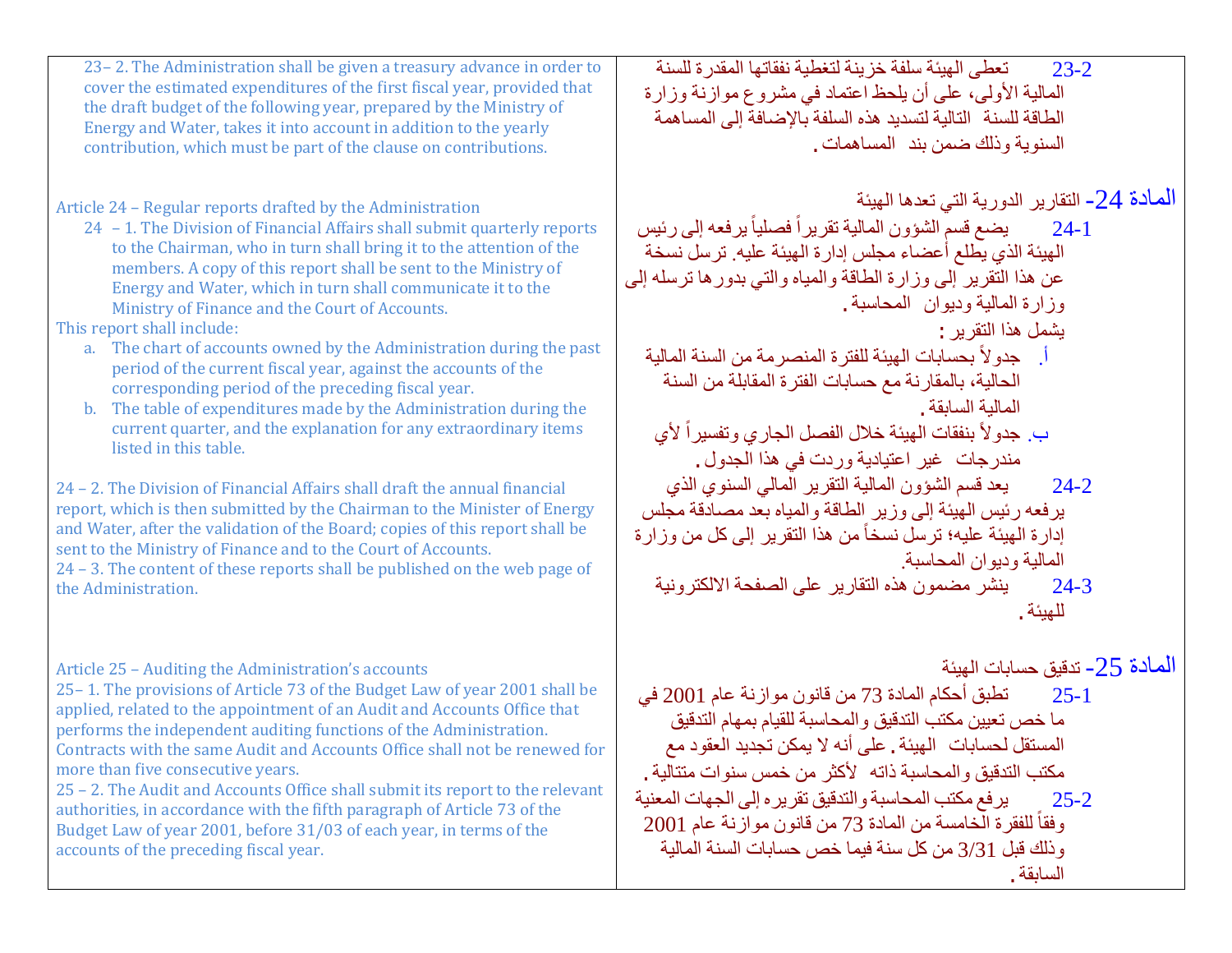| | |
|---|---|
| 23– 2. The Administration shall be given a treasury advance in order to cover the estimated expenditures of the first fiscal year, provided that the draft budget of the following year, prepared by the Ministry of Energy and Water, takes it into account in addition to the yearly contribution, which must be part of the clause on contributions. | 23-2 تعطى الهيئة سلفة خزينة لتغطية نفقاتها المقدرة للسنة المالية الأولى، على أن يلحظ اعتماد في مشروع موازنة وزارة الطاقة للسنة التالية لتسديد هذه السلفة بالإضافة إلى المساهمة السنوية وذلك ضمن بند المساهمات. |
| Article 24 – Regular reports drafted by the Administration<br>24 – 1. The Division of Financial Affairs shall submit quarterly reports to the Chairman, who in turn shall bring it to the attention of the members. A copy of this report shall be sent to the Ministry of Energy and Water, which in turn shall communicate it to the Ministry of Finance and the Court of Accounts.<br>This report shall include:<br>a. The chart of accounts owned by the Administration during the past period of the current fiscal year, against the accounts of the corresponding period of the preceding fiscal year.<br>b. The table of expenditures made by the Administration during the current quarter, and the explanation for any extraordinary items listed in this table.<br><br>24 – 2. The Division of Financial Affairs shall draft the annual financial report, which is then submitted by the Chairman to the Minister of Energy and Water, after the validation of the Board; copies of this report shall be sent to the Ministry of Finance and to the Court of Accounts.<br>24 – 3. The content of these reports shall be published on the web page of the Administration. | المادة 24- التقارير الدورية التي تعدها الهيئة<br>24-1 يضع قسم الشؤون المالية تقريراً فصلياً يرفعه إلى رئيس الهيئة الذي يطلع أعضاء مجلس إدارة الهيئة عليه. ترسل نسخة عن هذا التقرير إلى وزارة الطاقة والمياه والتي بدورها ترسله إلى وزارة المالية وديوان المحاسبة.<br>يشمل هذا التقرير:<br>أ. جدولاً بحسابات الهيئة للفترة المنصرمة من السنة المالية الحالية، بالمقارنة مع حسابات الفترة المقابلة من السنة المالية السابقة.<br>ب. جدولاً بنفقات الهيئة خلال الفصل الجاري وتفسيراً لأي مندرجات غير اعتيادية وردت في هذا الجدول.<br>24-2 يعد قسم الشؤون المالية التقرير المالي السنوي الذي يرفعه رئيس الهيئة إلى وزير الطاقة والمياه بعد مصادقة مجلس إدارة الهيئة عليه؛ ترسل نسخاً من هذا التقرير إلى كل من وزارة المالية وديوان المحاسبة.<br>24-3 ينشر مضمون هذه التقارير على الصفحة الالكترونية للهيئة. |
| Article 25 – Auditing the Administration's accounts<br>25– 1. The provisions of Article 73 of the Budget Law of year 2001 shall be applied, related to the appointment of an Audit and Accounts Office that performs the independent auditing functions of the Administration. Contracts with the same Audit and Accounts Office shall not be renewed for more than five consecutive years.<br>25 – 2. The Audit and Accounts Office shall submit its report to the relevant authorities, in accordance with the fifth paragraph of Article 73 of the Budget Law of year 2001, before 31/03 of each year, in terms of the accounts of the preceding fiscal year. | المادة 25- تدقيق حسابات الهيئة<br>25-1 تطبق أحكام المادة 73 من قانون موازنة عام 2001 في ما خص تعيين مكتب التدقيق والمحاسبة للقيام بمهام التدقيق المستقل لحسابات الهيئة. على أنه لا يمكن تجديد العقود مع مكتب التدقيق والمحاسبة ذاته لأكثر من خمس سنوات متتالية.<br>25-2 يرفع مكتب المحاسبة والتدقيق تقريره إلى الجهات المعنية وفقاً للفقرة الخامسة من المادة 73 من قانون موازنة عام 2001 وذلك قبل 3/31 من كل سنة فيما خص حسابات السنة المالية السابقة. |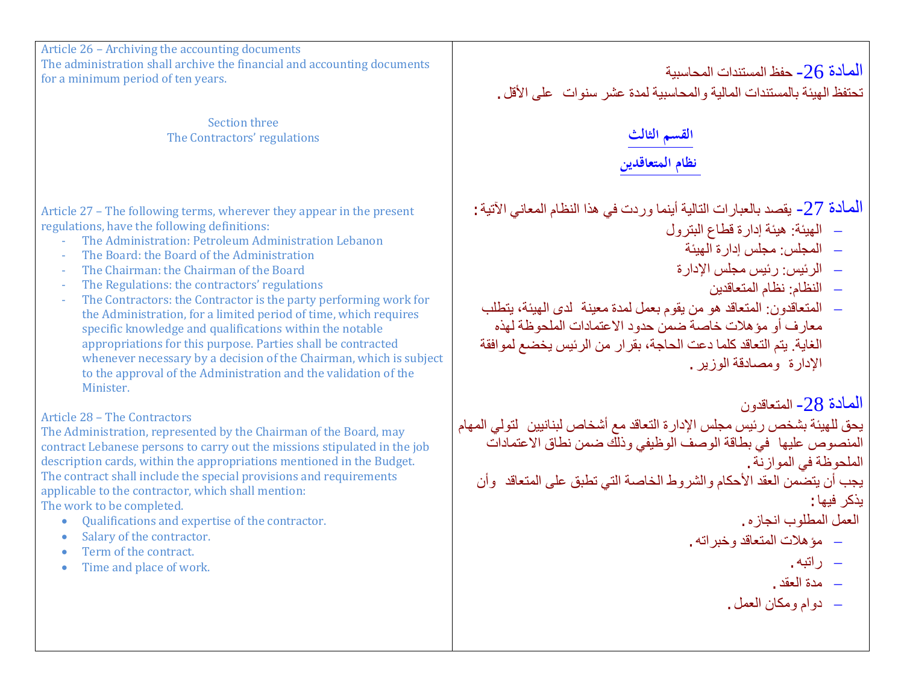Article 26 – Archiving the accounting documents
The administration shall archive the financial and accounting documents for a minimum period of ten years.

المادة 26- حفظ المستندات المحاسبية
تحتفظ الهيئة بالمستندات المالية والمحاسبية لمدة عشر سنوات على الأقل.

Section three
The Contractors' regulations

**القسم الثالث**
**نظام المتعاقدين**

Article 27 – The following terms, wherever they appear in the present regulations, have the following definitions:

- The Administration: Petroleum Administration Lebanon
- The Board: the Board of the Administration
- The Chairman: the Chairman of the Board
- The Regulations: the contractors' regulations
- The Contractors: the Contractor is the party performing work for the Administration, for a limited period of time, which requires specific knowledge and qualifications within the notable appropriations for this purpose. Parties shall be contracted whenever necessary by a decision of the Chairman, which is subject to the approval of the Administration and the validation of the Minister.

المادة 27- يقصد بالعبارات التالية أينما وردت في هذا النظام المعاني الآتية:

- الهيئة: هيئة إدارة قطاع البترول
- المجلس: مجلس إدارة الهيئة
- الرئيس: رئيس مجلس الإدارة
- النظام: نظام المتعاقدين
- المتعاقدون: المتعاقد هو من يقوم بعمل لمدة معينة لدى الهيئة، يتطلب معارف أو مؤهلات خاصة ضمن حدود الاعتمادات الملحوظة لهذه الغاية. يتم التعاقد كلما دعت الحاجة، بقرار من الرئيس يخضع لموافقة الإدارة ومصادقة الوزير.

Article 28 – The Contractors
The Administration, represented by the Chairman of the Board, may contract Lebanese persons to carry out the missions stipulated in the job description cards, within the appropriations mentioned in the Budget.
The contract shall include the special provisions and requirements applicable to the contractor, which shall mention:
The work to be completed.

- Qualifications and expertise of the contractor.
- Salary of the contractor.
- Term of the contract.
- Time and place of work.

المادة 28- المتعاقدون
يحق للهيئة بشخص رئيس مجلس الإدارة التعاقد مع أشخاص لبنانيين لتولي المهام المنصوص عليها في بطاقة الوصف الوظيفي وذلك ضمن نطاق الاعتمادات الملحوظة في الموازنة.
يجب أن يتضمن العقد الأحكام والشروط الخاصة التي تطبق على المتعاقد وأن يذكر فيها:
العمل المطلوب انجازه.

- مؤهلات المتعاقد وخبراته.
- راتبه.
- مدة العقد.
- دوام ومكان العمل.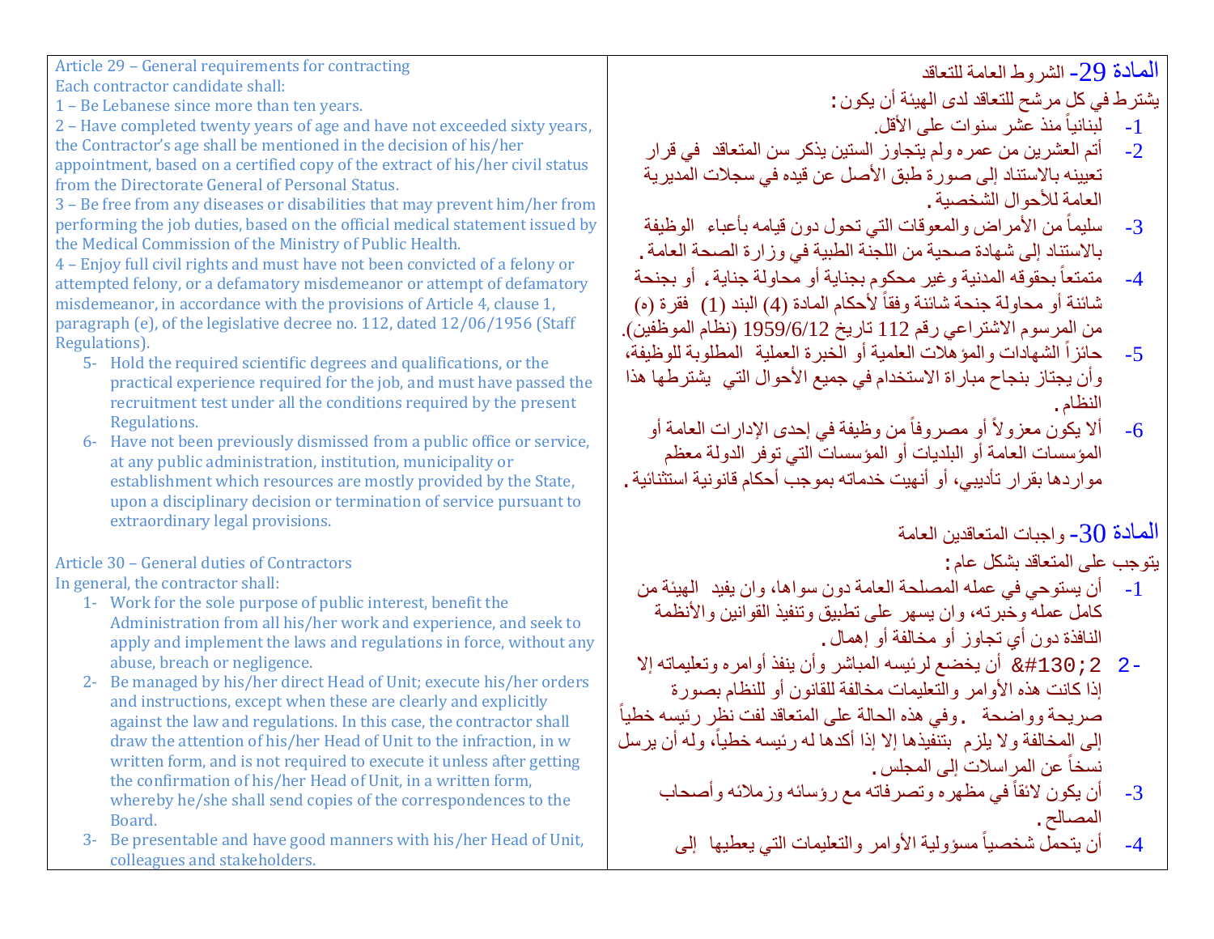| Article 29 – General requirements for contracting<br>Each contractor candidate shall:<br>1 – Be Lebanese since more than ten years.<br>2 – Have completed twenty years of age and have not exceeded sixty years, the Contractor's age shall be mentioned in the decision of his/her appointment, based on a certified copy of the extract of his/her civil status from the Directorate General of Personal Status.<br>3 – Be free from any diseases or disabilities that may prevent him/her from performing the job duties, based on the official medical statement issued by the Medical Commission of the Ministry of Public Health.<br>4 – Enjoy full civil rights and must have not been convicted of a felony or attempted felony, or a defamatory misdemeanor or attempt of defamatory misdemeanor, in accordance with the provisions of Article 4, clause 1, paragraph (e), of the legislative decree no. 112, dated 12/06/1956 (Staff Regulations).<br>5- Hold the required scientific degrees and qualifications, or the practical experience required for the job, and must have passed the recruitment test under all the conditions required by the present Regulations.<br>6- Have not been previously dismissed from a public office or service, at any public administration, institution, municipality or establishment which resources are mostly provided by the State, upon a disciplinary decision or termination of service pursuant to extraordinary legal provisions.<br><br>Article 30 – General duties of Contractors<br>In general, the contractor shall:<br>1- Work for the sole purpose of public interest, benefit the Administration from all his/her work and experience, and seek to apply and implement the laws and regulations in force, without any abuse, breach or negligence.<br>2- Be managed by his/her direct Head of Unit; execute his/her orders and instructions, except when these are clearly and explicitly against the law and regulations. In this case, the contractor shall draw the attention of his/her Head of Unit to the infraction, in w written form, and is not required to execute it unless after getting the confirmation of his/her Head of Unit, in a written form, whereby he/she shall send copies of the correspondences to the Board.<br>3- Be presentable and have good manners with his/her Head of Unit, colleagues and stakeholders. | المادة 29- الشروط العامة للتعاقد<br>يشترط في كل مرشح للتعاقد لدى الهيئة أن يكون:<br>1- لبنانياً منذ عشر سنوات على الأقل.<br>2- أتم العشرين من عمره ولم يتجاوز الستين يذكر سن المتعاقد في قرار تعيينه بالاستناد إلى صورة طبق الأصل عن قيده في سجلات المديرية العامة للأحوال الشخصية.<br>3- سليماً من الأمراض والمعوقات التي تحول دون قيامه بأعباء الوظيفة بالاستناد إلى شهادة صحية من اللجنة الطبية في وزارة الصحة العامة.<br>4- متمتعاً بحقوقه المدنية وغير محكوم بجناية أو محاولة جناية، أو بجنحة شائنة أو محاولة جنحة شائنة وفقاً لأحكام المادة (4) البند (1) فقرة (ه) من المرسوم الاشتراعي رقم 112 تاريخ 1959/6/12 (نظام الموظفين).<br>5- حائزاً الشهادات والمؤهلات العلمية أو الخبرة العملية المطلوبة للوظيفة، وأن يجتاز بنجاح مباراة الاستخدام في جميع الأحوال التي يشترطها هذا النظام.<br>6- ألا يكون معزولاً أو مصروفاً من وظيفة في إحدى الإدارات العامة أو المؤسسات العامة أو البلديات أو المؤسسات التي توفر الدولة معظم مواردها بقرار تأديبي، أو أنهيت خدماته بموجب أحكام قانونية استثنائية.<br><br>المادة 30- واجبات المتعاقدين العامة<br>يتوجب على المتعاقد بشكل عام:<br>1- أن يستوحي في عمله المصلحة العامة دون سواها، وان يفيد الهيئة من كامل عمله وخبرته، وان يسهر على تطبيق وتنفيذ القوانين والأنظمة النافذة دون أي تجاوز أو مخالفة أو إهمال.<br>2- أن يخضع لرئيسه المباشر وأن ينفذ أوامره وتعليماته إلا إذا كانت هذه الأوامر والتعليمات مخالفة للقانون أو للنظام بصورة صريحة وواضحة. وفي هذه الحالة على المتعاقد لفت نظر رئيسه خطياً إلى المخالفة ولا يلزم بتنفيذها إلا إذا أكدها له رئيسه خطياً، وله أن يرسل نسخاً عن المراسلات إلى المجلس.<br>3- أن يكون لائقاً في مظهره وتصرفاته مع رؤسائه وزملائه وأصحاب المصالح.<br>4- أن يتحمل شخصياً مسؤولية الأوامر والتعليمات التي يعطيها إلى |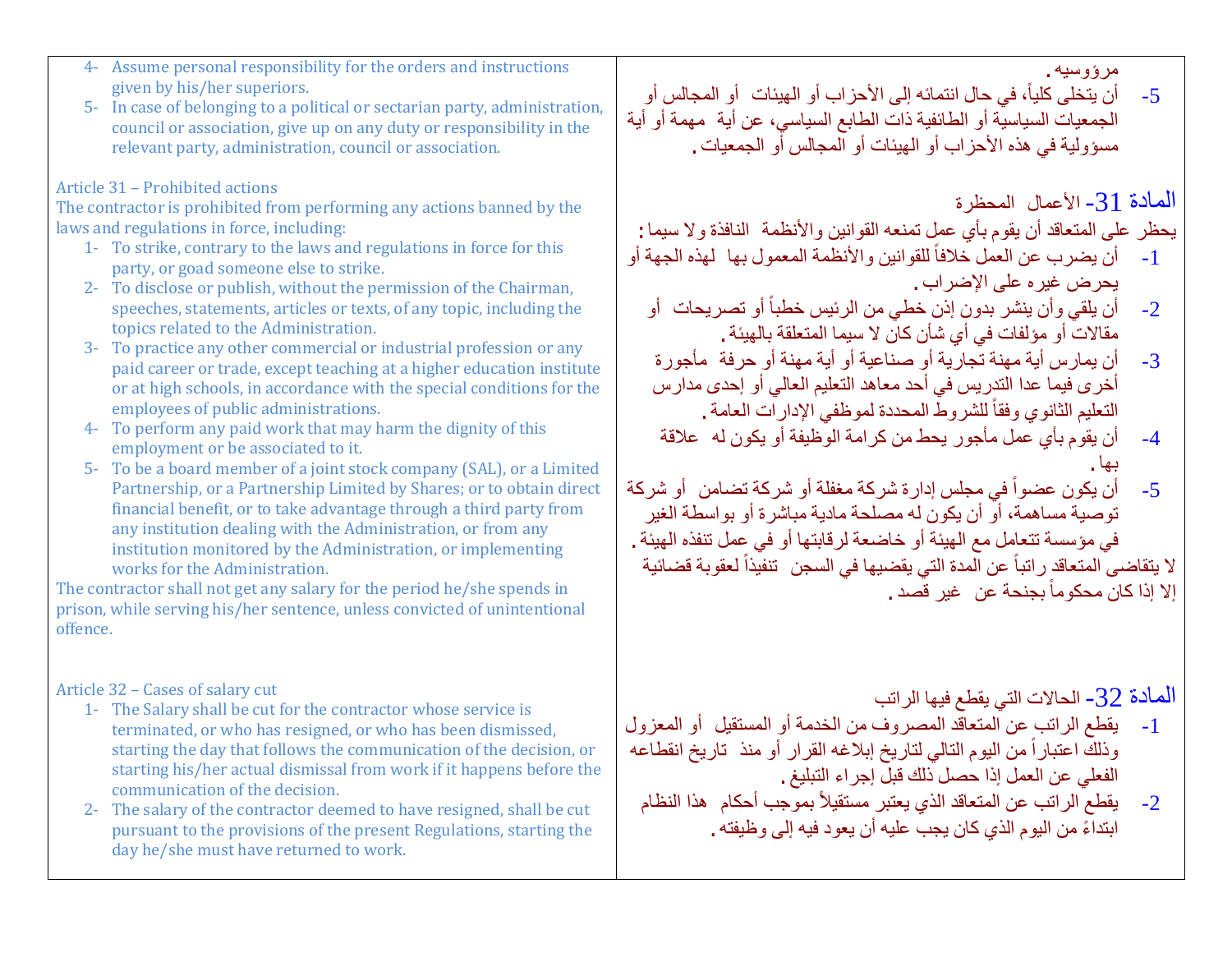| | |
|---|---|
| 4- Assume personal responsibility for the orders and instructions given by his/her superiors.<br>5- In case of belonging to a political or sectarian party, administration, council or association, give up on any duty or responsibility in the relevant party, administration, council or association.<br><br>Article 31 – Prohibited actions<br>The contractor is prohibited from performing any actions banned by the laws and regulations in force, including:<br>1- To strike, contrary to the laws and regulations in force for this party, or goad someone else to strike.<br>2- To disclose or publish, without the permission of the Chairman, speeches, statements, articles or texts, of any topic, including the topics related to the Administration.<br>3- To practice any other commercial or industrial profession or any paid career or trade, except teaching at a higher education institute or at high schools, in accordance with the special conditions for the employees of public administrations.<br>4- To perform any paid work that may harm the dignity of this employment or be associated to it.<br>5- To be a board member of a joint stock company (SAL), or a Limited Partnership, or a Partnership Limited by Shares; or to obtain direct financial benefit, or to take advantage through a third party from any institution dealing with the Administration, or from any institution monitored by the Administration, or implementing works for the Administration.<br>The contractor shall not get any salary for the period he/she spends in prison, while serving his/her sentence, unless convicted of unintentional offence. | مرؤوسيه .<br>5- أن يتخلى كلياً، في حال انتمائه إلى الأحزاب أو الهيئات أو المجالس أو الجمعيات السياسية أو الطائفية ذات الطابع السياسي، عن أية مهمة أو أية مسؤولية في هذه الأحزاب أو الهيئات أو المجالس أو الجمعيات .<br><br>المادة 31- الأعمال المحظرة<br>يحظر على المتعاقد أن يقوم بأي عمل تمنعه القوانين والأنظمة النافذة ولا سيما :<br>1- أن يضرب عن العمل خلافاً للقوانين والأنظمة المعمول بها لهذه الجهة أو يحرض غيره على الإضراب .<br>2- أن يلقي وأن ينشر بدون إذن خطي من الرئيس خطباً أو تصريحات أو مقالات أو مؤلفات في أي شأن كان لا سيما المتعلقة بالهيئة .<br>3- أن يمارس أية مهنة تجارية أو صناعية أو أية مهنة أو حرفة مأجورة أخرى فيما عدا التدريس في أحد معاهد التعليم العالي أو إحدى مدارس التعليم الثانوي وفقاً للشروط المحددة لموظفي الإدارات العامة .<br>4- أن يقوم بأي عمل مأجور يحط من كرامة الوظيفة أو يكون له علاقة بها .<br>5- أن يكون عضواً في مجلس إدارة شركة مغفلة أو شركة تضامن أو شركة توصية مساهمة، أو أن يكون له مصلحة مادية مباشرة أو بواسطة الغير في مؤسسة تتعامل مع الهيئة أو خاضعة لرقابتها أو في عمل تنفذه الهيئة .<br>لا يتقاضى المتعاقد راتباً عن المدة التي يقضيها في السجن تنفيذاً لعقوبة قضائية إلا إذا كان محكوماً بجنحة عن غير قصد . |
| Article 32 – Cases of salary cut<br>1- The Salary shall be cut for the contractor whose service is terminated, or who has resigned, or who has been dismissed, starting the day that follows the communication of the decision, or starting his/her actual dismissal from work if it happens before the communication of the decision.<br>2- The salary of the contractor deemed to have resigned, shall be cut pursuant to the provisions of the present Regulations, starting the day he/she must have returned to work. | المادة 32- الحالات التي يقطع فيها الراتب<br>1- يقطع الراتب عن المتعاقد المصروف من الخدمة أو المستقيل أو المعزول وذلك اعتباراً من اليوم التالي لتاريخ إبلاغه القرار أو منذ تاريخ انقطاعه الفعلي عن العمل إذا حصل ذلك قبل إجراء التبليغ .<br>2- يقطع الراتب عن المتعاقد الذي يعتبر مستقيلاً بموجب أحكام هذا النظام ابتداءً من اليوم الذي كان يجب عليه أن يعود فيه إلى وظيفته . |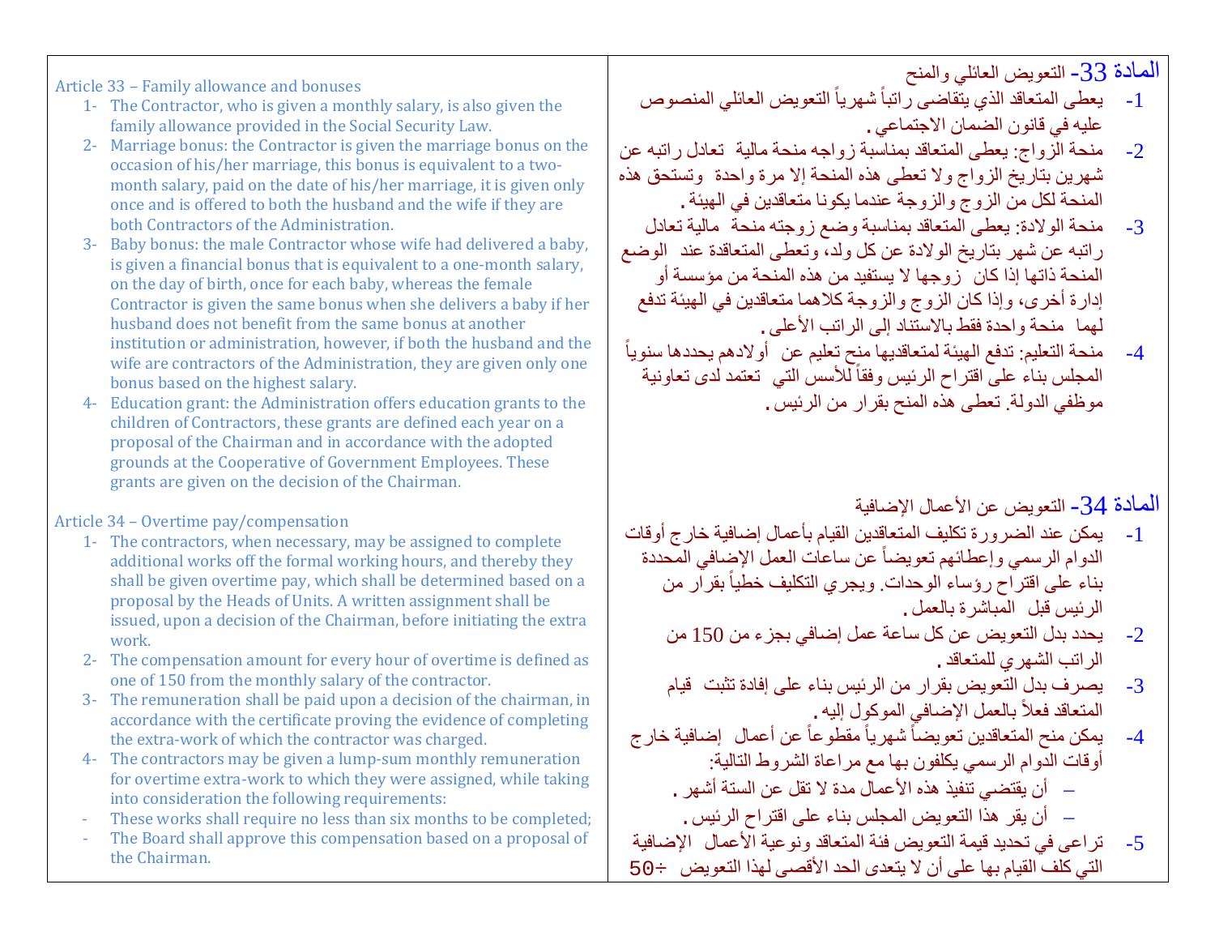Article 33 – Family allowance and bonuses

1- The Contractor, who is given a monthly salary, is also given the family allowance provided in the Social Security Law.
2- Marriage bonus: the Contractor is given the marriage bonus on the occasion of his/her marriage, this bonus is equivalent to a two-month salary, paid on the date of his/her marriage, it is given only once and is offered to both the husband and the wife if they are both Contractors of the Administration.
3- Baby bonus: the male Contractor whose wife had delivered a baby, is given a financial bonus that is equivalent to a one-month salary, on the day of birth, once for each baby, whereas the female Contractor is given the same bonus when she delivers a baby if her husband does not benefit from the same bonus at another institution or administration, however, if both the husband and the wife are contractors of the Administration, they are given only one bonus based on the highest salary.
4- Education grant: the Administration offers education grants to the children of Contractors, these grants are defined each year on a proposal of the Chairman and in accordance with the adopted grounds at the Cooperative of Government Employees. These grants are given on the decision of the Chairman.

Article 34 – Overtime pay/compensation

1- The contractors, when necessary, may be assigned to complete additional works off the formal working hours, and thereby they shall be given overtime pay, which shall be determined based on a proposal by the Heads of Units. A written assignment shall be issued, upon a decision of the Chairman, before initiating the extra work.
2- The compensation amount for every hour of overtime is defined as one of 150 from the monthly salary of the contractor.
3- The remuneration shall be paid upon a decision of the chairman, in accordance with the certificate proving the evidence of completing the extra-work of which the contractor was charged.
4- The contractors may be given a lump-sum monthly remuneration for overtime extra-work to which they were assigned, while taking into consideration the following requirements:
- These works shall require no less than six months to be completed;
- The Board shall approve this compensation based on a proposal of the Chairman.

المادة 33- التعويض العائلي والمنح

1- يعطى المتعاقد الذي يتقاضى راتباً شهرياً التعويض العائلي المنصوص عليه في قانون الضمان الاجتماعي.
2- منحة الزواج: يعطى المتعاقد بمناسبة زواجه منحة مالية تعادل راتبه عن شهرين بتاريخ الزواج ولا تعطى هذه المنحة إلا مرة واحدة وتستحق هذه المنحة لكل من الزوج والزوجة عندما يكونا متعاقدين في الهيئة.
3- منحة الولادة: يعطى المتعاقد بمناسبة وضع زوجته منحة مالية تعادل راتبه عن شهر بتاريخ الولادة عن كل ولد، وتعطى المتعاقدة عند الوضع المنحة ذاتها إذا كان زوجها لا يستفيد من هذه المنحة من مؤسسة أو إدارة أخرى، وإذا كان الزوج والزوجة كلاهما متعاقدين في الهيئة تدفع لهما منحة واحدة فقط بالاستناد إلى الراتب الأعلى.
4- منحة التعليم: تدفع الهيئة لمتعاقديها منح تعليم عن أولادهم يحددها سنوياً المجلس بناء على اقتراح الرئيس وفقاً للأسس التي تعتمد لدى تعاونية موظفي الدولة. تعطى هذه المنح بقرار من الرئيس.

المادة 34- التعويض عن الأعمال الإضافية

1- يمكن عند الضرورة تكليف المتعاقدين القيام بأعمال إضافية خارج أوقات الدوام الرسمي وإعطائهم تعويضاً عن ساعات العمل الإضافي المحددة بناء على اقتراح رؤساء الوحدات. ويجري التكليف خطياً بقرار من الرئيس قبل المباشرة بالعمل.
2- يحدد بدل التعويض عن كل ساعة عمل إضافي بجزء من 150 من الراتب الشهري للمتعاقد.
3- يصرف بدل التعويض بقرار من الرئيس بناء على إفادة تثبت قيام المتعاقد فعلاً بالعمل الإضافي الموكول إليه.
4- يمكن منح المتعاقدين تعويضاً شهرياً مقطوعاً عن أعمال إضافية خارج أوقات الدوام الرسمي يكلفون بها مع مراعاة الشروط التالية:
– أن يقتضي تنفيذ هذه الأعمال مدة لا تقل عن الستة أشهر.
– أن يقر هذا التعويض المجلس بناء على اقتراح الرئيس.
5- تراعى في تحديد قيمة التعويض فئة المتعاقد ونوعية الأعمال الإضافية التي كلف القيام بها على أن لا يتعدى الحد الأقصى لهذا التعويض ÷50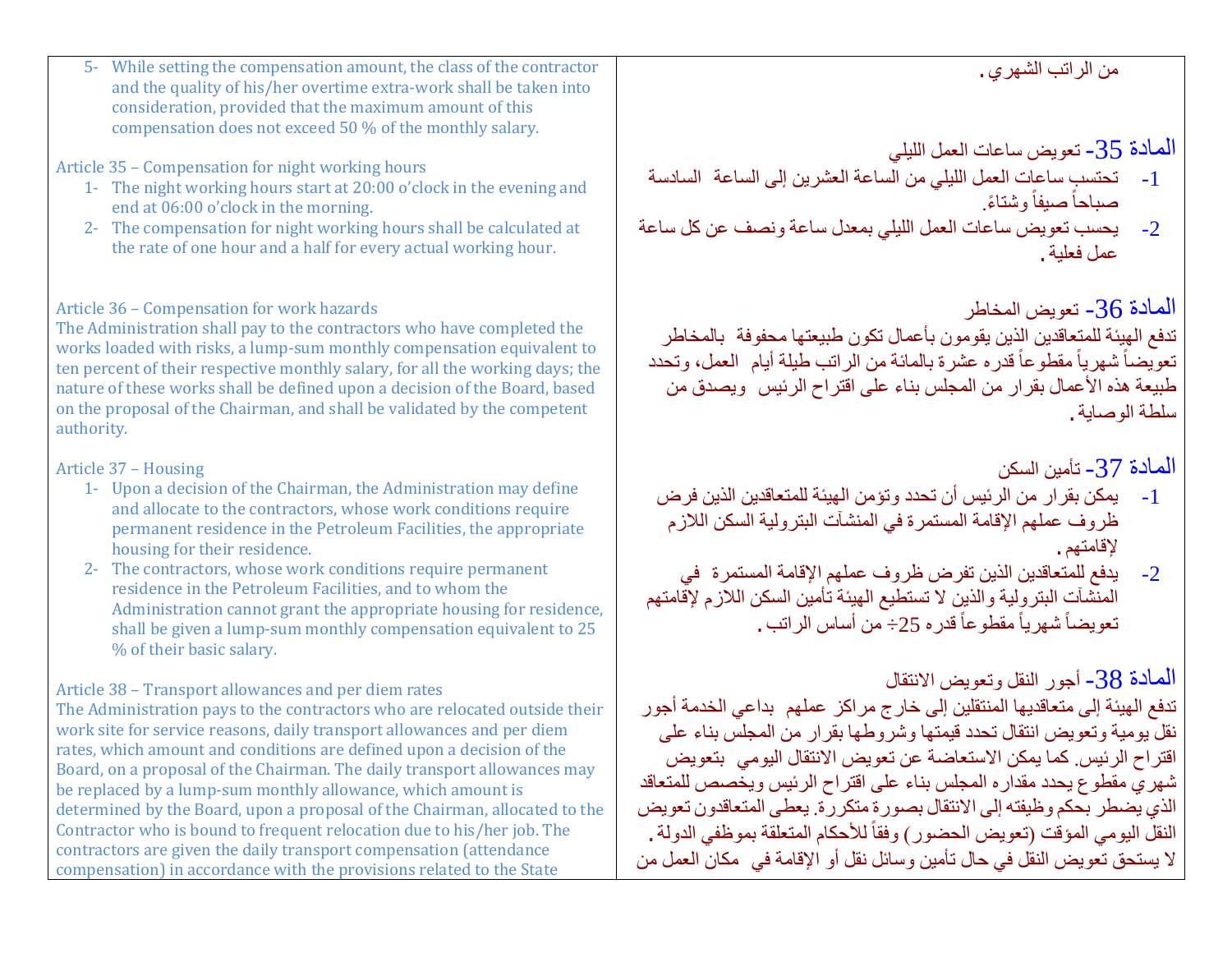| | |
|---|---|
| 5- While setting the compensation amount, the class of the contractor and the quality of his/her overtime extra-work shall be taken into consideration, provided that the maximum amount of this compensation does not exceed 50 % of the monthly salary. | من الراتب الشهري . |
| **Article 35 – Compensation for night working hours**<br>1- The night working hours start at 20:00 o'clock in the evening and end at 06:00 o'clock in the morning.<br>2- The compensation for night working hours shall be calculated at the rate of one hour and a half for every actual working hour. | **المادة 35- تعويض ساعات العمل الليلي**<br>1- تحتسب ساعات العمل الليلي من الساعة العشرين إلى الساعة السادسة صباحاً صيفاً وشتاءً.<br>2- يحسب تعويض ساعات العمل الليلي بمعدل ساعة ونصف عن كل ساعة عمل فعلية . |
| **Article 36 – Compensation for work hazards**<br>The Administration shall pay to the contractors who have completed the works loaded with risks, a lump-sum monthly compensation equivalent to ten percent of their respective monthly salary, for all the working days; the nature of these works shall be defined upon a decision of the Board, based on the proposal of the Chairman, and shall be validated by the competent authority. | **المادة 36- تعويض المخاطر**<br>تدفع الهيئة للمتعاقدين الذين يقومون بأعمال تكون طبيعتها محفوفة بالمخاطر تعويضاً شهرياً مقطوعاً قدره عشرة بالمائة من الراتب طيلة أيام العمل، وتحدد طبيعة هذه الأعمال بقرار من المجلس بناء على اقتراح الرئيس ويصدق من سلطة الوصاية . |
| **Article 37 – Housing**<br>1- Upon a decision of the Chairman, the Administration may define and allocate to the contractors, whose work conditions require permanent residence in the Petroleum Facilities, the appropriate housing for their residence.<br>2- The contractors, whose work conditions require permanent residence in the Petroleum Facilities, and to whom the Administration cannot grant the appropriate housing for residence, shall be given a lump-sum monthly compensation equivalent to 25 % of their basic salary. | **المادة 37- تأمين السكن**<br>1- يمكن بقرار من الرئيس أن تحدد وتؤمن الهيئة للمتعاقدين الذين فرض ظروف عملهم الإقامة المستمرة في المنشآت البترولية السكن اللازم لإقامتهم .<br>2- يدفع للمتعاقدين الذين تفرض ظروف عملهم الإقامة المستمرة في المنشآت البترولية والذين لا تستطيع الهيئة تأمين السكن اللازم لإقامتهم تعويضاً شهرياً مقطوعاً قدره 25÷ من أساس الراتب . |
| **Article 38 – Transport allowances and per diem rates**<br>The Administration pays to the contractors who are relocated outside their work site for service reasons, daily transport allowances and per diem rates, which amount and conditions are defined upon a decision of the Board, on a proposal of the Chairman. The daily transport allowances may be replaced by a lump-sum monthly allowance, which amount is determined by the Board, upon a proposal of the Chairman, allocated to the Contractor who is bound to frequent relocation due to his/her job. The contractors are given the daily transport compensation (attendance compensation) in accordance with the provisions related to the State | **المادة 38- أجور النقل وتعويض الانتقال**<br>تدفع الهيئة إلى متعاقديها المنتقلين إلى خارج مراكز عملهم بداعي الخدمة أجور نقل يومية وتعويض انتقال تحدد قيمتها وشروطها بقرار من المجلس بناء على اقتراح الرئيس. كما يمكن الاستعاضة عن تعويض الانتقال اليومي بتعويض شهري مقطوع يحدد مقداره المجلس بناء على اقتراح الرئيس ويخصص للمتعاقد الذي يضطر بحكم وظيفته إلى الانتقال بصورة متكررة. يعطى المتعاقدون تعويض النقل اليومي المؤقت (تعويض الحضور) وفقاً للأحكام المتعلقة بموظفي الدولة . لا يستحق تعويض النقل في حال تأمين وسائل نقل أو الإقامة في مكان العمل من |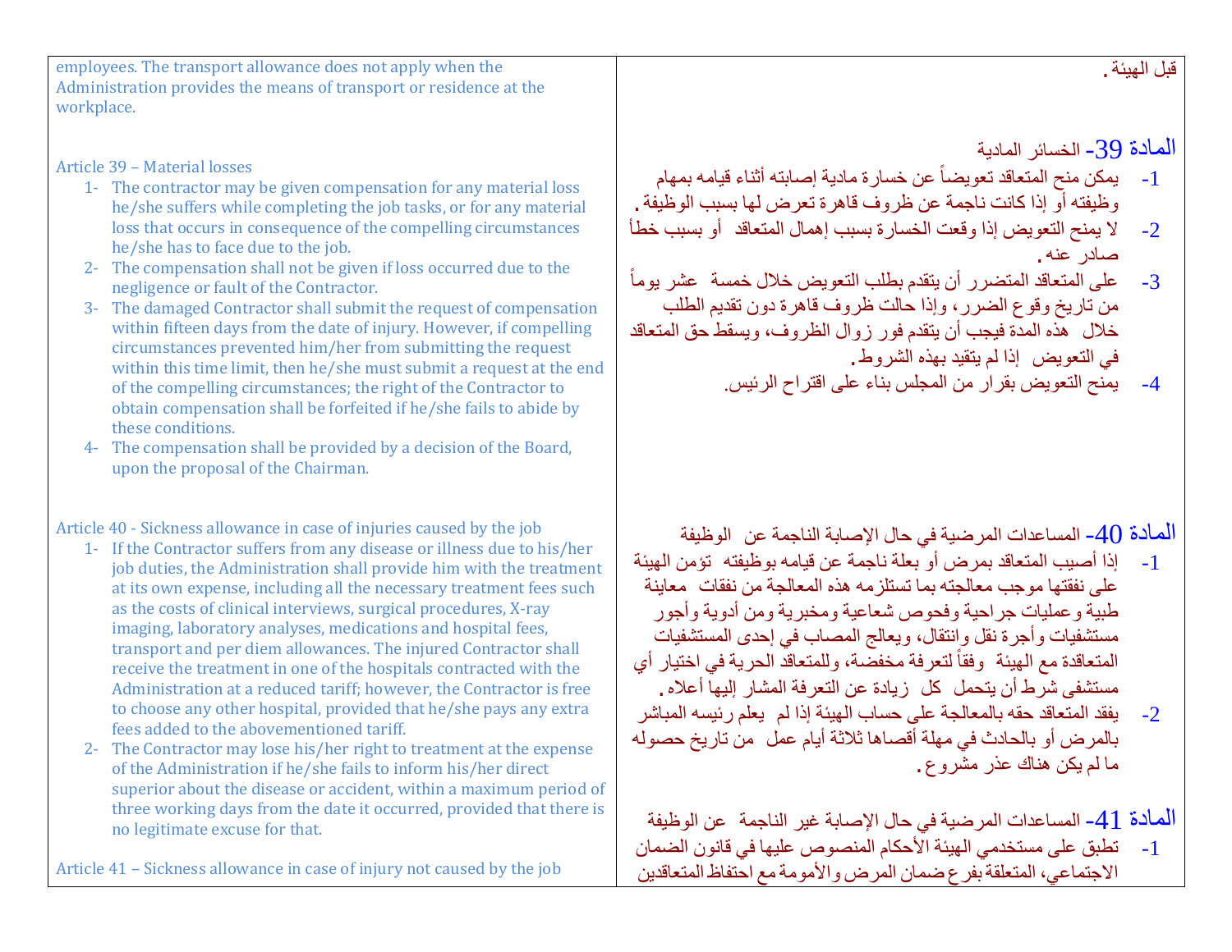| | |
|---|---|
| employees. The transport allowance does not apply when the Administration provides the means of transport or residence at the workplace. | قبل الهيئة. |
| Article 39 – Material losses<br>1- The contractor may be given compensation for any material loss he/she suffers while completing the job tasks, or for any material loss that occurs in consequence of the compelling circumstances he/she has to face due to the job.<br>2- The compensation shall not be given if loss occurred due to the negligence or fault of the Contractor.<br>3- The damaged Contractor shall submit the request of compensation within fifteen days from the date of injury. However, if compelling circumstances prevented him/her from submitting the request within this time limit, then he/she must submit a request at the end of the compelling circumstances; the right of the Contractor to obtain compensation shall be forfeited if he/she fails to abide by these conditions.<br>4- The compensation shall be provided by a decision of the Board, upon the proposal of the Chairman. | المادة 39- الخسائر المادية<br>1- يمكن منح المتعاقد تعويضاً عن خسارة مادية إصابته أثناء قيامه بمهام وظيفته أو إذا كانت ناجمة عن ظروف قاهرة تعرض لها بسبب الوظيفة.<br>2- لا يمنح التعويض إذا وقعت الخسارة بسبب إهمال المتعاقد أو بسبب خطأ صادر عنه.<br>3- على المتعاقد المتضرر أن يتقدم بطلب التعويض خلال خمسة عشر يوماً من تاريخ وقوع الضرر، وإذا حالت ظروف قاهرة دون تقديم الطلب خلال هذه المدة فيجب أن يتقدم فور زوال الظروف، ويسقط حق المتعاقد في التعويض إذا لم يتقيد بهذه الشروط.<br>4- يمنح التعويض بقرار من المجلس بناء على اقتراح الرئيس. |
| Article 40 - Sickness allowance in case of injuries caused by the job<br>1- If the Contractor suffers from any disease or illness due to his/her job duties, the Administration shall provide him with the treatment at its own expense, including all the necessary treatment fees such as the costs of clinical interviews, surgical procedures, X-ray imaging, laboratory analyses, medications and hospital fees, transport and per diem allowances. The injured Contractor shall receive the treatment in one of the hospitals contracted with the Administration at a reduced tariff; however, the Contractor is free to choose any other hospital, provided that he/she pays any extra fees added to the abovementioned tariff.<br>2- The Contractor may lose his/her right to treatment at the expense of the Administration if he/she fails to inform his/her direct superior about the disease or accident, within a maximum period of three working days from the date it occurred, provided that there is no legitimate excuse for that. | المادة 40- المساعدات المرضية في حال الإصابة الناجمة عن الوظيفة<br>1- إذا أصيب المتعاقد بمرض أو بعلة ناجمة عن قيامه بوظيفته تؤمن الهيئة على نفقتها موجب معالجته بما تستلزمه هذه المعالجة من نفقات معاينة طبية وعمليات جراحية وفحوص شعاعية ومخبرية ومن أدوية وأجور مستشفيات وأجرة نقل وانتقال، ويعالج المصاب في إحدى المستشفيات المتعاقدة مع الهيئة وفقاً لتعرفة مخفضة، وللمتعاقد الحرية في اختيار أي مستشفى شرط أن يتحمل كل زيادة عن التعرفة المشار إليها أعلاه.<br>2- يفقد المتعاقد حقه بالمعالجة على حساب الهيئة إذا لم يعلم رئيسه المباشر بالمرض أو بالحادث في مهلة أقصاها ثلاثة أيام عمل من تاريخ حصوله ما لم يكن هناك عذر مشروع. |
| Article 41 – Sickness allowance in case of injury not caused by the job | المادة 41- المساعدات المرضية في حال الإصابة غير الناجمة عن الوظيفة<br>1- تطبق على مستخدمي الهيئة الأحكام المنصوص عليها في قانون الضمان الاجتماعي، المتعلقة بفرع ضمان المرض والأمومة مع احتفاظ المتعاقدين |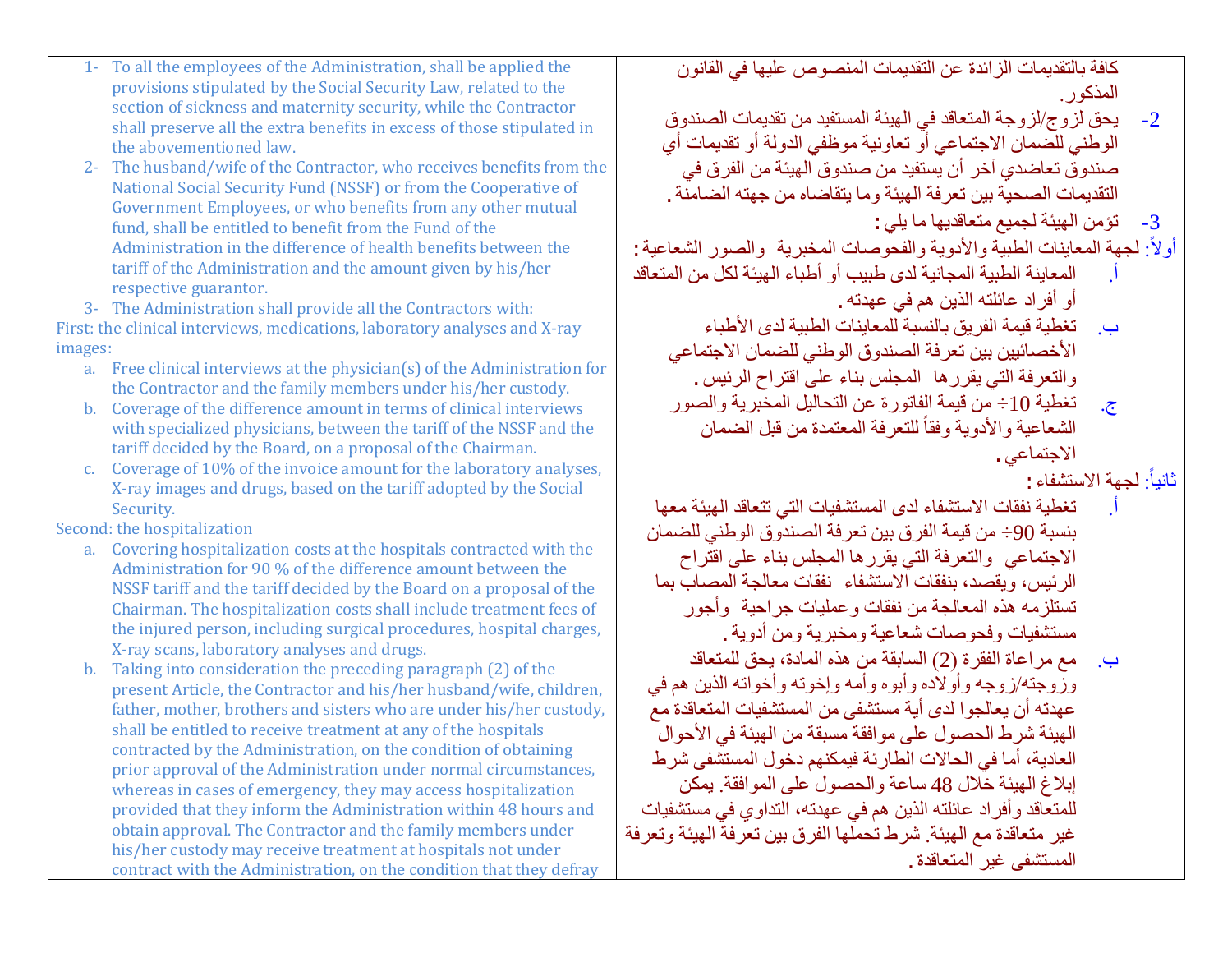1- To all the employees of the Administration, shall be applied the provisions stipulated by the Social Security Law, related to the section of sickness and maternity security, while the Contractor shall preserve all the extra benefits in excess of those stipulated in the abovementioned law.

2- The husband/wife of the Contractor, who receives benefits from the National Social Security Fund (NSSF) or from the Cooperative of Government Employees, or who benefits from any other mutual fund, shall be entitled to benefit from the Fund of the Administration in the difference of health benefits between the tariff of the Administration and the amount given by his/her respective guarantor.

3- The Administration shall provide all the Contractors with:

First: the clinical interviews, medications, laboratory analyses and X-ray images:

a. Free clinical interviews at the physician(s) of the Administration for the Contractor and the family members under his/her custody.

b. Coverage of the difference amount in terms of clinical interviews with specialized physicians, between the tariff of the NSSF and the tariff decided by the Board, on a proposal of the Chairman.

c. Coverage of 10% of the invoice amount for the laboratory analyses, X-ray images and drugs, based on the tariff adopted by the Social Security.

Second: the hospitalization

a. Covering hospitalization costs at the hospitals contracted with the Administration for 90 % of the difference amount between the NSSF tariff and the tariff decided by the Board on a proposal of the Chairman. The hospitalization costs shall include treatment fees of the injured person, including surgical procedures, hospital charges, X-ray scans, laboratory analyses and drugs.

b. Taking into consideration the preceding paragraph (2) of the present Article, the Contractor and his/her husband/wife, children, father, mother, brothers and sisters who are under his/her custody, shall be entitled to receive treatment at any of the hospitals contracted by the Administration, on the condition of obtaining prior approval of the Administration under normal circumstances, whereas in cases of emergency, they may access hospitalization provided that they inform the Administration within 48 hours and obtain approval. The Contractor and the family members under his/her custody may receive treatment at hospitals not under contract with the Administration, on the condition that they defray

كافة بالتقديمات الزائدة عن التقديمات المنصوص عليها في القانون المذكور.

-2 يحق لزوج/لزوجة المتعاقد في الهيئة المستفيد من تقديمات الصندوق الوطني للضمان الاجتماعي أو تعاونية موظفي الدولة أو تقديمات أي صندوق تعاضدي آخر أن يستفيد من صندوق الهيئة من الفرق في التقديمات الصحية بين تعرفة الهيئة وما يتقاضاه من جهته الضامنة.

-3 تؤمن الهيئة لجميع متعاقديها ما يلي:

أولاً: لجهة المعاينات الطبية والأدوية والفحوصات المخبرية والصور الشعاعية:

أ. المعاينة الطبية المجانية لدى طبيب أو أطباء الهيئة لكل من المتعاقد أو أفراد عائلته الذين هم في عهدته.

ب. تغطية قيمة الفريق بالنسبة للمعاينات الطبية لدى الأطباء الأخصائيين بين تعرفة الصندوق الوطني للضمان الاجتماعي والتعرفة التي يقررها المجلس بناء على اقتراح الرئيس.

ج. تغطية 10÷ من قيمة الفاتورة عن التحاليل المخبرية والصور الشعاعية والأدوية وفقاً للتعرفة المعتمدة من قبل الضمان الاجتماعي.

ثانياً: لجهة الاستشفاء:

أ. تغطية نفقات الاستشفاء لدى المستشفيات التي تتعاقد الهيئة معها بنسبة 90÷ من قيمة الفرق بين تعرفة الصندوق الوطني للضمان الاجتماعي والتعرفة التي يقررها المجلس بناء على اقتراح الرئيس، ويقصد، بنفقات الاستشفاء نفقات معالجة المصاب بما تستلزمه هذه المعالجة من نفقات وعمليات جراحية وأجور مستشفيات وفحوصات شعاعية ومخبرية ومن أدوية.

ب. مع مراعاة الفقرة (2) السابقة من هذه المادة، يحق للمتعاقد وزوجته/زوجه وأولاده وأبوه وأمه وإخوته وأخواته الذين هم في عهدته أن يعالجوا لدى أية مستشفى من المستشفيات المتعاقدة مع الهيئة شرط الحصول على موافقة مسبقة من الهيئة في الأحوال العادية، أما في الحالات الطارئة فيمكنهم دخول المستشفى شرط إبلاغ الهيئة خلال 48 ساعة والحصول على الموافقة. يمكن للمتعاقد وأفراد عائلته الذين هم في عهدته، التداوي في مستشفيات غير متعاقدة مع الهيئة. شرط تحملها الفرق بين تعرفة الهيئة وتعرفة المستشفى غير المتعاقدة.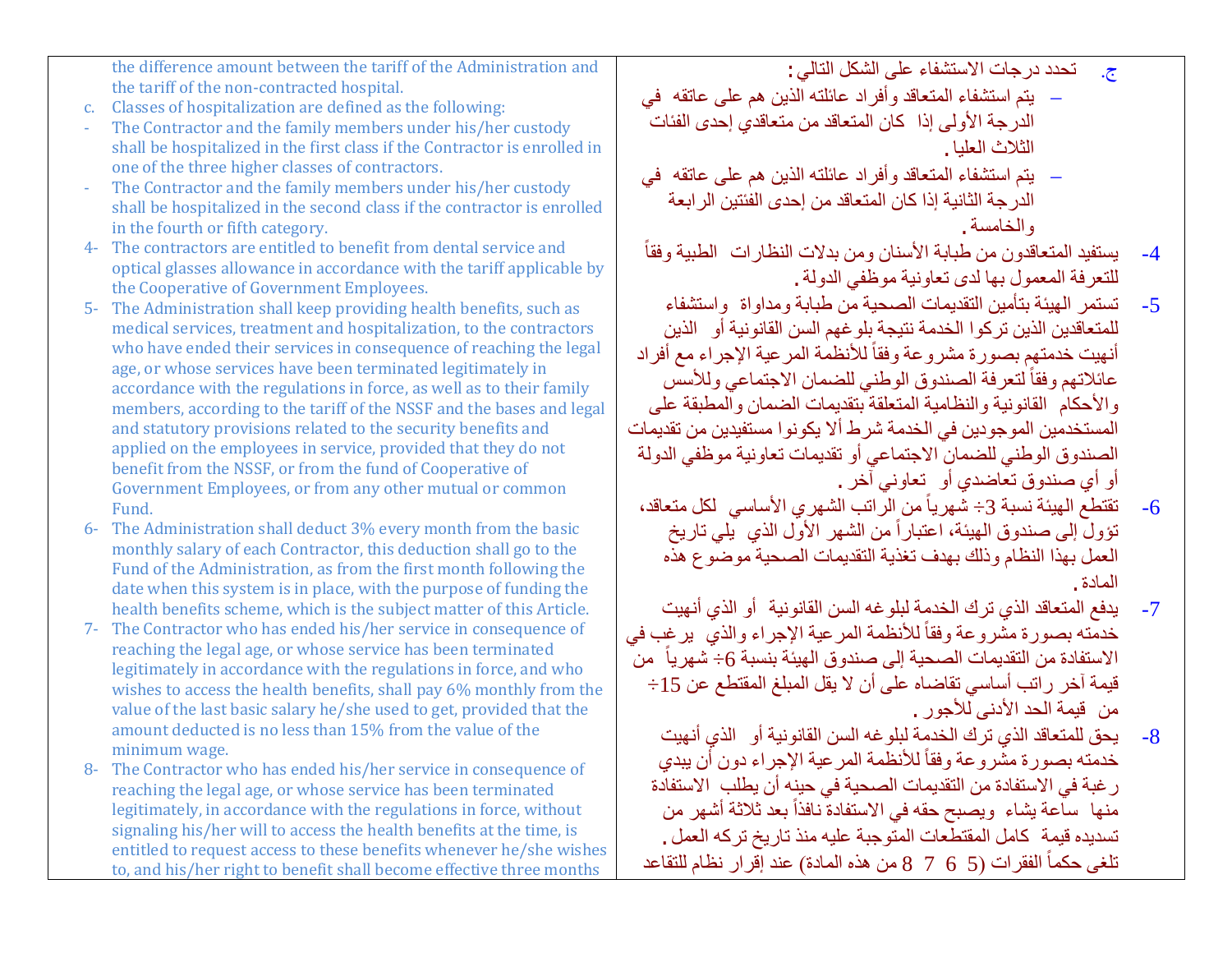the difference amount between the tariff of the Administration and the tariff of the non-contracted hospital.

c. Classes of hospitalization are defined as the following:

- The Contractor and the family members under his/her custody shall be hospitalized in the first class if the Contractor is enrolled in one of the three higher classes of contractors.
- The Contractor and the family members under his/her custody shall be hospitalized in the second class if the contractor is enrolled in the fourth or fifth category.

4- The contractors are entitled to benefit from dental service and optical glasses allowance in accordance with the tariff applicable by the Cooperative of Government Employees.

5- The Administration shall keep providing health benefits, such as medical services, treatment and hospitalization, to the contractors who have ended their services in consequence of reaching the legal age, or whose services have been terminated legitimately in accordance with the regulations in force, as well as to their family members, according to the tariff of the NSSF and the bases and legal and statutory provisions related to the security benefits and applied on the employees in service, provided that they do not benefit from the NSSF, or from the fund of Cooperative of Government Employees, or from any other mutual or common Fund.

6- The Administration shall deduct 3% every month from the basic monthly salary of each Contractor, this deduction shall go to the Fund of the Administration, as from the first month following the date when this system is in place, with the purpose of funding the health benefits scheme, which is the subject matter of this Article.

7- The Contractor who has ended his/her service in consequence of reaching the legal age, or whose service has been terminated legitimately in accordance with the regulations in force, and who wishes to access the health benefits, shall pay 6% monthly from the value of the last basic salary he/she used to get, provided that the amount deducted is no less than 15% from the value of the minimum wage.

8- The Contractor who has ended his/her service in consequence of reaching the legal age, or whose service has been terminated legitimately, in accordance with the regulations in force, without signaling his/her will to access the health benefits at the time, is entitled to request access to these benefits whenever he/she wishes to, and his/her right to benefit shall become effective three months

ج. تحدد درجات الاستشفاء على الشكل التالي :

- يتم استشفاء المتعاقد وأفراد عائلته الذين هم على عاتقه في الدرجة الأولى إذا كان المتعاقد من متعاقدي إحدى الفئات الثلاث العليا .
- يتم استشفاء المتعاقد وأفراد عائلته الذين هم على عاتقه في الدرجة الثانية إذا كان المتعاقد من إحدى الفئتين الرابعة والخامسة .

4- يستفيد المتعاقدون من طبابة الأسنان ومن بدلات النظارات الطبية وفقاً للتعرفة المعمول بها لدى تعاونية موظفي الدولة .

5- تستمر الهيئة بتأمين التقديمات الصحية من طبابة ومداواة واستشفاء للمتعاقدين الذين تركوا الخدمة نتيجة بلوغهم السن القانونية أو الذين أنهيت خدمتهم بصورة مشروعة وفقاً للأنظمة المرعية الإجراء مع أفراد عائلاتهم وفقاً لتعرفة الصندوق الوطني للضمان الاجتماعي وللأسس والأحكام القانونية والنظامية المتعلقة بتقديمات الضمان والمطبقة على المستخدمين الموجودين في الخدمة شرط ألا يكونوا مستفيدين من تقديمات الصندوق الوطني للضمان الاجتماعي أو تقديمات تعاونية موظفي الدولة أو أي صندوق تعاضدي أو تعاوني آخر .

6- تقتطع الهيئة نسبة 3٪ شهرياً من الراتب الشهري الأساسي لكل متعاقد، تؤول إلى صندوق الهيئة، اعتباراً من الشهر الأول الذي يلي تاريخ العمل بهذا النظام وذلك بهدف تغذية التقديمات الصحية موضوع هذه المادة .

7- يدفع المتعاقد الذي ترك الخدمة لبلوغه السن القانونية أو الذي أنهيت خدمته بصورة مشروعة وفقاً للأنظمة المرعية الإجراء والذي يرغب في الاستفادة من التقديمات الصحية إلى صندوق الهيئة بنسبة 6٪ شهرياً من قيمة آخر راتب أساسي تقاضاه على أن لا يقل المبلغ المقتطع عن 15٪ من قيمة الحد الأدنى للأجور .

8- يحق للمتعاقد الذي ترك الخدمة لبلوغه السن القانونية أو الذي أنهيت خدمته بصورة مشروعة وفقاً للأنظمة المرعية الإجراء دون أن يبدي رغبة في الاستفادة من التقديمات الصحية في حينه أن يطلب الاستفادة منها ساعة يشاء ويصبح حقه في الاستفادة نافذاً بعد ثلاثة أشهر من تسديده قيمة كامل المقتطعات المتوجبة عليه منذ تاريخ تركه العمل .

تلغى حكماً الفقرات (5 6 7 8 من هذه المادة) عند إقرار نظام للتقاعد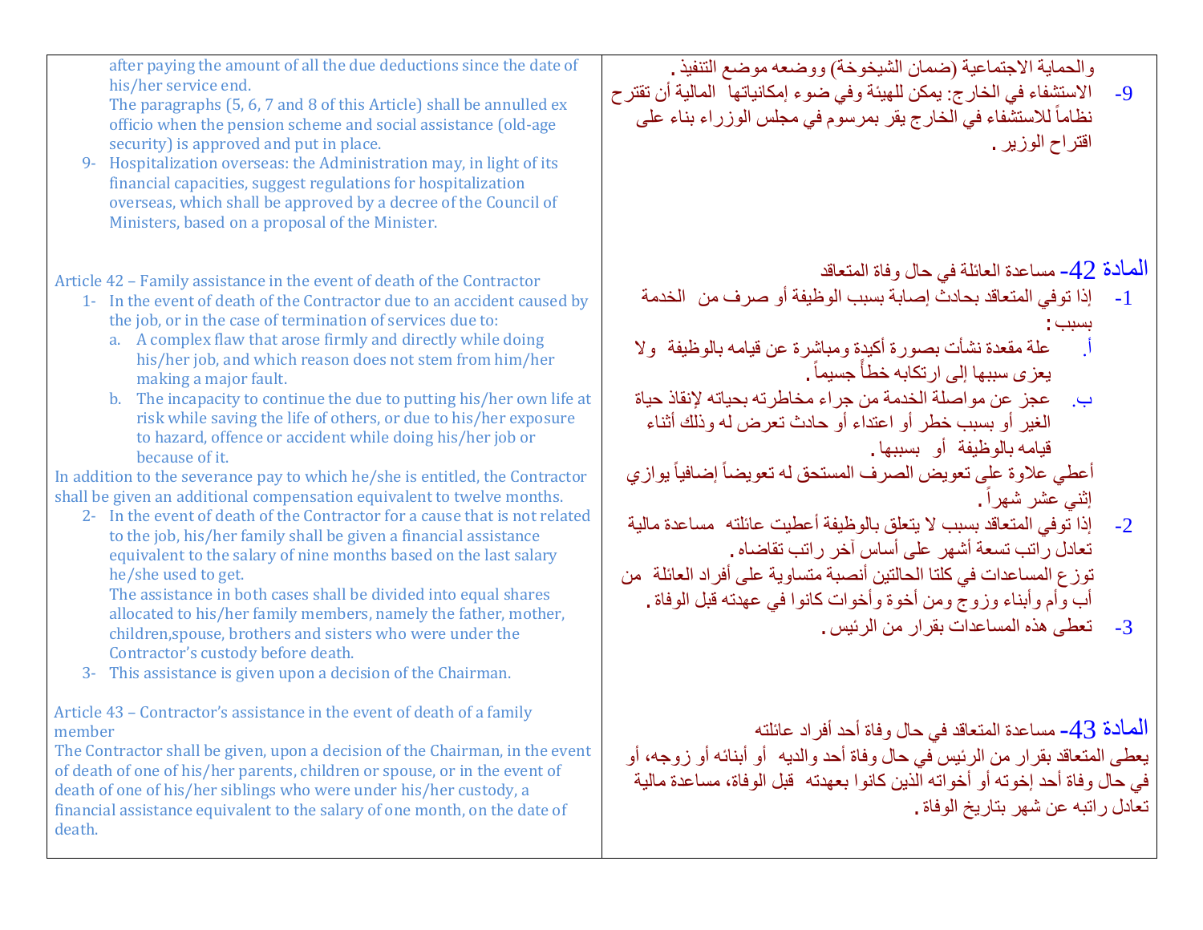| | |
|---|---|
| after paying the amount of all the due deductions since the date of his/her service end.<br>The paragraphs (5, 6, 7 and 8 of this Article) shall be annulled ex officio when the pension scheme and social assistance (old-age security) is approved and put in place.<br>9- Hospitalization overseas: the Administration may, in light of its financial capacities, suggest regulations for hospitalization overseas, which shall be approved by a decree of the Council of Ministers, based on a proposal of the Minister. | والحماية الاجتماعية (ضمان الشيخوخة) ووضعه موضع التنفيذ .<br>9- الاستشفاء في الخارج: يمكن للهيئة وفي ضوء إمكانياتها المالية أن تقترح نظاماً للاستشفاء في الخارج يقر بمرسوم في مجلس الوزراء بناء على اقتراح الوزير . |
| Article 42 – Family assistance in the event of death of the Contractor<br>1- In the event of death of the Contractor due to an accident caused by the job, or in the case of termination of services due to:<br>a. A complex flaw that arose firmly and directly while doing his/her job, and which reason does not stem from him/her making a major fault.<br>b. The incapacity to continue the due to putting his/her own life at risk while saving the life of others, or due to his/her exposure to hazard, offence or accident while doing his/her job or because of it.<br>In addition to the severance pay to which he/she is entitled, the Contractor shall be given an additional compensation equivalent to twelve months.<br>2- In the event of death of the Contractor for a cause that is not related to the job, his/her family shall be given a financial assistance equivalent to the salary of nine months based on the last salary he/she used to get.<br>The assistance in both cases shall be divided into equal shares allocated to his/her family members, namely the father, mother, children,spouse, brothers and sisters who were under the Contractor's custody before death.<br>3- This assistance is given upon a decision of the Chairman. | المادة 42- مساعدة العائلة في حال وفاة المتعاقد<br>1- إذا توفي المتعاقد بحادث إصابة بسبب الوظيفة أو صرف من الخدمة بسبب :<br>أ. علة مقعدة نشأت بصورة أكيدة ومباشرة عن قيامه بالوظيفة ولا يعزى سببها إلى ارتكابه خطأً جسيماً .<br>ب. عجز عن مواصلة الخدمة من جراء مخاطرته بحياته لإنقاذ حياة الغير أو بسبب خطر أو اعتداء أو حادث تعرض له وذلك أثناء قيامه بالوظيفة أو بسببها .<br>أعطي علاوة على تعويض الصرف المستحق له تعويضاً إضافياً يوازي إثني عشر شهراً .<br>2- إذا توفي المتعاقد بسبب لا يتعلق بالوظيفة أعطيت عائلته مساعدة مالية تعادل راتب تسعة أشهر على أساس آخر راتب تقاضاه .<br>توزع المساعدات في كلتا الحالتين أنصبة متساوية على أفراد العائلة من أب وأم وأبناء وزوج ومن أخوة وأخوات كانوا في عهدته قبل الوفاة .<br>3- تعطى هذه المساعدات بقرار من الرئيس . |
| Article 43 – Contractor's assistance in the event of death of a family member<br>The Contractor shall be given, upon a decision of the Chairman, in the event of death of one of his/her parents, children or spouse, or in the event of death of one of his/her siblings who were under his/her custody, a financial assistance equivalent to the salary of one month, on the date of death. | المادة 43- مساعدة المتعاقد في حال وفاة أحد أفراد عائلته<br>يعطى المتعاقد بقرار من الرئيس في حال وفاة أحد والديه أو أبنائه أو زوجه، أو في حال وفاة أحد إخوته أو أخواته الذين كانوا بعهدته قبل الوفاة، مساعدة مالية تعادل راتبه عن شهر بتاريخ الوفاة . |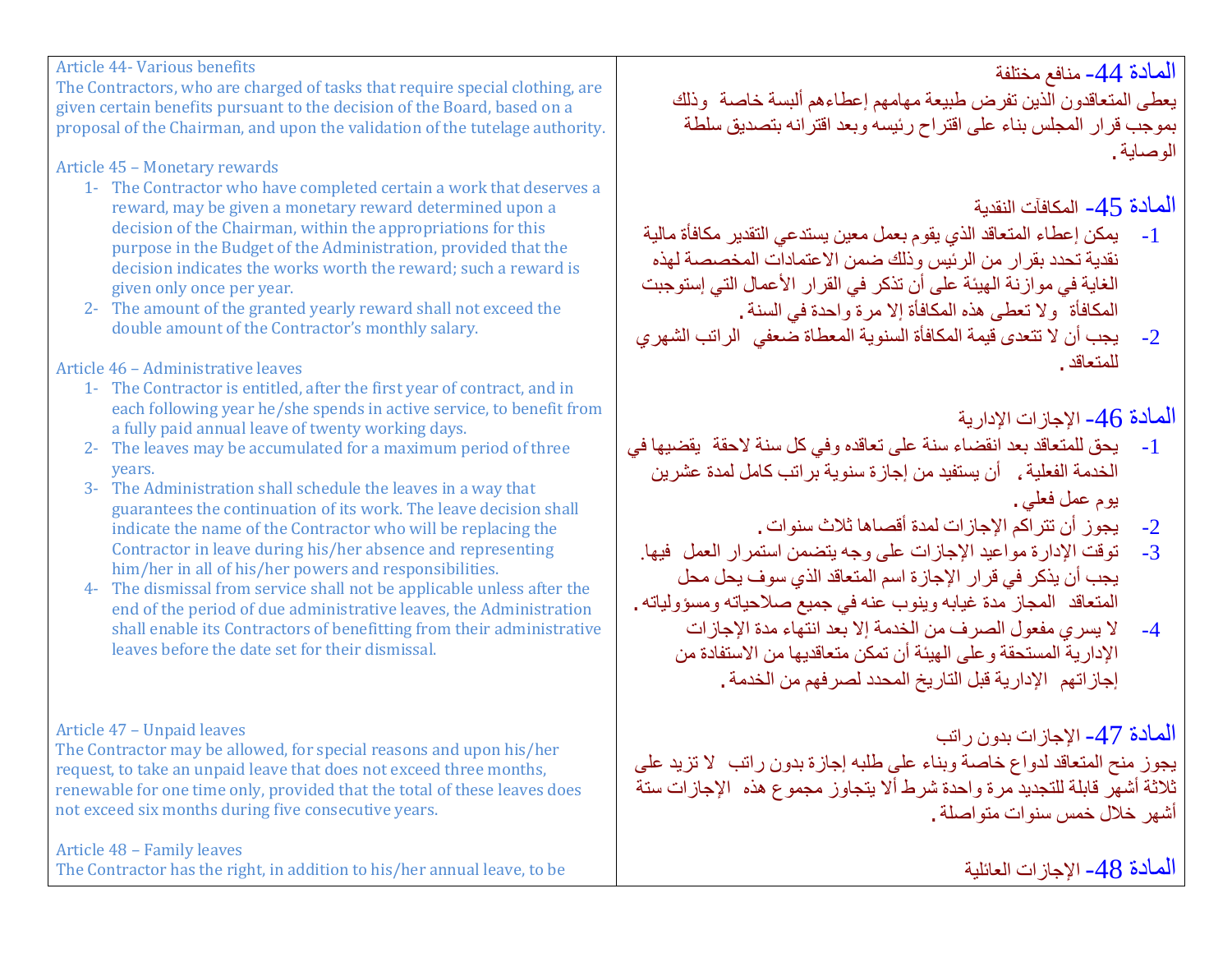| Article 44- Various benefits<br>The Contractors, who are charged of tasks that require special clothing, are given certain benefits pursuant to the decision of the Board, based on a proposal of the Chairman, and upon the validation of the tutelage authority. | المادة 44- منافع مختلفة<br>يعطى المتعاقدون الذين تفرض طبيعة مهامهم إعطاءهم ألبسة خاصة وذلك بموجب قرار المجلس بناء على اقتراح رئيسه وبعد اقترانه بتصديق سلطة الوصاية. |
|---|---|
| Article 45 – Monetary rewards<br>1- The Contractor who have completed certain a work that deserves a reward, may be given a monetary reward determined upon a decision of the Chairman, within the appropriations for this purpose in the Budget of the Administration, provided that the decision indicates the works worth the reward; such a reward is given only once per year.<br>2- The amount of the granted yearly reward shall not exceed the double amount of the Contractor's monthly salary. | المادة 45- المكافآت النقدية<br>1- يمكن إعطاء المتعاقد الذي يقوم بعمل معين يستدعي التقدير مكافأة مالية نقدية تحدد بقرار من الرئيس وذلك ضمن الاعتمادات المخصصة لهذه الغاية في موازنة الهيئة على أن تذكر في القرار الأعمال التي إستوجبت المكافأة ولا تعطى هذه المكافأة إلا مرة واحدة في السنة.<br>2- يجب أن لا تتعدى قيمة المكافأة السنوية المعطاة ضعفي الراتب الشهري للمتعاقد. |
| Article 46 – Administrative leaves<br>1- The Contractor is entitled, after the first year of contract, and in each following year he/she spends in active service, to benefit from a fully paid annual leave of twenty working days.<br>2- The leaves may be accumulated for a maximum period of three years.<br>3- The Administration shall schedule the leaves in a way that guarantees the continuation of its work. The leave decision shall indicate the name of the Contractor who will be replacing the Contractor in leave during his/her absence and representing him/her in all of his/her powers and responsibilities.<br>4- The dismissal from service shall not be applicable unless after the end of the period of due administrative leaves, the Administration shall enable its Contractors of benefitting from their administrative leaves before the date set for their dismissal. | المادة 46- الإجازات الإدارية<br>1- يحق للمتعاقد بعد انقضاء سنة على تعاقده وفي كل سنة لاحقة يقضيها في الخدمة الفعلية، أن يستفيد من إجازة سنوية براتب كامل لمدة عشرين يوم عمل فعلي.<br>2- يجوز أن تتراكم الإجازات لمدة أقصاها ثلاث سنوات.<br>3- توقت الإدارة مواعيد الإجازات على وجه يتضمن استمرار العمل فيها. يجب أن يذكر في قرار الإجازة اسم المتعاقد الذي سوف يحل محل المتعاقد المجاز مدة غيابه وينوب عنه في جميع صلاحياته ومسؤولياته.<br>4- لا يسري مفعول الصرف من الخدمة إلا بعد انتهاء مدة الإجازات الإدارية المستحقة وعلى الهيئة أن تمكن متعاقديها من الاستفادة من إجازاتهم الإدارية قبل التاريخ المحدد لصرفهم من الخدمة. |
| Article 47 – Unpaid leaves<br>The Contractor may be allowed, for special reasons and upon his/her request, to take an unpaid leave that does not exceed three months, renewable for one time only, provided that the total of these leaves does not exceed six months during five consecutive years. | المادة 47- الإجازات بدون راتب<br>يجوز منح المتعاقد لدواع خاصة وبناء على طلبه إجازة بدون راتب لا تزيد على ثلاثة أشهر قابلة للتجديد مرة واحدة شرط ألا يتجاوز مجموع هذه الإجازات ستة أشهر خلال خمس سنوات متواصلة. |
| Article 48 – Family leaves<br>The Contractor has the right, in addition to his/her annual leave, to be | المادة 48- الإجازات العائلية |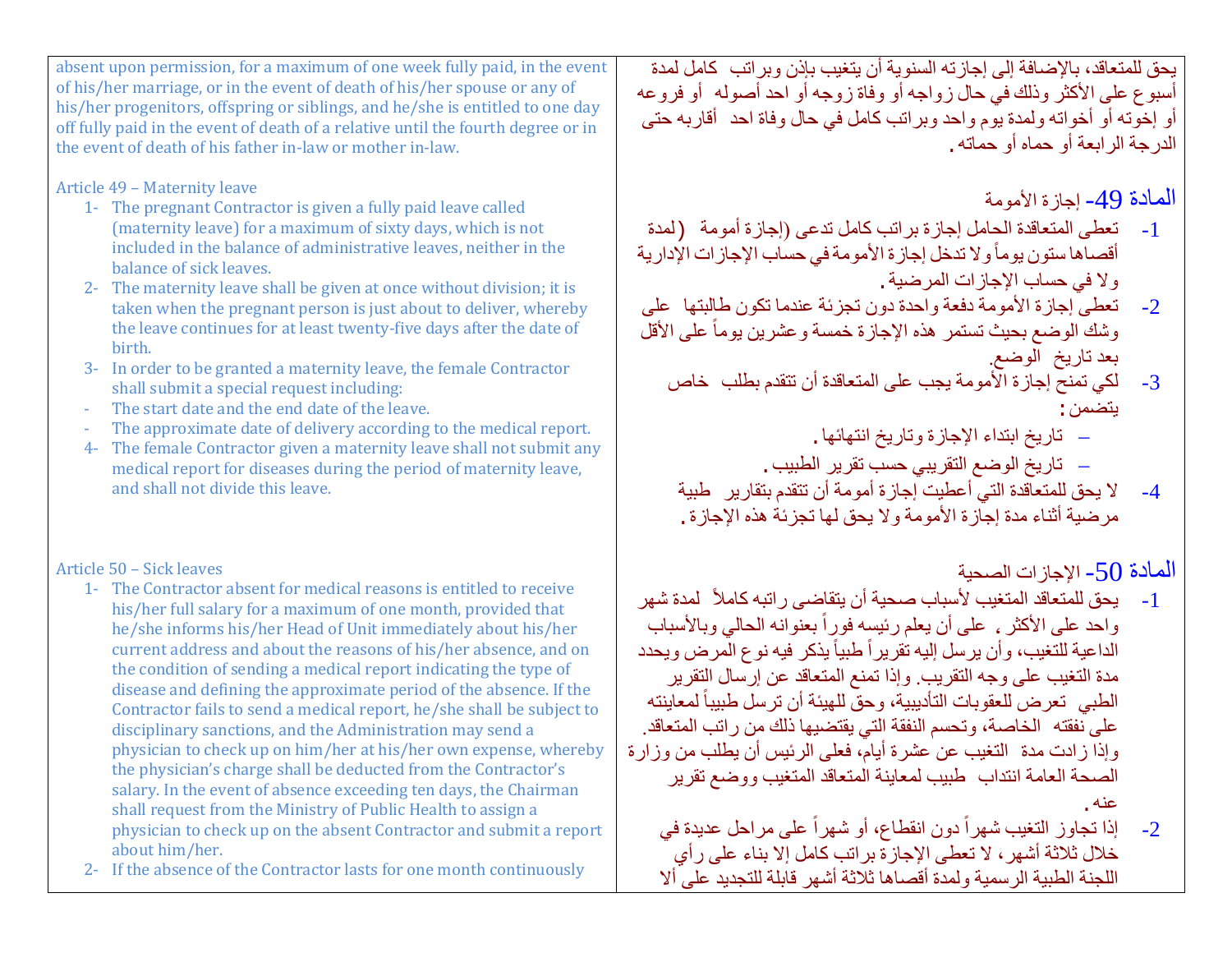| | |
|---|---|
| absent upon permission, for a maximum of one week fully paid, in the event of his/her marriage, or in the event of death of his/her spouse or any of his/her progenitors, offspring or siblings, and he/she is entitled to one day off fully paid in the event of death of a relative until the fourth degree or in the event of death of his father in-law or mother in-law. | يحق للمتعاقد، بالإضافة إلى إجازته السنوية أن يتغيب بإذن وبراتب كامل لمدة أسبوع على الأكثر وذلك في حال زواجه أو وفاة زوجه أو احد أصوله أو فروعه أو إخوته أو أخواته ولمدة يوم واحد وبراتب كامل في حال وفاة احد أقاربه حتى الدرجة الرابعة أو حماه أو حماته. |
| **Article 49 – Maternity leave**<br>1- The pregnant Contractor is given a fully paid leave called (maternity leave) for a maximum of sixty days, which is not included in the balance of administrative leaves, neither in the balance of sick leaves.<br>2- The maternity leave shall be given at once without division; it is taken when the pregnant person is just about to deliver, whereby the leave continues for at least twenty-five days after the date of birth.<br>3- In order to be granted a maternity leave, the female Contractor shall submit a special request including:<br>- The start date and the end date of the leave.<br>- The approximate date of delivery according to the medical report.<br>4- The female Contractor given a maternity leave shall not submit any medical report for diseases during the period of maternity leave, and shall not divide this leave. | **المادة 49- إجازة الأمومة**<br>1- تعطى المتعاقدة الحامل إجازة براتب كامل تدعى (إجازة أمومة) لمدة أقصاها ستون يوماً ولا تدخل إجازة الأمومة في حساب الإجازات الإدارية ولا في حساب الإجازات المرضية.<br>2- تعطى إجازة الأمومة دفعة واحدة دون تجزئة عندما تكون طالبتها على وشك الوضع بحيث تستمر هذه الإجازة خمسة وعشرين يوماً على الأقل بعد تاريخ الوضع.<br>3- لكي تمنح إجازة الأمومة يجب على المتعاقدة أن تتقدم بطلب خاص يتضمن:<br>– تاريخ ابتداء الإجازة وتاريخ انتهائها.<br>– تاريخ الوضع التقريبي حسب تقرير الطبيب.<br>4- لا يحق للمتعاقدة التي أعطيت إجازة أمومة أن تتقدم بتقارير طبية مرضية أثناء مدة إجازة الأمومة ولا يحق لها تجزئة هذه الإجازة. |
| **Article 50 – Sick leaves**<br>1- The Contractor absent for medical reasons is entitled to receive his/her full salary for a maximum of one month, provided that he/she informs his/her Head of Unit immediately about his/her current address and about the reasons of his/her absence, and on the condition of sending a medical report indicating the type of disease and defining the approximate period of the absence. If the Contractor fails to send a medical report, he/she shall be subject to disciplinary sanctions, and the Administration may send a physician to check up on him/her at his/her own expense, whereby the physician's charge shall be deducted from the Contractor's salary. In the event of absence exceeding ten days, the Chairman shall request from the Ministry of Public Health to assign a physician to check up on the absent Contractor and submit a report about him/her.<br>2- If the absence of the Contractor lasts for one month continuously | **المادة 50- الإجازات الصحية**<br>1- يحق للمتعاقد المتغيب لأسباب صحية أن يتقاضى راتبه كاملاً لمدة شهر واحد على الأكثر، على أن يعلم رئيسه فوراً بعنوانه الحالي وبالأسباب الداعية للتغيب، وأن يرسل إليه تقريراً طبياً يذكر فيه نوع المرض ويحدد مدة التغيب على وجه التقريب. وإذا تمنع المتعاقد عن إرسال التقرير الطبي تعرض للعقوبات التأديبية، وحق للهيئة أن ترسل طبيباً لمعاينته على نفقته الخاصة، وتحسم النفقة التي يقتضيها ذلك من راتب المتعاقد. وإذا زادت مدة التغيب عن عشرة أيام، فعلى الرئيس أن يطلب من وزارة الصحة العامة انتداب طبيب لمعاينة المتعاقد المتغيب ووضع تقرير عنه.<br>2- إذا تجاوز التغيب شهراً دون انقطاع، أو شهراً على مراحل عديدة في خلال ثلاثة أشهر، لا تعطى الإجازة براتب كامل إلا بناء على رأي اللجنة الطبية الرسمية ولمدة أقصاها ثلاثة أشهر قابلة للتجديد على ألا |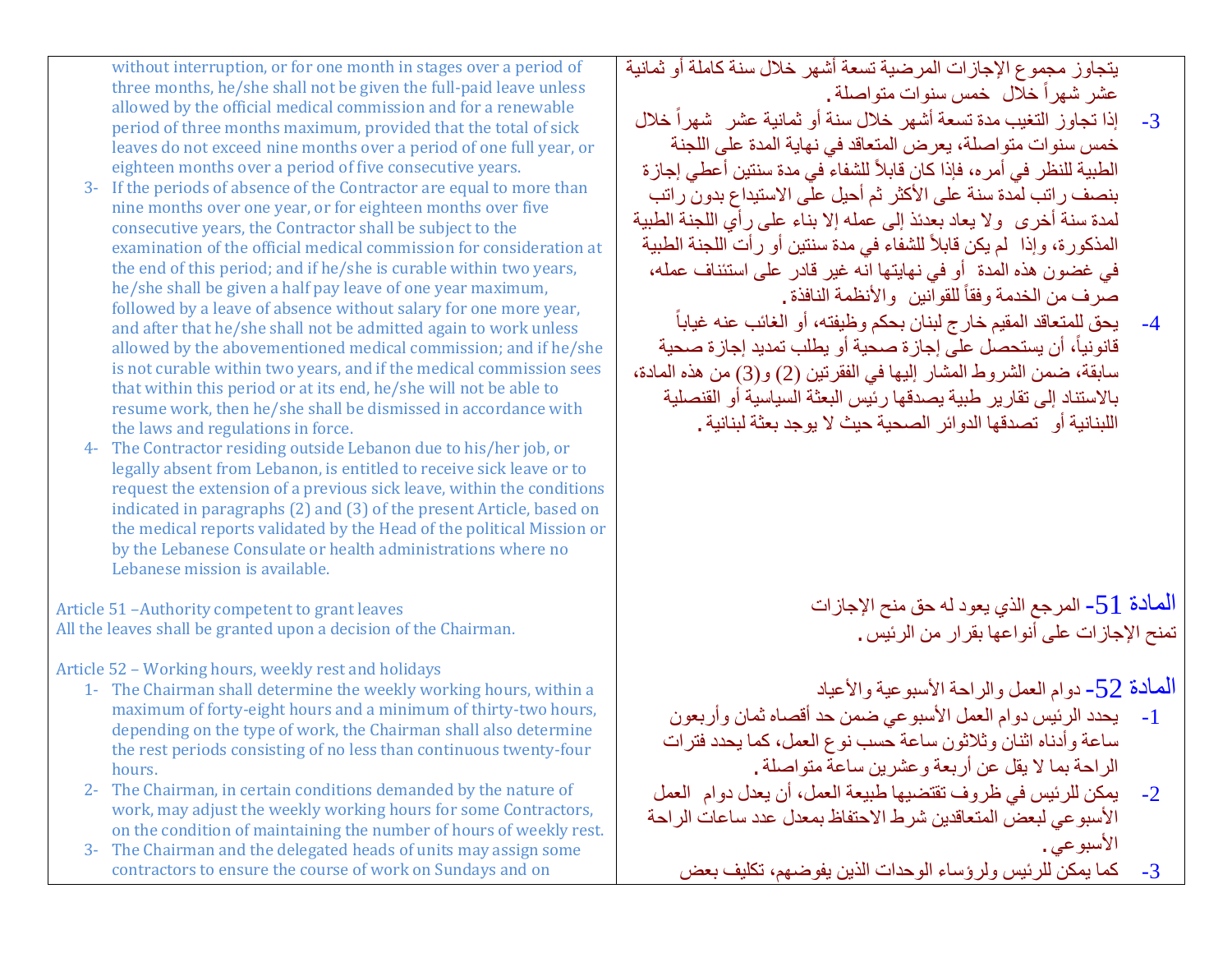| | |
|---|---|
| without interruption, or for one month in stages over a period of three months, he/she shall not be given the full-paid leave unless allowed by the official medical commission and for a renewable period of three months maximum, provided that the total of sick leaves do not exceed nine months over a period of one full year, or eighteen months over a period of five consecutive years. | يتجاوز مجموع الإجازات المرضية تسعة أشهر خلال سنة كاملة أو ثمانية عشر شهراً خلال خمس سنوات متواصلة. |
| 3- If the periods of absence of the Contractor are equal to more than nine months over one year, or for eighteen months over five consecutive years, the Contractor shall be subject to the examination of the official medical commission for consideration at the end of this period; and if he/she is curable within two years, he/she shall be given a half pay leave of one year maximum, followed by a leave of absence without salary for one more year, and after that he/she shall not be admitted again to work unless allowed by the abovementioned medical commission; and if he/she is not curable within two years, and if the medical commission sees that within this period or at its end, he/she will not be able to resume work, then he/she shall be dismissed in accordance with the laws and regulations in force. | 3- إذا تجاوز التغيب مدة تسعة أشهر خلال سنة أو ثمانية عشر شهراً خلال خمس سنوات متواصلة، يعرض المتعاقد في نهاية المدة على اللجنة الطبية للنظر في أمره، فإذا كان قابلاً للشفاء في مدة سنتين أعطي إجازة بنصف راتب لمدة سنة على الأكثر ثم أحيل على الاستيداع بدون راتب لمدة سنة أخرى ولا يعاد بعدئذ إلى عمله إلا بناء على رأي اللجنة الطبية المذكورة، وإذا لم يكن قابلاً للشفاء في مدة سنتين أو رأت اللجنة الطبية في غضون هذه المدة أو في نهايتها انه غير قادر على استئناف عمله، صرف من الخدمة وفقاً للقوانين والأنظمة النافذة. |
| 4- The Contractor residing outside Lebanon due to his/her job, or legally absent from Lebanon, is entitled to receive sick leave or to request the extension of a previous sick leave, within the conditions indicated in paragraphs (2) and (3) of the present Article, based on the medical reports validated by the Head of the political Mission or by the Lebanese Consulate or health administrations where no Lebanese mission is available. | 4- يحق للمتعاقد المقيم خارج لبنان بحكم وظيفته، أو الغائب عنه غياباً قانونياً، أن يستحصل على إجازة صحية أو يطلب تمديد إجازة صحية سابقة، ضمن الشروط المشار إليها في الفقرتين (2) و(3) من هذه المادة، بالاستناد إلى تقارير طبية يصدقها رئيس البعثة السياسية أو القنصلية اللبنانية أو تصدقها الدوائر الصحية حيث لا يوجد بعثة لبنانية. |
| **Article 51 –Authority competent to grant leaves**<br>All the leaves shall be granted upon a decision of the Chairman. | **المادة 51- المرجع الذي يعود له حق منح الإجازات**<br>تمنح الإجازات على أنواعها بقرار من الرئيس. |
| **Article 52 – Working hours, weekly rest and holidays** | **المادة 52- دوام العمل والراحة الأسبوعية والأعياد** |
| 1- The Chairman shall determine the weekly working hours, within a maximum of forty-eight hours and a minimum of thirty-two hours, depending on the type of work, the Chairman shall also determine the rest periods consisting of no less than continuous twenty-four hours. | 1- يحدد الرئيس دوام العمل الأسبوعي ضمن حد أقصاه ثمان وأربعون ساعة وأدناه اثنان وثلاثون ساعة حسب نوع العمل، كما يحدد فترات الراحة بما لا يقل عن أربعة وعشرين ساعة متواصلة. |
| 2- The Chairman, in certain conditions demanded by the nature of work, may adjust the weekly working hours for some Contractors, on the condition of maintaining the number of hours of weekly rest. | 2- يمكن للرئيس في ظروف تقتضيها طبيعة العمل، أن يعدل دوام العمل الأسبوعي لبعض المتعاقدين شرط الاحتفاظ بمعدل عدد ساعات الراحة الأسبوعي. |
| 3- The Chairman and the delegated heads of units may assign some contractors to ensure the course of work on Sundays and on | 3- كما يمكن للرئيس ولرؤساء الوحدات الذين يفوضهم، تكليف بعض |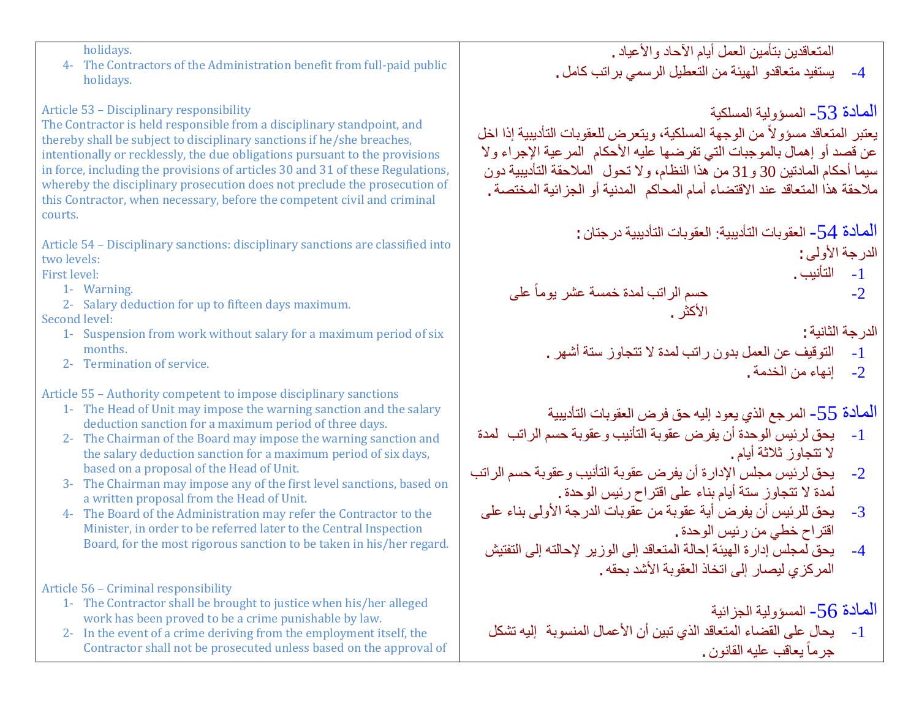holidays.

4- The Contractors of the Administration benefit from full-paid public holidays.

Article 53 – Disciplinary responsibility

The Contractor is held responsible from a disciplinary standpoint, and thereby shall be subject to disciplinary sanctions if he/she breaches, intentionally or recklessly, the due obligations pursuant to the provisions in force, including the provisions of articles 30 and 31 of these Regulations, whereby the disciplinary prosecution does not preclude the prosecution of this Contractor, when necessary, before the competent civil and criminal courts.

Article 54 – Disciplinary sanctions: disciplinary sanctions are classified into two levels:

First level:

1- Warning.
2- Salary deduction for up to fifteen days maximum.

Second level:

1- Suspension from work without salary for a maximum period of six months.
2- Termination of service.

Article 55 – Authority competent to impose disciplinary sanctions

1- The Head of Unit may impose the warning sanction and the salary deduction sanction for a maximum period of three days.
2- The Chairman of the Board may impose the warning sanction and the salary deduction sanction for a maximum period of six days, based on a proposal of the Head of Unit.
3- The Chairman may impose any of the first level sanctions, based on a written proposal from the Head of Unit.
4- The Board of the Administration may refer the Contractor to the Minister, in order to be referred later to the Central Inspection Board, for the most rigorous sanction to be taken in his/her regard.

Article 56 – Criminal responsibility

1- The Contractor shall be brought to justice when his/her alleged work has been proved to be a crime punishable by law.
2- In the event of a crime deriving from the employment itself, the Contractor shall not be prosecuted unless based on the approval of

المتعاقدين بتأمين العمل أيام الآحاد والأعياد .

4- يستفيد متعاقدو الهيئة من التعطيل الرسمي براتب كامل .

المادة 53- المسؤولية المسلكية

يعتبر المتعاقد مسؤولاً من الوجهة المسلكية، ويتعرض للعقوبات التأديبية إذا اخل عن قصد أو إهمال بالموجبات التي تفرضها عليه الأحكام المرعية الإجراء ولا سيما أحكام المادتين 30 و31 من هذا النظام، ولا تحول الملاحقة التأديبية دون ملاحقة هذا المتعاقد عند الاقتضاء أمام المحاكم المدنية أو الجزائية المختصة .

المادة 54- العقوبات التأديبية: العقوبات التأديبية درجتان :

الدرجة الأولى :

1- التأنيب .
2- حسم الراتب لمدة خمسة عشر يوماً على الأكثر .

الدرجة الثانية :

1- التوقيف عن العمل بدون راتب لمدة لا تتجاوز ستة أشهر .
2- إنهاء من الخدمة .

المادة 55- المرجع الذي يعود إليه حق فرض العقوبات التأديبية

1- يحق لرئيس الوحدة أن يفرض عقوبة التأنيب وعقوبة حسم الراتب لمدة لا تتجاوز ثلاثة أيام .
2- يحق لرئيس مجلس الإدارة أن يفرض عقوبة التأنيب وعقوبة حسم الراتب لمدة لا تتجاوز ستة أيام بناء على اقتراح رئيس الوحدة .
3- يحق للرئيس أن يفرض أية عقوبة من عقوبات الدرجة الأولى بناء على اقتراح خطي من رئيس الوحدة .
4- يحق لمجلس إدارة الهيئة إحالة المتعاقد إلى الوزير لإحالته إلى التفتيش المركزي ليصار إلى اتخاذ العقوبة الأشد بحقه .

المادة 56- المسؤولية الجزائية

1- يحال على القضاء المتعاقد الذي تبين أن الأعمال المنسوبة إليه تشكل جرماً يعاقب عليه القانون .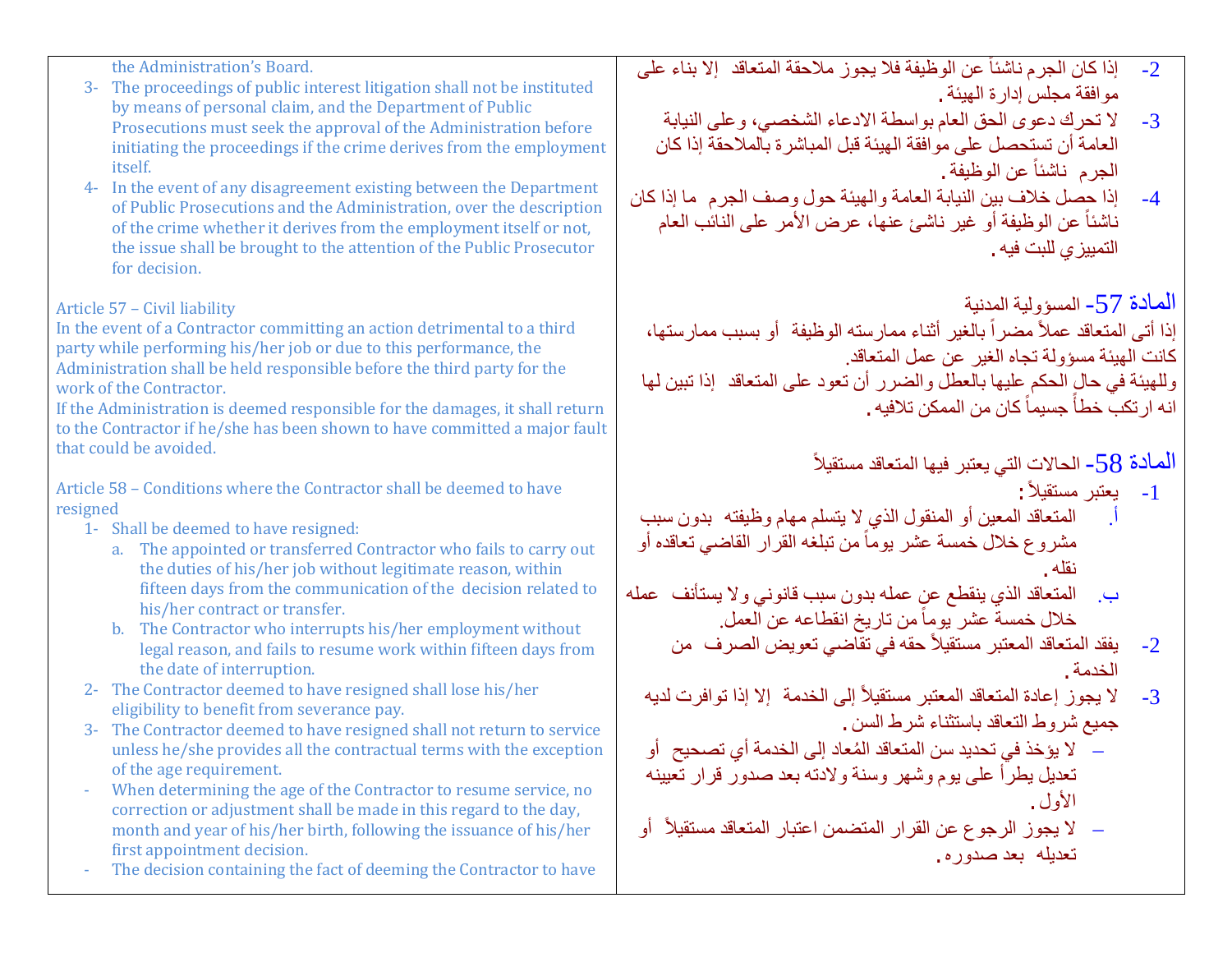the Administration's Board.

3- The proceedings of public interest litigation shall not be instituted by means of personal claim, and the Department of Public Prosecutions must seek the approval of the Administration before initiating the proceedings if the crime derives from the employment itself.
4- In the event of any disagreement existing between the Department of Public Prosecutions and the Administration, over the description of the crime whether it derives from the employment itself or not, the issue shall be brought to the attention of the Public Prosecutor for decision.

Article 57 – Civil liability

In the event of a Contractor committing an action detrimental to a third party while performing his/her job or due to this performance, the Administration shall be held responsible before the third party for the work of the Contractor.

If the Administration is deemed responsible for the damages, it shall return to the Contractor if he/she has been shown to have committed a major fault that could be avoided.

Article 58 – Conditions where the Contractor shall be deemed to have resigned

1- Shall be deemed to have resigned:
   a. The appointed or transferred Contractor who fails to carry out the duties of his/her job without legitimate reason, within fifteen days from the communication of the decision related to his/her contract or transfer.
   b. The Contractor who interrupts his/her employment without legal reason, and fails to resume work within fifteen days from the date of interruption.
2- The Contractor deemed to have resigned shall lose his/her eligibility to benefit from severance pay.
3- The Contractor deemed to have resigned shall not return to service unless he/she provides all the contractual terms with the exception of the age requirement.
- When determining the age of the Contractor to resume service, no correction or adjustment shall be made in this regard to the day, month and year of his/her birth, following the issuance of his/her first appointment decision.
- The decision containing the fact of deeming the Contractor to have

-2 إذا كان الجرم ناشئاً عن الوظيفة فلا يجوز ملاحقة المتعاقد إلا بناء على موافقة مجلس إدارة الهيئة.

-3 لا تحرك دعوى الحق العام بواسطة الادعاء الشخصي، وعلى النيابة العامة أن تستحصل على موافقة الهيئة قبل المباشرة بالملاحقة إذا كان الجرم ناشئاً عن الوظيفة.

-4 إذا حصل خلاف بين النيابة العامة والهيئة حول وصف الجرم ما إذا كان ناشئاً عن الوظيفة أو غير ناشئ عنها، عرض الأمر على النائب العام التمييزي للبت فيه.

المادة 57- المسؤولية المدنية

إذا أتى المتعاقد عملاً مضراً بالغير أثناء ممارسته الوظيفة أو بسبب ممارستها، كانت الهيئة مسؤولة تجاه الغير عن عمل المتعاقد.

وللهيئة في حال الحكم عليها بالعطل والضرر أن تعود على المتعاقد إذا تبين لها انه ارتكب خطأً جسيماً كان من الممكن تلافيه.

المادة 58- الحالات التي يعتبر فيها المتعاقد مستقيلاً

-1 يعتبر مستقيلاً:
   أ. المتعاقد المعين أو المنقول الذي لا يتسلم مهام وظيفته بدون سبب مشروع خلال خمسة عشر يوماً من تبلغه القرار القاضي تعاقده أو نقله.
   ب. المتعاقد الذي ينقطع عن عمله بدون سبب قانوني ولا يستأنف عمله خلال خمسة عشر يوماً من تاريخ انقطاعه عن العمل.

-2 يفقد المتعاقد المعتبر مستقيلاً حقه في تقاضي تعويض الصرف من الخدمة.

-3 لا يجوز إعادة المتعاقد المعتبر مستقيلاً إلى الخدمة إلا إذا توافرت لديه جميع شروط التعاقد باستثناء شرط السن.
   – لا يؤخذ في تحديد سن المتعاقد المُعاد إلى الخدمة أي تصحيح أو تعديل يطرأ على يوم وشهر وسنة ولادته بعد صدور قرار تعيينه الأول.
   – لا يجوز الرجوع عن القرار المتضمن اعتبار المتعاقد مستقيلاً أو تعديله بعد صدوره.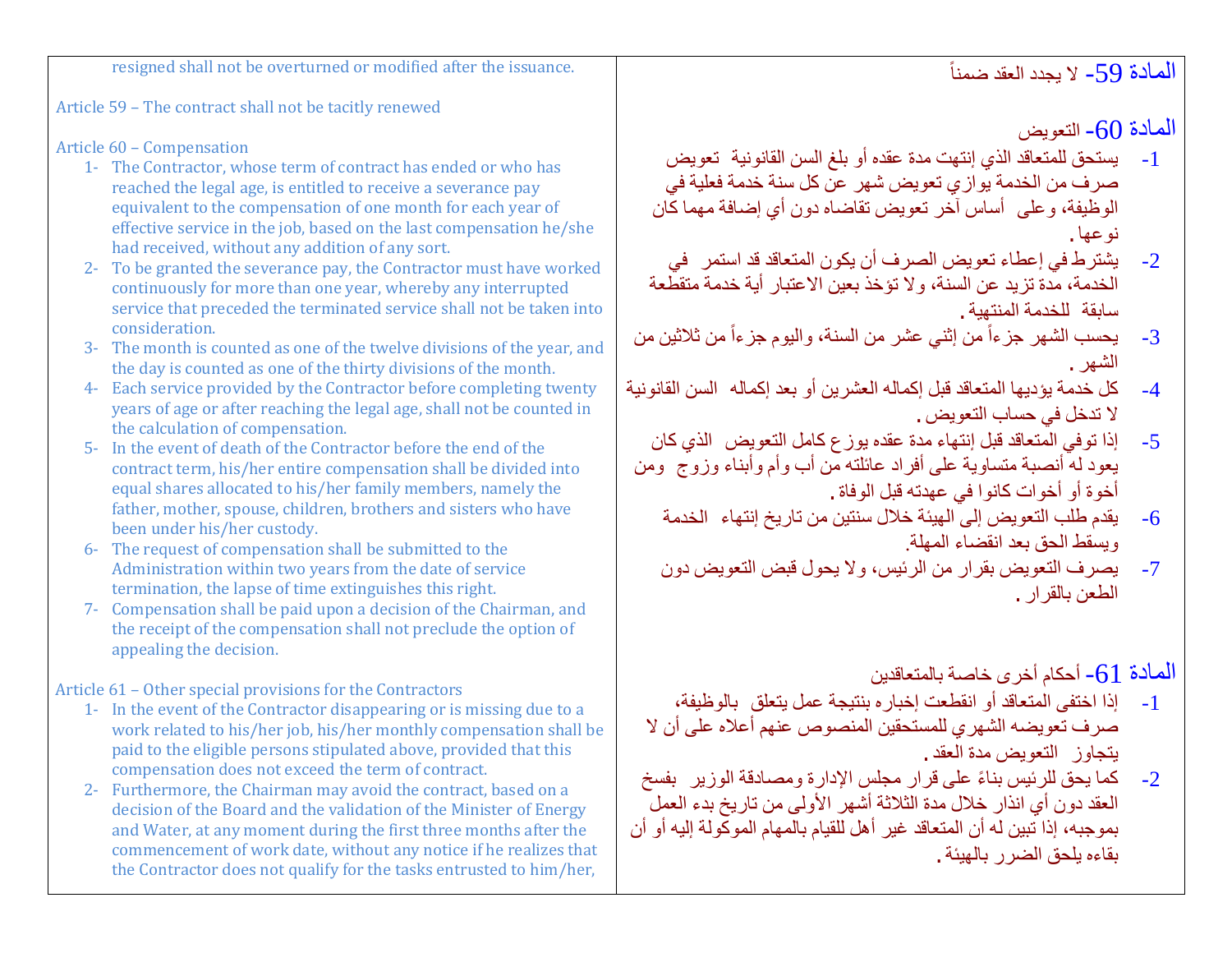resigned shall not be overturned or modified after the issuance.

Article 59 – The contract shall not be tacitly renewed

Article 60 – Compensation

1- The Contractor, whose term of contract has ended or who has reached the legal age, is entitled to receive a severance pay equivalent to the compensation of one month for each year of effective service in the job, based on the last compensation he/she had received, without any addition of any sort.
2- To be granted the severance pay, the Contractor must have worked continuously for more than one year, whereby any interrupted service that preceded the terminated service shall not be taken into consideration.
3- The month is counted as one of the twelve divisions of the year, and the day is counted as one of the thirty divisions of the month.
4- Each service provided by the Contractor before completing twenty years of age or after reaching the legal age, shall not be counted in the calculation of compensation.
5- In the event of death of the Contractor before the end of the contract term, his/her entire compensation shall be divided into equal shares allocated to his/her family members, namely the father, mother, spouse, children, brothers and sisters who have been under his/her custody.
6- The request of compensation shall be submitted to the Administration within two years from the date of service termination, the lapse of time extinguishes this right.
7- Compensation shall be paid upon a decision of the Chairman, and the receipt of the compensation shall not preclude the option of appealing the decision.

Article 61 – Other special provisions for the Contractors

1- In the event of the Contractor disappearing or is missing due to a work related to his/her job, his/her monthly compensation shall be paid to the eligible persons stipulated above, provided that this compensation does not exceed the term of contract.
2- Furthermore, the Chairman may avoid the contract, based on a decision of the Board and the validation of the Minister of Energy and Water, at any moment during the first three months after the commencement of work date, without any notice if he realizes that the Contractor does not qualify for the tasks entrusted to him/her,

المادة 59- لا يجدد العقد ضمناً

المادة 60- التعويض

1- يستحق للمتعاقد الذي إنتهت مدة عقده أو بلغ السن القانونية تعويض صرف من الخدمة يوازي تعويض شهر عن كل سنة خدمة فعلية في الوظيفة، وعلى أساس آخر تعويض تقاضاه دون أي إضافة مهما كان نوعها.
2- يشترط في إعطاء تعويض الصرف أن يكون المتعاقد قد استمر في الخدمة، مدة تزيد عن السنة، ولا تؤخذ بعين الاعتبار أية خدمة متقطعة سابقة للخدمة المنتهية.
3- يحسب الشهر جزءاً من إثني عشر من السنة، واليوم جزءاً من ثلاثين من الشهر.
4- كل خدمة يؤديها المتعاقد قبل إكماله العشرين أو بعد إكماله السن القانونية لا تدخل في حساب التعويض.
5- إذا توفي المتعاقد قبل إنتهاء مدة عقده يوزع كامل التعويض الذي كان يعود له أنصبة متساوية على أفراد عائلته من أب وأم وأبناء وزوج ومن أخوة أو أخوات كانوا في عهدته قبل الوفاة.
6- يقدم طلب التعويض إلى الهيئة خلال سنتين من تاريخ إنتهاء الخدمة ويسقط الحق بعد انقضاء المهلة.
7- يصرف التعويض بقرار من الرئيس، ولا يحول قبض التعويض دون الطعن بالقرار.

المادة 61- أحكام أخرى خاصة بالمتعاقدين

1- إذا اختفى المتعاقد أو انقطعت إخباره بنتيجة عمل يتعلق بالوظيفة، صرف تعويضه الشهري للمستحقين المنصوص عنهم أعلاه على أن لا يتجاوز التعويض مدة العقد.
2- كما يحق للرئيس بناءً على قرار مجلس الإدارة ومصادقة الوزير بفسخ العقد دون أي انذار خلال مدة الثلاثة أشهر الأولى من تاريخ بدء العمل بموجبه، إذا تبين له أن المتعاقد غير أهل للقيام بالمهام الموكولة إليه أو أن بقاءه يلحق الضرر بالهيئة.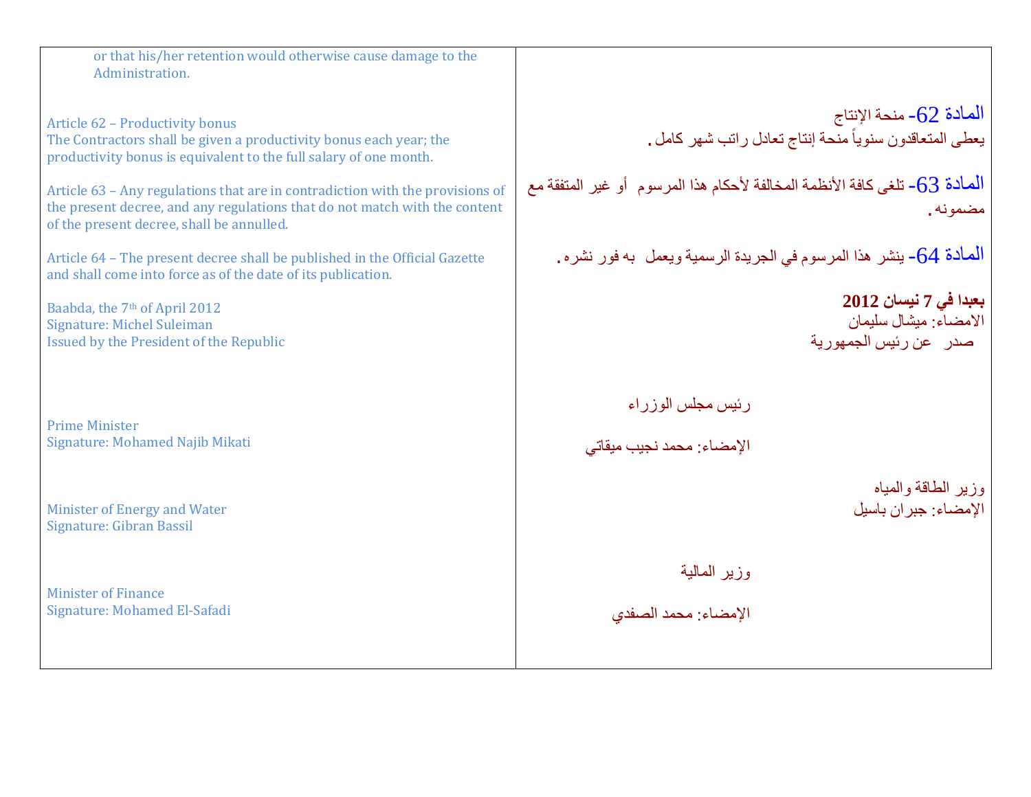or that his/her retention would otherwise cause damage to the Administration.

Article 62 – Productivity bonus
The Contractors shall be given a productivity bonus each year; the productivity bonus is equivalent to the full salary of one month.

Article 63 – Any regulations that are in contradiction with the provisions of the present decree, and any regulations that do not match with the content of the present decree, shall be annulled.

Article 64 – The present decree shall be published in the Official Gazette and shall come into force as of the date of its publication.

Baabda, the 7th of April 2012
Signature: Michel Suleiman
Issued by the President of the Republic

Prime Minister
Signature: Mohamed Najib Mikati

Minister of Energy and Water
Signature: Gibran Bassil

Minister of Finance
Signature: Mohamed El-Safadi

المادة 62- منحة الإنتاج
يعطى المتعاقدون سنوياً منحة إنتاج تعادل راتب شهر كامل.

المادة 63- تلغى كافة الأنظمة المخالفة لأحكام هذا المرسوم أو غير المتفقة مع مضمونه.

المادة 64- ينشر هذا المرسوم في الجريدة الرسمية ويعمل به فور نشره.

**بعبدا في 7 نيسان 2012**
الامضاء: ميشال سليمان
صدر عن رئيس الجمهورية

رئيس مجلس الوزراء
الإمضاء: محمد نجيب ميقاتي

وزير الطاقة والمياه
الإمضاء: جبران باسيل

وزير المالية
الإمضاء: محمد الصفدي